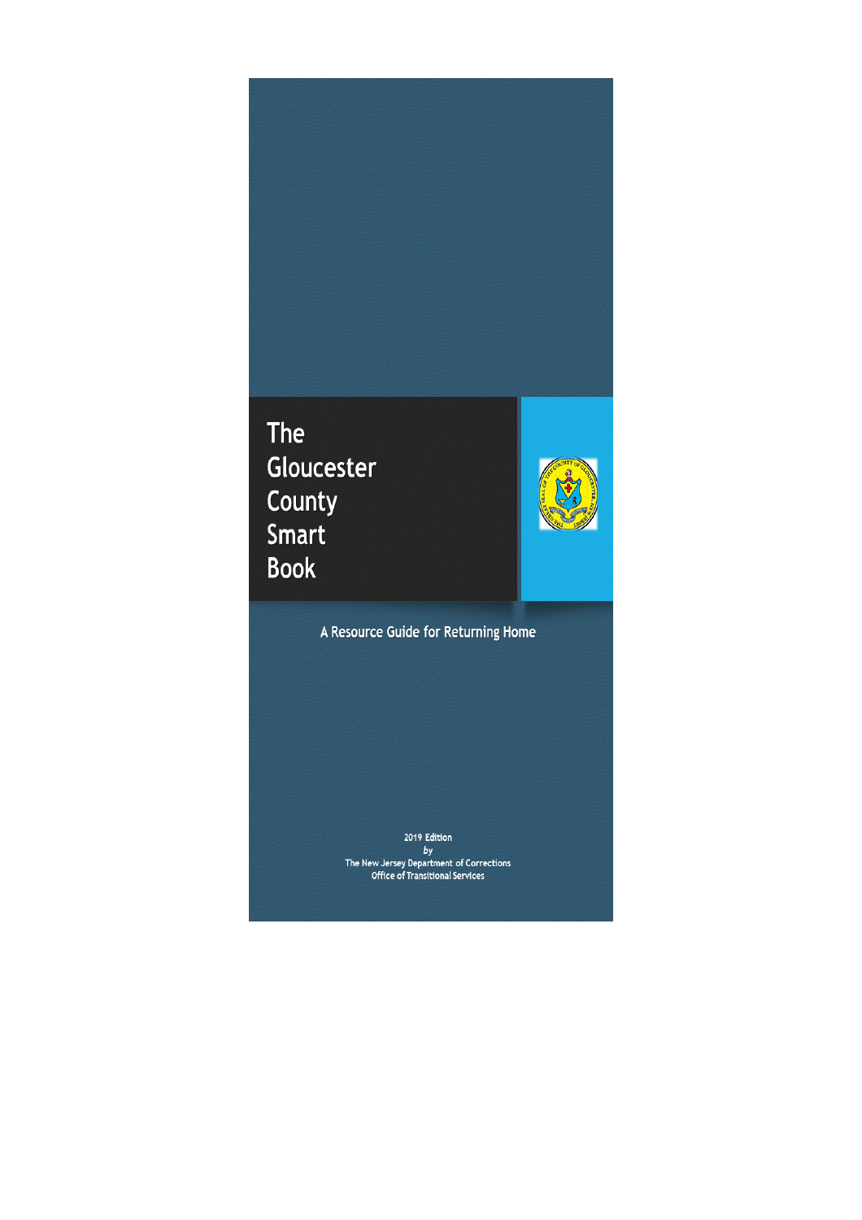# The Gloucester County Smart Book

A Resource Guide for Returning Home

2019 Edition
*by*
The New Jersey Department of Corrections
Office of Transitional Services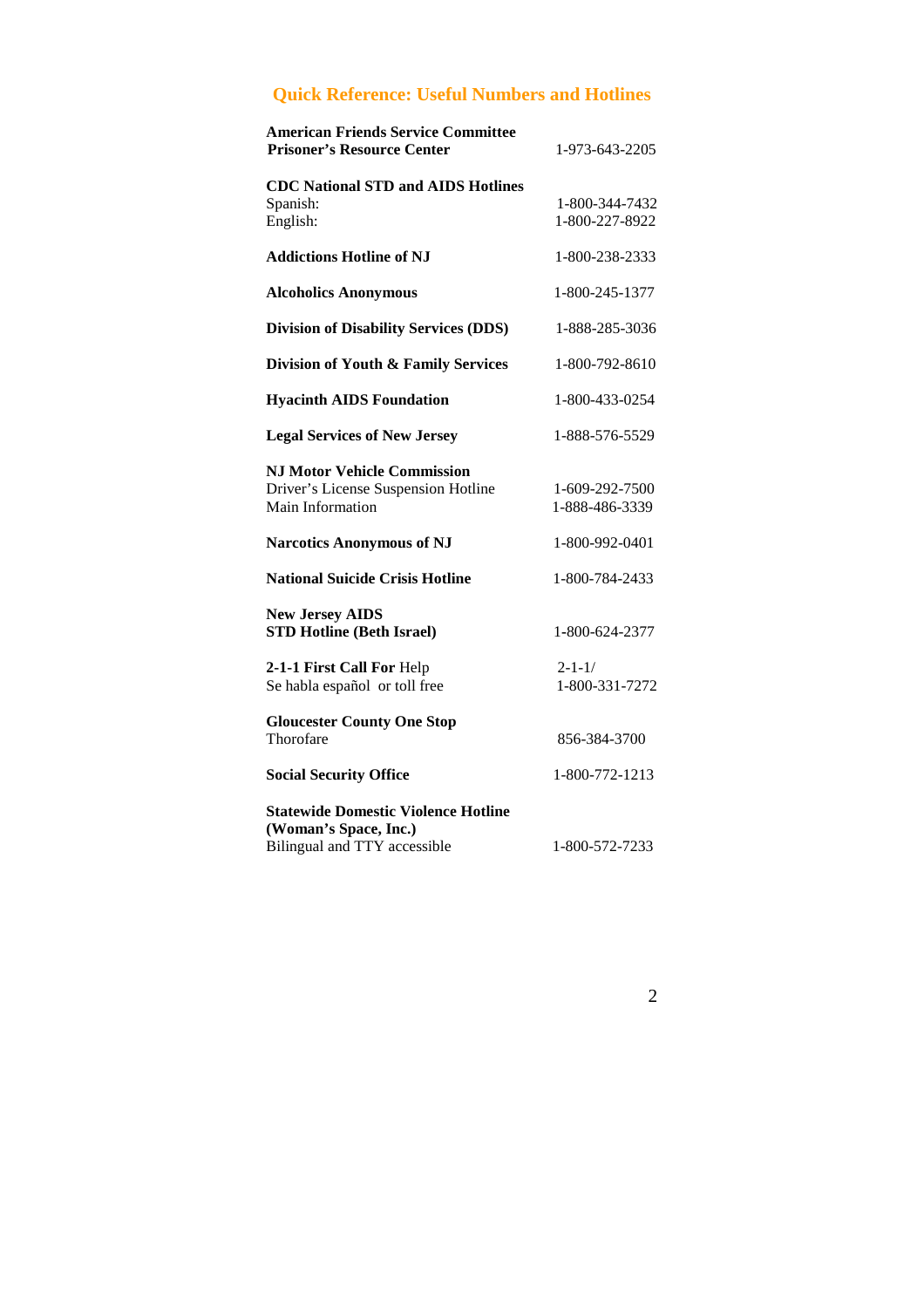## Quick Reference: Useful Numbers and Hotlines

| | |
|---|---|
| **American Friends Service Committee Prisoner's Resource Center** | 1-973-643-2205 |
| **CDC National STD and AIDS Hotlines** | |
| Spanish: | 1-800-344-7432 |
| English: | 1-800-227-8922 |
| **Addictions Hotline of NJ** | 1-800-238-2333 |
| **Alcoholics Anonymous** | 1-800-245-1377 |
| **Division of Disability Services (DDS)** | 1-888-285-3036 |
| **Division of Youth & Family Services** | 1-800-792-8610 |
| **Hyacinth AIDS Foundation** | 1-800-433-0254 |
| **Legal Services of New Jersey** | 1-888-576-5529 |
| **NJ Motor Vehicle Commission** | |
| Driver's License Suspension Hotline | 1-609-292-7500 |
| Main Information | 1-888-486-3339 |
| **Narcotics Anonymous of NJ** | 1-800-992-0401 |
| **National Suicide Crisis Hotline** | 1-800-784-2433 |
| **New Jersey AIDS STD Hotline (Beth Israel)** | 1-800-624-2377 |
| **2-1-1 First Call For** Help | 2-1-1/ |
| Se habla español or toll free | 1-800-331-7272 |
| **Gloucester County One Stop** | |
| Thorofare | 856-384-3700 |
| **Social Security Office** | 1-800-772-1213 |
| **Statewide Domestic Violence Hotline (Woman's Space, Inc.)** | |
| Bilingual and TTY accessible | 1-800-572-7233 |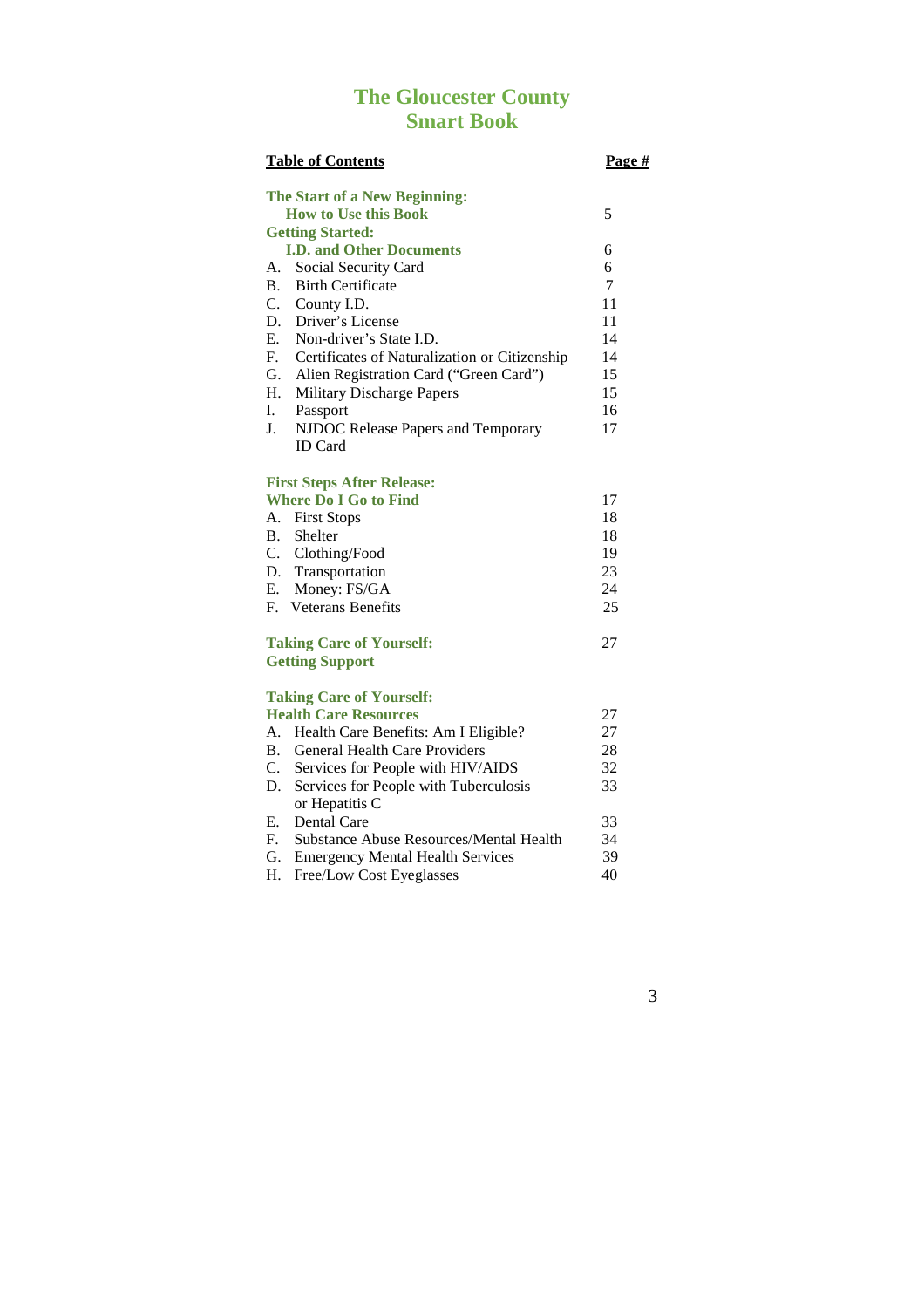# The Gloucester County Smart Book

| Table of Contents | Page # |
|---|---|
| **The Start of a New Beginning:** | |
| **How to Use this Book** | 5 |
| **Getting Started:** | |
| **I.D. and Other Documents** | 6 |
| A. Social Security Card | 6 |
| B. Birth Certificate | 7 |
| C. County I.D. | 11 |
| D. Driver's License | 11 |
| E. Non-driver's State I.D. | 14 |
| F. Certificates of Naturalization or Citizenship | 14 |
| G. Alien Registration Card ("Green Card") | 15 |
| H. Military Discharge Papers | 15 |
| I. Passport | 16 |
| J. NJDOC Release Papers and Temporary ID Card | 17 |
| **First Steps After Release:** | |
| **Where Do I Go to Find** | 17 |
| A. First Stops | 18 |
| B. Shelter | 18 |
| C. Clothing/Food | 19 |
| D. Transportation | 23 |
| E. Money: FS/GA | 24 |
| F. Veterans Benefits | 25 |
| **Taking Care of Yourself:** | 27 |
| **Getting Support** | |
| **Taking Care of Yourself:** | |
| **Health Care Resources** | 27 |
| A. Health Care Benefits: Am I Eligible? | 27 |
| B. General Health Care Providers | 28 |
| C. Services for People with HIV/AIDS | 32 |
| D. Services for People with Tuberculosis or Hepatitis C | 33 |
| E. Dental Care | 33 |
| F. Substance Abuse Resources/Mental Health | 34 |
| G. Emergency Mental Health Services | 39 |
| H. Free/Low Cost Eyeglasses | 40 |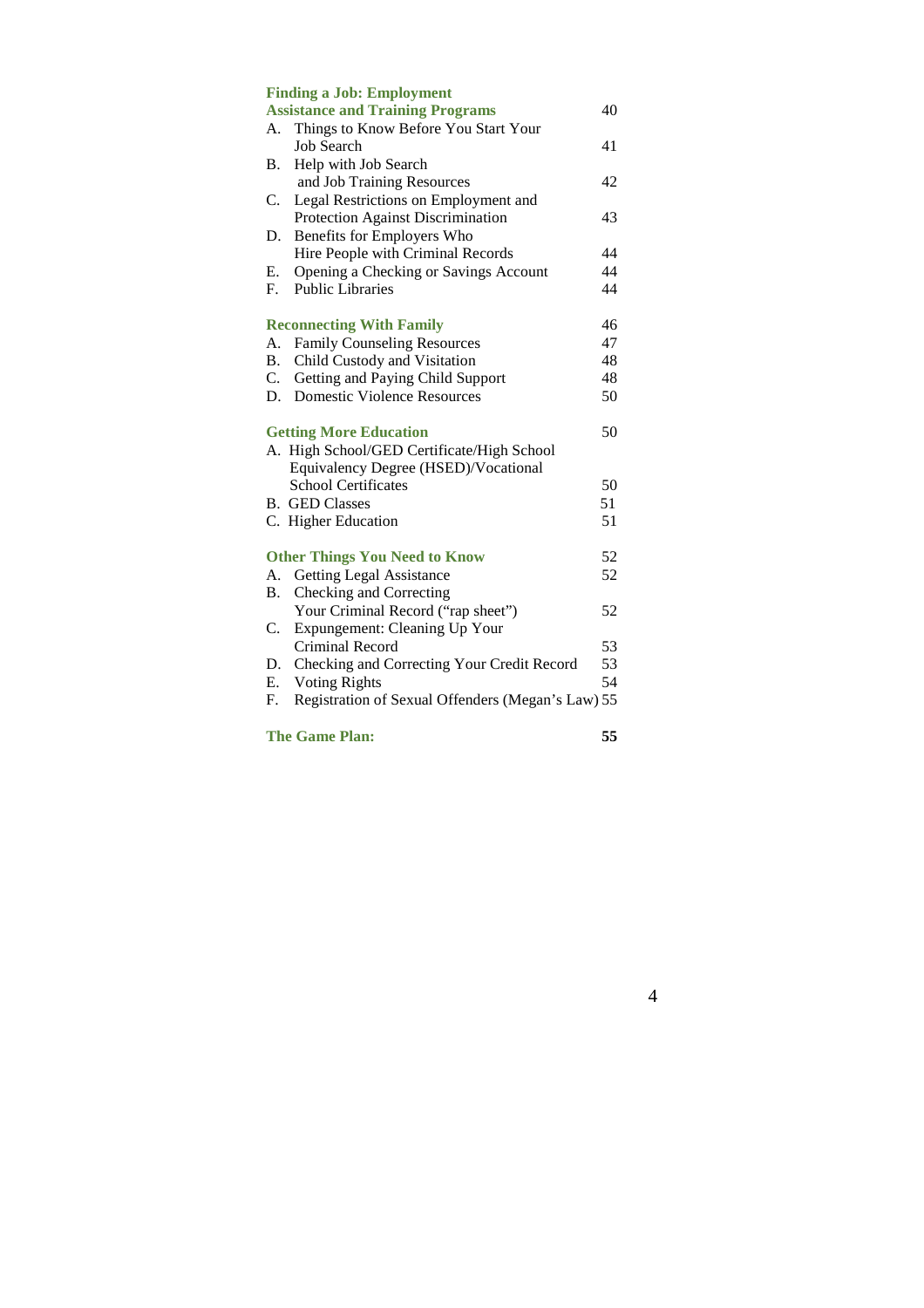**Finding a Job: Employment Assistance and Training Programs** 40

A. Things to Know Before You Start Your Job Search 41
B. Help with Job Search and Job Training Resources 42
C. Legal Restrictions on Employment and Protection Against Discrimination 43
D. Benefits for Employers Who Hire People with Criminal Records 44
E. Opening a Checking or Savings Account 44
F. Public Libraries 44

**Reconnecting With Family** 46

A. Family Counseling Resources 47
B. Child Custody and Visitation 48
C. Getting and Paying Child Support 48
D. Domestic Violence Resources 50

**Getting More Education** 50

A. High School/GED Certificate/High School Equivalency Degree (HSED)/Vocational School Certificates 50
B. GED Classes 51
C. Higher Education 51

**Other Things You Need to Know** 52

A. Getting Legal Assistance 52
B. Checking and Correcting Your Criminal Record ("rap sheet") 52
C. Expungement: Cleaning Up Your Criminal Record 53
D. Checking and Correcting Your Credit Record 53
E. Voting Rights 54
F. Registration of Sexual Offenders (Megan's Law) 55

**The Game Plan:** **55**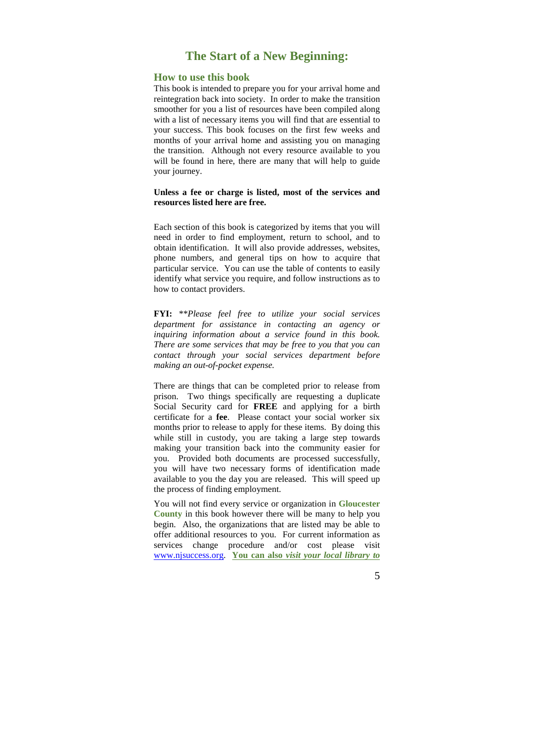# The Start of a New Beginning:

## How to use this book

This book is intended to prepare you for your arrival home and reintegration back into society. In order to make the transition smoother for you a list of resources have been compiled along with a list of necessary items you will find that are essential to your success. This book focuses on the first few weeks and months of your arrival home and assisting you on managing the transition. Although not every resource available to you will be found in here, there are many that will help to guide your journey.

**Unless a fee or charge is listed, most of the services and resources listed here are free.**

Each section of this book is categorized by items that you will need in order to find employment, return to school, and to obtain identification. It will also provide addresses, websites, phone numbers, and general tips on how to acquire that particular service. You can use the table of contents to easily identify what service you require, and follow instructions as to how to contact providers.

**FYI:** *\*\*Please feel free to utilize your social services department for assistance in contacting an agency or inquiring information about a service found in this book. There are some services that may be free to you that you can contact through your social services department before making an out-of-pocket expense.*

There are things that can be completed prior to release from prison. Two things specifically are requesting a duplicate Social Security card for **FREE** and applying for a birth certificate for a **fee**. Please contact your social worker six months prior to release to apply for these items. By doing this while still in custody, you are taking a large step towards making your transition back into the community easier for you. Provided both documents are processed successfully, you will have two necessary forms of identification made available to you the day you are released. This will speed up the process of finding employment.

You will not find every service or organization in **Gloucester County** in this book however there will be many to help you begin. Also, the organizations that are listed may be able to offer additional resources to you. For current information as services change procedure and/or cost please visit www.njsuccess.org. **You can also *visit your local library to***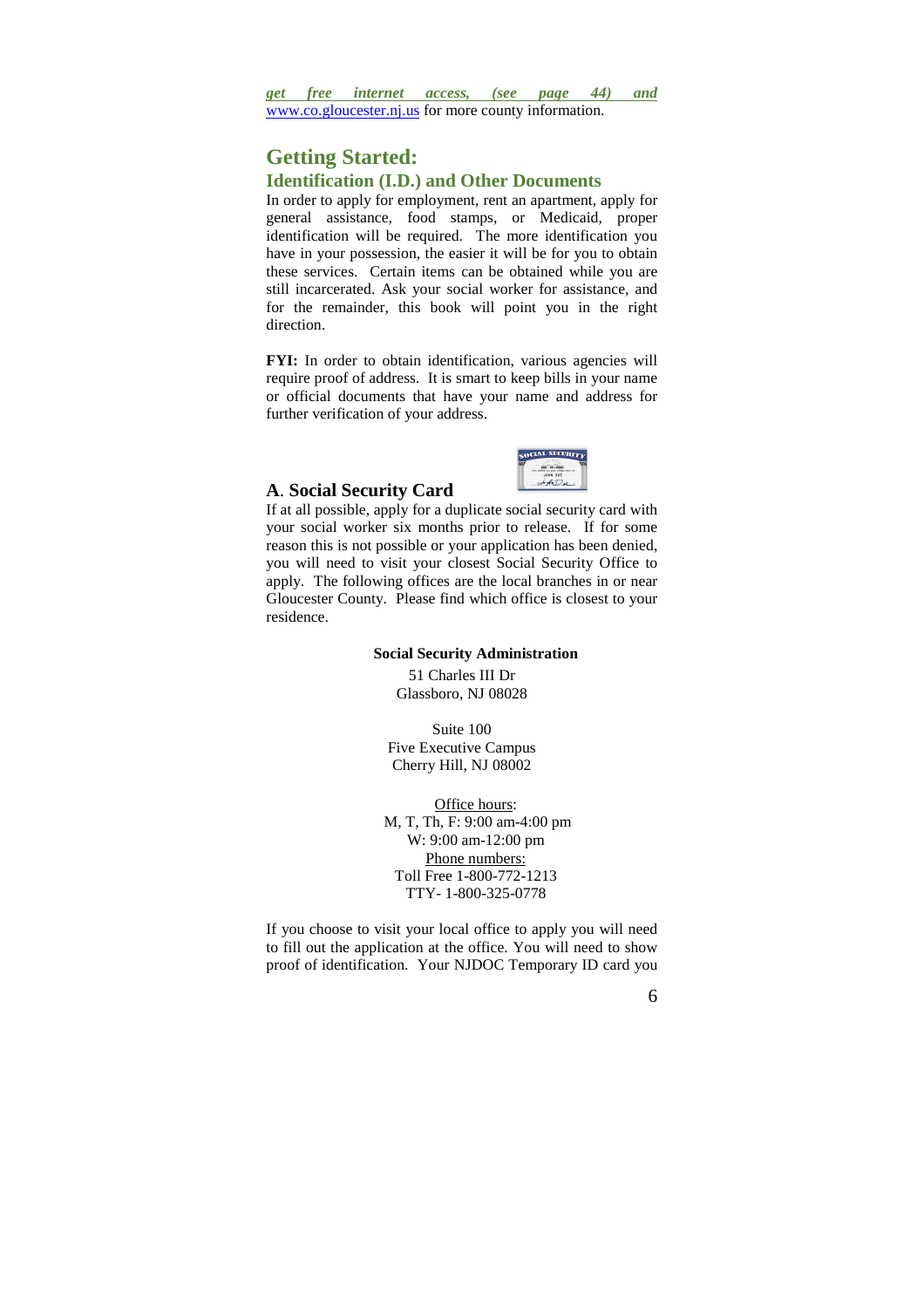*get free internet access, (see page 44) and* www.co.gloucester.nj.us for more county information.

## Getting Started:

### Identification (I.D.) and Other Documents

In order to apply for employment, rent an apartment, apply for general assistance, food stamps, or Medicaid, proper identification will be required. The more identification you have in your possession, the easier it will be for you to obtain these services. Certain items can be obtained while you are still incarcerated. Ask your social worker for assistance, and for the remainder, this book will point you in the right direction.

**FYI:** In order to obtain identification, various agencies will require proof of address. It is smart to keep bills in your name or official documents that have your name and address for further verification of your address.

### A. Social Security Card

If at all possible, apply for a duplicate social security card with your social worker six months prior to release. If for some reason this is not possible or your application has been denied, you will need to visit your closest Social Security Office to apply. The following offices are the local branches in or near Gloucester County. Please find which office is closest to your residence.

**Social Security Administration**

51 Charles III Dr
Glassboro, NJ 08028

Suite 100
Five Executive Campus
Cherry Hill, NJ 08002

Office hours:
M, T, Th, F: 9:00 am-4:00 pm
W: 9:00 am-12:00 pm
Phone numbers:
Toll Free 1-800-772-1213
TTY- 1-800-325-0778

If you choose to visit your local office to apply you will need to fill out the application at the office. You will need to show proof of identification. Your NJDOC Temporary ID card you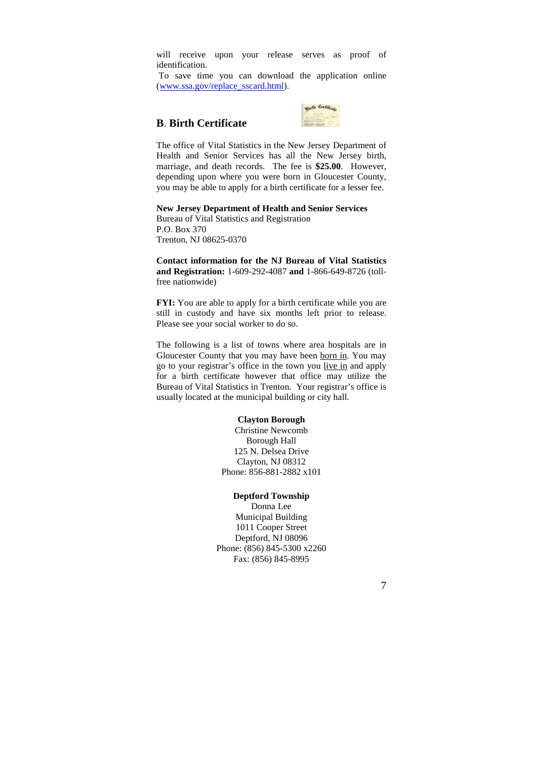will receive upon your release serves as proof of identification.

To save time you can download the application online (www.ssa.gov/replace_sscard.html).

## B. Birth Certificate

The office of Vital Statistics in the New Jersey Department of Health and Senior Services has all the New Jersey birth, marriage, and death records. The fee is **$25.00**. However, depending upon where you were born in Gloucester County, you may be able to apply for a birth certificate for a lesser fee.

**New Jersey Department of Health and Senior Services**
Bureau of Vital Statistics and Registration
P.O. Box 370
Trenton, NJ 08625-0370

**Contact information for the NJ Bureau of Vital Statistics and Registration:** 1-609-292-4087 **and** 1-866-649-8726 (toll-free nationwide)

**FYI:** You are able to apply for a birth certificate while you are still in custody and have six months left prior to release. Please see your social worker to do so.

The following is a list of towns where area hospitals are in Gloucester County that you may have been born in. You may go to your registrar's office in the town you live in and apply for a birth certificate however that office may utilize the Bureau of Vital Statistics in Trenton. Your registrar's office is usually located at the municipal building or city hall.

**Clayton Borough**
Christine Newcomb
Borough Hall
125 N. Delsea Drive
Clayton, NJ 08312
Phone: 856-881-2882 x101

**Deptford Township**
Donna Lee
Municipal Building
1011 Cooper Street
Deptford, NJ 08096
Phone: (856) 845-5300 x2260
Fax: (856) 845-8995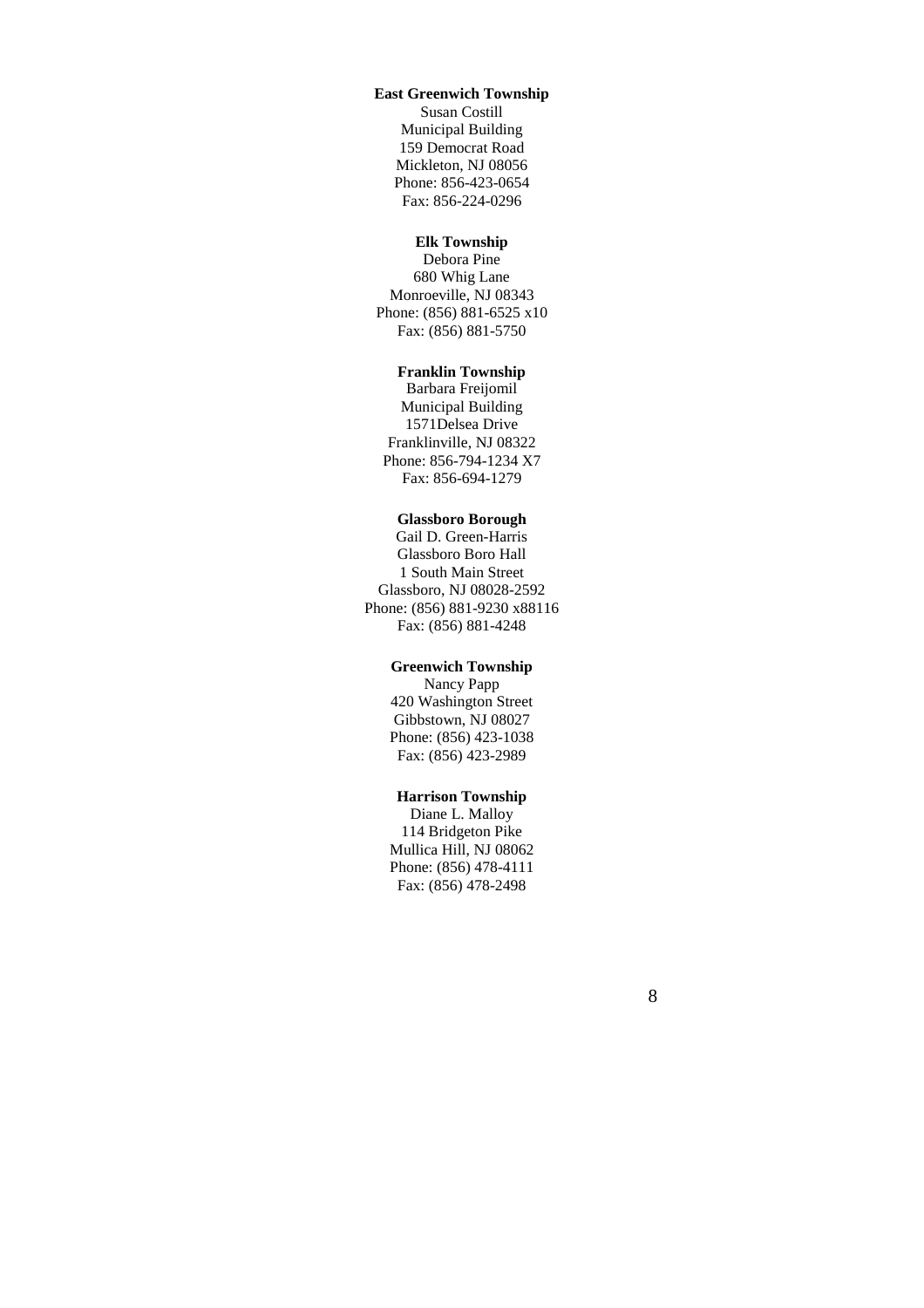**East Greenwich Township**
Susan Costill
Municipal Building
159 Democrat Road
Mickleton, NJ 08056
Phone: 856-423-0654
Fax: 856-224-0296

**Elk Township**
Debora Pine
680 Whig Lane
Monroeville, NJ 08343
Phone: (856) 881-6525 x10
Fax: (856) 881-5750

**Franklin Township**
Barbara Freijomil
Municipal Building
1571Delsea Drive
Franklinville, NJ 08322
Phone: 856-794-1234 X7
Fax: 856-694-1279

**Glassboro Borough**
Gail D. Green-Harris
Glassboro Boro Hall
1 South Main Street
Glassboro, NJ 08028-2592
Phone: (856) 881-9230 x88116
Fax: (856) 881-4248

**Greenwich Township**
Nancy Papp
420 Washington Street
Gibbstown, NJ 08027
Phone: (856) 423-1038
Fax: (856) 423-2989

**Harrison Township**
Diane L. Malloy
114 Bridgeton Pike
Mullica Hill, NJ 08062
Phone: (856) 478-4111
Fax: (856) 478-2498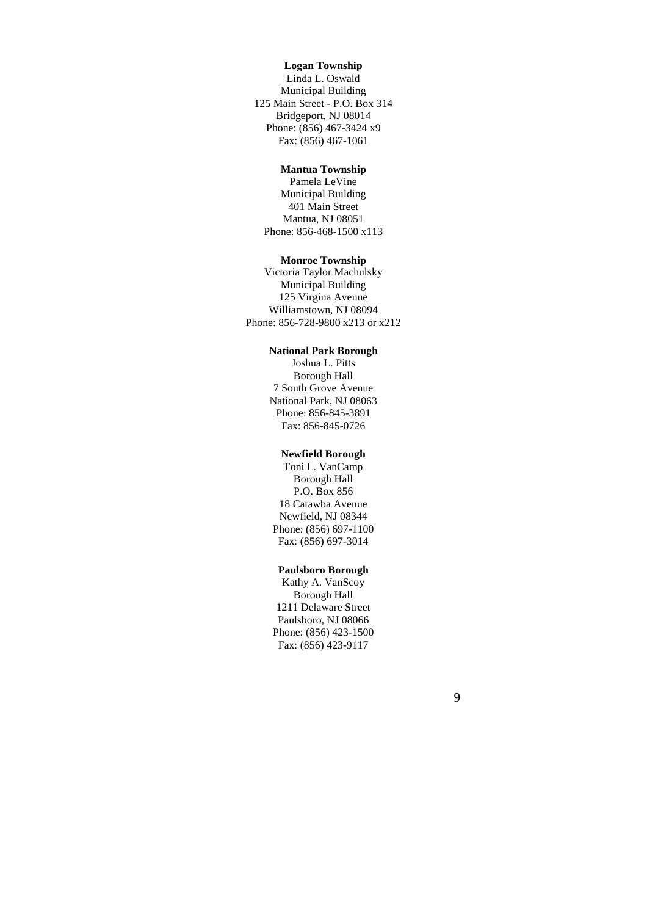**Logan Township**
Linda L. Oswald
Municipal Building
125 Main Street - P.O. Box 314
Bridgeport, NJ 08014
Phone: (856) 467-3424 x9
Fax: (856) 467-1061

**Mantua Township**
Pamela LeVine
Municipal Building
401 Main Street
Mantua, NJ 08051
Phone: 856-468-1500 x113

**Monroe Township**
Victoria Taylor Machulsky
Municipal Building
125 Virgina Avenue
Williamstown, NJ 08094
Phone: 856-728-9800 x213 or x212

**National Park Borough**
Joshua L. Pitts
Borough Hall
7 South Grove Avenue
National Park, NJ 08063
Phone: 856-845-3891
Fax: 856-845-0726

**Newfield Borough**
Toni L. VanCamp
Borough Hall
P.O. Box 856
18 Catawba Avenue
Newfield, NJ 08344
Phone: (856) 697-1100
Fax: (856) 697-3014

**Paulsboro Borough**
Kathy A. VanScoy
Borough Hall
1211 Delaware Street
Paulsboro, NJ 08066
Phone: (856) 423-1500
Fax: (856) 423-9117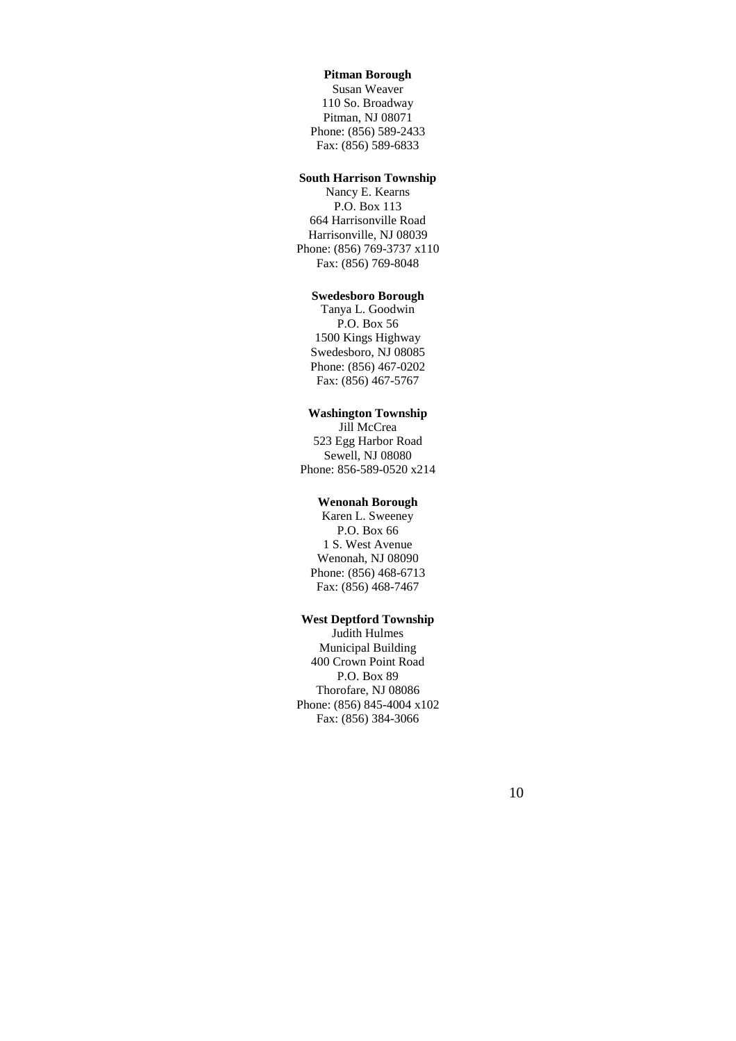**Pitman Borough**
Susan Weaver
110 So. Broadway
Pitman, NJ 08071
Phone: (856) 589-2433
Fax: (856) 589-6833

**South Harrison Township**
Nancy E. Kearns
P.O. Box 113
664 Harrisonville Road
Harrisonville, NJ 08039
Phone: (856) 769-3737 x110
Fax: (856) 769-8048

**Swedesboro Borough**
Tanya L. Goodwin
P.O. Box 56
1500 Kings Highway
Swedesboro, NJ 08085
Phone: (856) 467-0202
Fax: (856) 467-5767

**Washington Township**
Jill McCrea
523 Egg Harbor Road
Sewell, NJ 08080
Phone: 856-589-0520 x214

**Wenonah Borough**
Karen L. Sweeney
P.O. Box 66
1 S. West Avenue
Wenonah, NJ 08090
Phone: (856) 468-6713
Fax: (856) 468-7467

**West Deptford Township**
Judith Hulmes
Municipal Building
400 Crown Point Road
P.O. Box 89
Thorofare, NJ 08086
Phone: (856) 845-4004 x102
Fax: (856) 384-3066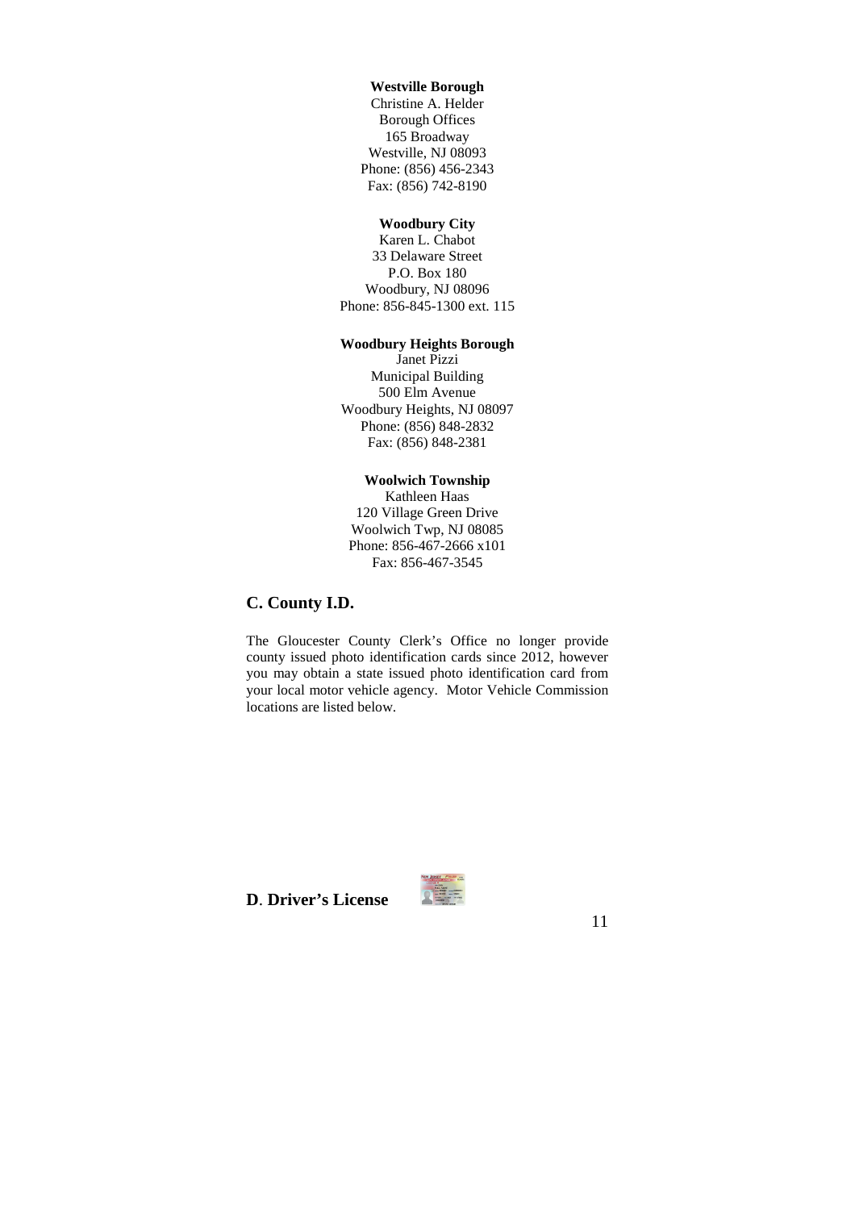**Westville Borough**
Christine A. Helder
Borough Offices
165 Broadway
Westville, NJ 08093
Phone: (856) 456-2343
Fax: (856) 742-8190

**Woodbury City**
Karen L. Chabot
33 Delaware Street
P.O. Box 180
Woodbury, NJ 08096
Phone: 856-845-1300 ext. 115

**Woodbury Heights Borough**
Janet Pizzi
Municipal Building
500 Elm Avenue
Woodbury Heights, NJ 08097
Phone: (856) 848-2832
Fax: (856) 848-2381

**Woolwich Township**
Kathleen Haas
120 Village Green Drive
Woolwich Twp, NJ 08085
Phone: 856-467-2666 x101
Fax: 856-467-3545

## C. County I.D.

The Gloucester County Clerk's Office no longer provide county issued photo identification cards since 2012, however you may obtain a state issued photo identification card from your local motor vehicle agency. Motor Vehicle Commission locations are listed below.

## D. Driver's License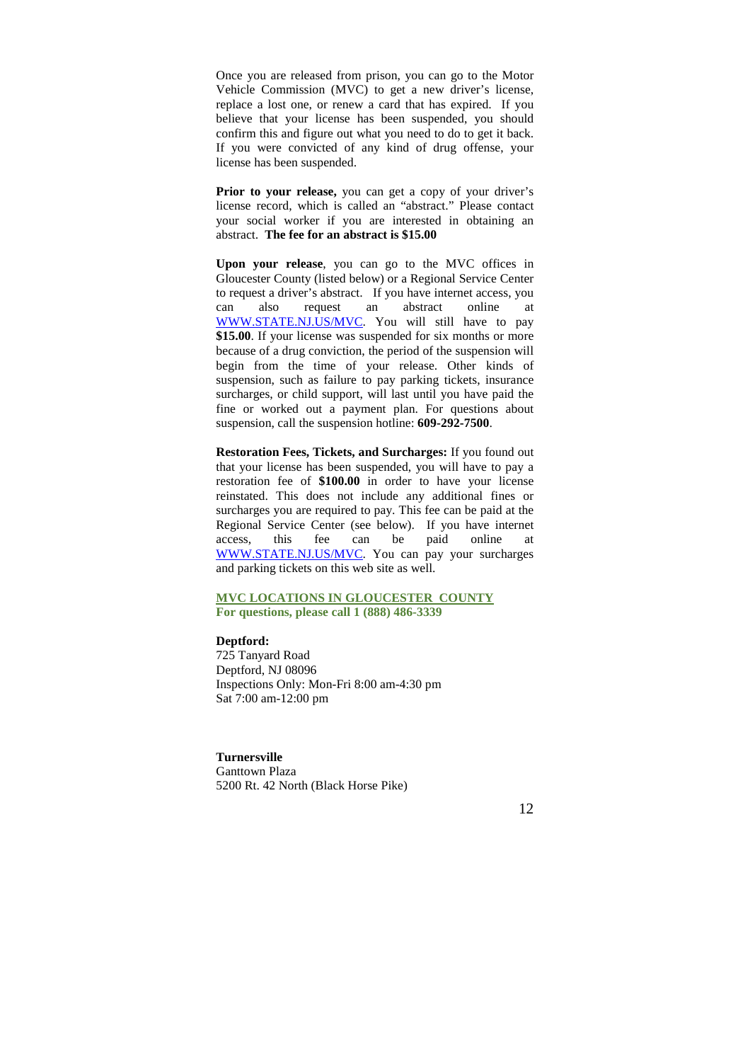Once you are released from prison, you can go to the Motor Vehicle Commission (MVC) to get a new driver's license, replace a lost one, or renew a card that has expired. If you believe that your license has been suspended, you should confirm this and figure out what you need to do to get it back. If you were convicted of any kind of drug offense, your license has been suspended.

**Prior to your release,** you can get a copy of your driver's license record, which is called an "abstract." Please contact your social worker if you are interested in obtaining an abstract. **The fee for an abstract is $15.00**

**Upon your release**, you can go to the MVC offices in Gloucester County (listed below) or a Regional Service Center to request a driver's abstract. If you have internet access, you can also request an abstract online at [WWW.STATE.NJ.US/MVC](http://WWW.STATE.NJ.US/MVC). You will still have to pay **$15.00**. If your license was suspended for six months or more because of a drug conviction, the period of the suspension will begin from the time of your release. Other kinds of suspension, such as failure to pay parking tickets, insurance surcharges, or child support, will last until you have paid the fine or worked out a payment plan. For questions about suspension, call the suspension hotline: **609-292-7500**.

**Restoration Fees, Tickets, and Surcharges:** If you found out that your license has been suspended, you will have to pay a restoration fee of **$100.00** in order to have your license reinstated. This does not include any additional fines or surcharges you are required to pay. This fee can be paid at the Regional Service Center (see below). If you have internet access, this fee can be paid online at [WWW.STATE.NJ.US/MVC](http://WWW.STATE.NJ.US/MVC). You can pay your surcharges and parking tickets on this web site as well.

## MVC LOCATIONS IN GLOUCESTER COUNTY

**For questions, please call 1 (888) 486-3339**

**Deptford:**
725 Tanyard Road
Deptford, NJ 08096
Inspections Only: Mon-Fri 8:00 am-4:30 pm
Sat 7:00 am-12:00 pm

**Turnersville**
Ganttown Plaza
5200 Rt. 42 North (Black Horse Pike)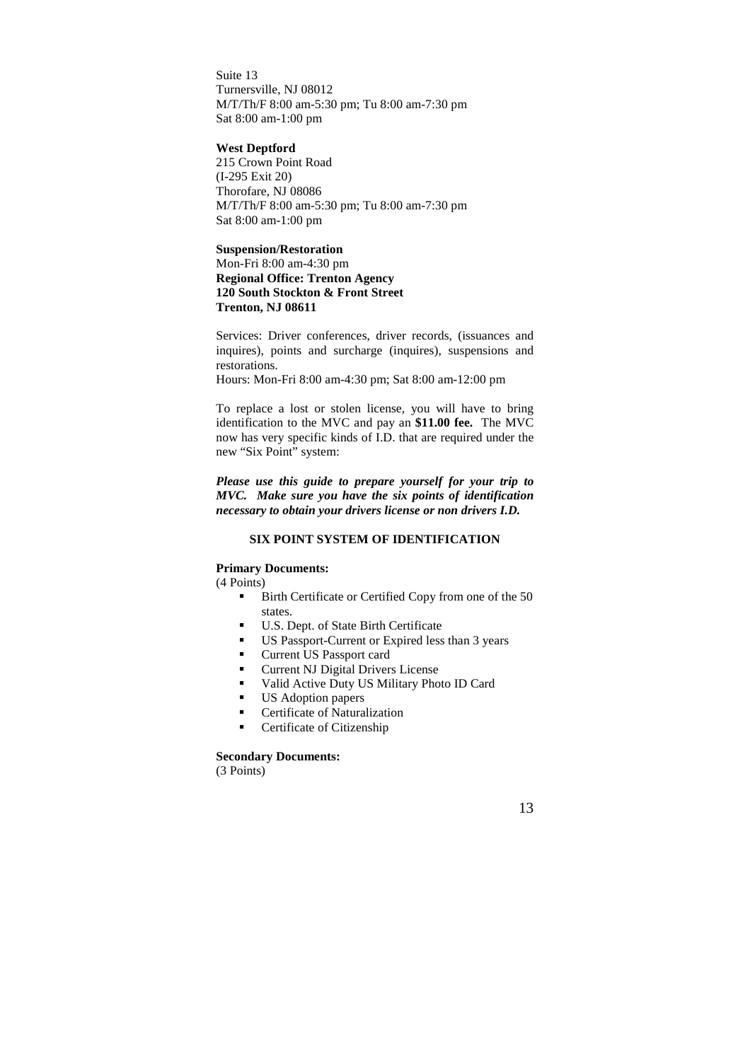Suite 13
Turnersville, NJ 08012
M/T/Th/F 8:00 am-5:30 pm; Tu 8:00 am-7:30 pm
Sat 8:00 am-1:00 pm

**West Deptford**
215 Crown Point Road
(I-295 Exit 20)
Thorofare, NJ 08086
M/T/Th/F 8:00 am-5:30 pm; Tu 8:00 am-7:30 pm
Sat 8:00 am-1:00 pm

**Suspension/Restoration**
Mon-Fri 8:00 am-4:30 pm
**Regional Office: Trenton Agency**
**120 South Stockton & Front Street**
**Trenton, NJ 08611**

Services: Driver conferences, driver records, (issuances and inquires), points and surcharge (inquires), suspensions and restorations.
Hours: Mon-Fri 8:00 am-4:30 pm; Sat 8:00 am-12:00 pm

To replace a lost or stolen license, you will have to bring identification to the MVC and pay an **$11.00 fee.** The MVC now has very specific kinds of I.D. that are required under the new "Six Point" system:

***Please use this guide to prepare yourself for your trip to MVC. Make sure you have the six points of identification necessary to obtain your drivers license or non drivers I.D.***

**SIX POINT SYSTEM OF IDENTIFICATION**

**Primary Documents:**
(4 Points)

- Birth Certificate or Certified Copy from one of the 50 states.
- U.S. Dept. of State Birth Certificate
- US Passport-Current or Expired less than 3 years
- Current US Passport card
- Current NJ Digital Drivers License
- Valid Active Duty US Military Photo ID Card
- US Adoption papers
- Certificate of Naturalization
- Certificate of Citizenship

**Secondary Documents:**
(3 Points)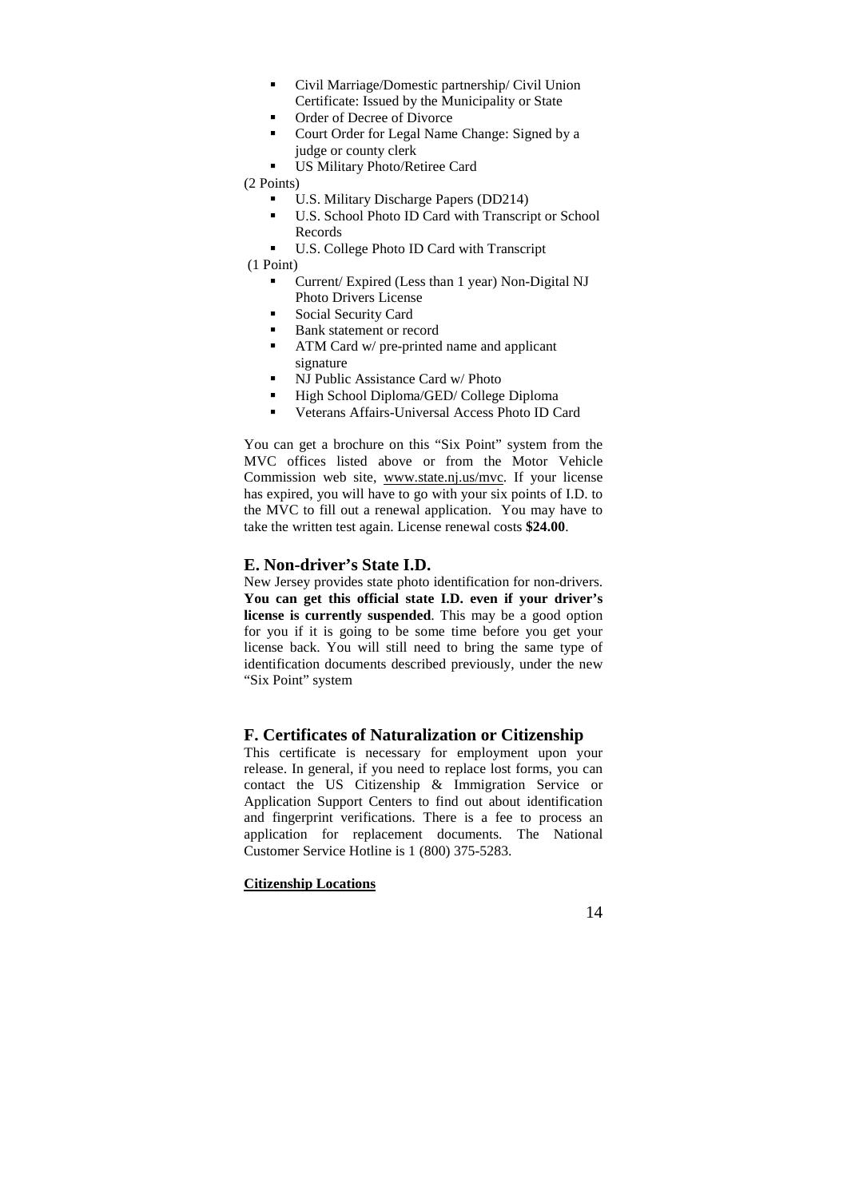- Civil Marriage/Domestic partnership/ Civil Union Certificate: Issued by the Municipality or State
- Order of Decree of Divorce
- Court Order for Legal Name Change: Signed by a judge or county clerk
- US Military Photo/Retiree Card

(2 Points)

- U.S. Military Discharge Papers (DD214)
- U.S. School Photo ID Card with Transcript or School Records
- U.S. College Photo ID Card with Transcript

(1 Point)

- Current/ Expired (Less than 1 year) Non-Digital NJ Photo Drivers License
- Social Security Card
- Bank statement or record
- ATM Card w/ pre-printed name and applicant signature
- NJ Public Assistance Card w/ Photo
- High School Diploma/GED/ College Diploma
- Veterans Affairs-Universal Access Photo ID Card

You can get a brochure on this "Six Point" system from the MVC offices listed above or from the Motor Vehicle Commission web site, www.state.nj.us/mvc. If your license has expired, you will have to go with your six points of I.D. to the MVC to fill out a renewal application. You may have to take the written test again. License renewal costs **$24.00**.

## E. Non-driver's State I.D.

New Jersey provides state photo identification for non-drivers. **You can get this official state I.D. even if your driver's license is currently suspended**. This may be a good option for you if it is going to be some time before you get your license back. You will still need to bring the same type of identification documents described previously, under the new "Six Point" system

## F. Certificates of Naturalization or Citizenship

This certificate is necessary for employment upon your release. In general, if you need to replace lost forms, you can contact the US Citizenship & Immigration Service or Application Support Centers to find out about identification and fingerprint verifications. There is a fee to process an application for replacement documents. The National Customer Service Hotline is 1 (800) 375-5283.

**Citizenship Locations**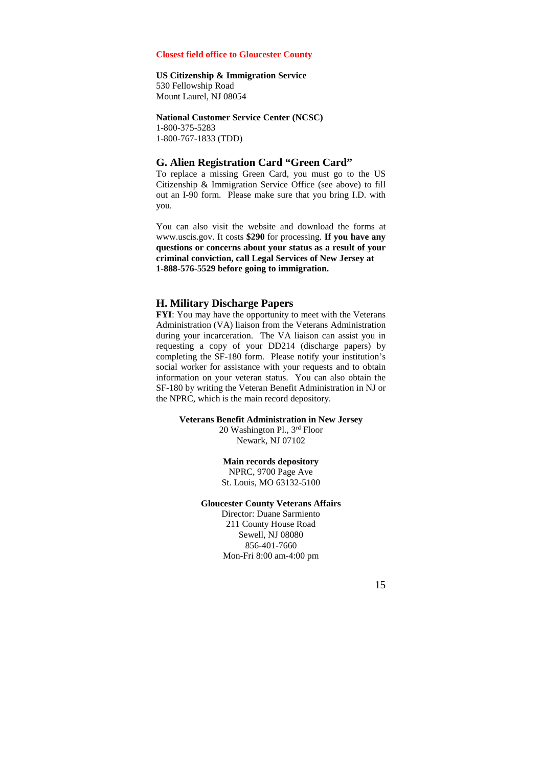**Closest field office to Gloucester County**

**US Citizenship & Immigration Service**
530 Fellowship Road
Mount Laurel, NJ 08054

**National Customer Service Center (NCSC)**
1-800-375-5283
1-800-767-1833 (TDD)

## G. Alien Registration Card "Green Card"

To replace a missing Green Card, you must go to the US Citizenship & Immigration Service Office (see above) to fill out an I-90 form. Please make sure that you bring I.D. with you.

You can also visit the website and download the forms at www.uscis.gov. It costs **$290** for processing. **If you have any questions or concerns about your status as a result of your criminal conviction, call Legal Services of New Jersey at 1-888-576-5529 before going to immigration.**

## H. Military Discharge Papers

**FYI**: You may have the opportunity to meet with the Veterans Administration (VA) liaison from the Veterans Administration during your incarceration. The VA liaison can assist you in requesting a copy of your DD214 (discharge papers) by completing the SF-180 form. Please notify your institution's social worker for assistance with your requests and to obtain information on your veteran status. You can also obtain the SF-180 by writing the Veteran Benefit Administration in NJ or the NPRC, which is the main record depository.

**Veterans Benefit Administration in New Jersey**
20 Washington Pl., 3rd Floor
Newark, NJ 07102

**Main records depository**
NPRC, 9700 Page Ave
St. Louis, MO 63132-5100

**Gloucester County Veterans Affairs**
Director: Duane Sarmiento
211 County House Road
Sewell, NJ 08080
856-401-7660
Mon-Fri 8:00 am-4:00 pm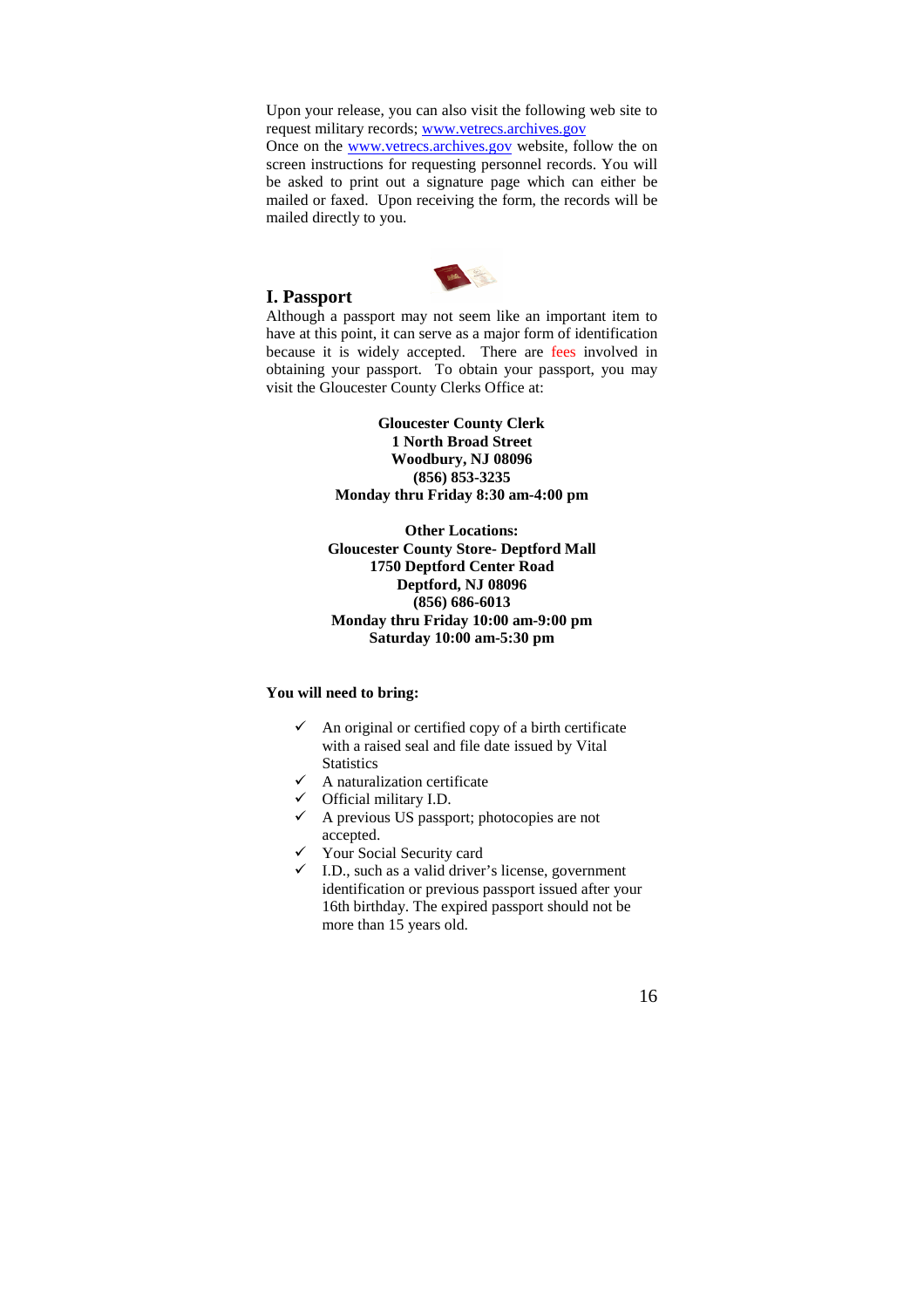Upon your release, you can also visit the following web site to request military records; www.vetrecs.archives.gov

Once on the www.vetrecs.archives.gov website, follow the on screen instructions for requesting personnel records. You will be asked to print out a signature page which can either be mailed or faxed. Upon receiving the form, the records will be mailed directly to you.

## I. Passport

Although a passport may not seem like an important item to have at this point, it can serve as a major form of identification because it is widely accepted. There are fees involved in obtaining your passport. To obtain your passport, you may visit the Gloucester County Clerks Office at:

**Gloucester County Clerk**
**1 North Broad Street**
**Woodbury, NJ 08096**
**(856) 853-3235**
**Monday thru Friday 8:30 am-4:00 pm**

**Other Locations:**
**Gloucester County Store- Deptford Mall**
**1750 Deptford Center Road**
**Deptford, NJ 08096**
**(856) 686-6013**
**Monday thru Friday 10:00 am-9:00 pm**
**Saturday 10:00 am-5:30 pm**

**You will need to bring:**

- ✓ An original or certified copy of a birth certificate with a raised seal and file date issued by Vital Statistics
- ✓ A naturalization certificate
- ✓ Official military I.D.
- ✓ A previous US passport; photocopies are not accepted.
- ✓ Your Social Security card
- ✓ I.D., such as a valid driver's license, government identification or previous passport issued after your 16th birthday. The expired passport should not be more than 15 years old.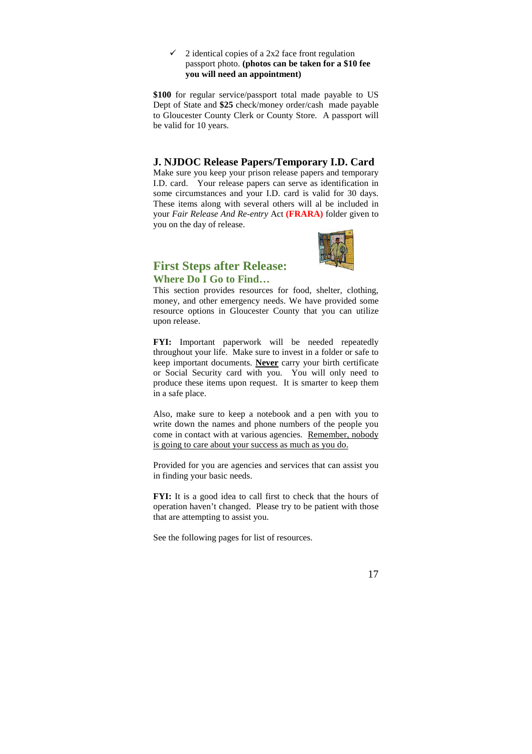- ✓ 2 identical copies of a 2x2 face front regulation passport photo. **(photos can be taken for a $10 fee you will need an appointment)**

**$100** for regular service/passport total made payable to US Dept of State and **$25** check/money order/cash made payable to Gloucester County Clerk or County Store. A passport will be valid for 10 years.

### J. NJDOC Release Papers/Temporary I.D. Card

Make sure you keep your prison release papers and temporary I.D. card. Your release papers can serve as identification in some circumstances and your I.D. card is valid for 30 days. These items along with several others will al be included in your *Fair Release And Re-entry* Act **(FRARA)** folder given to you on the day of release.

## First Steps after Release:

### Where Do I Go to Find…

This section provides resources for food, shelter, clothing, money, and other emergency needs. We have provided some resource options in Gloucester County that you can utilize upon release.

**FYI:** Important paperwork will be needed repeatedly throughout your life. Make sure to invest in a folder or safe to keep important documents. **<u>Never</u>** carry your birth certificate or Social Security card with you. You will only need to produce these items upon request. It is smarter to keep them in a safe place.

Also, make sure to keep a notebook and a pen with you to write down the names and phone numbers of the people you come in contact with at various agencies. <u>Remember, nobody is going to care about your success as much as you do.</u>

Provided for you are agencies and services that can assist you in finding your basic needs.

**FYI:** It is a good idea to call first to check that the hours of operation haven't changed. Please try to be patient with those that are attempting to assist you.

See the following pages for list of resources.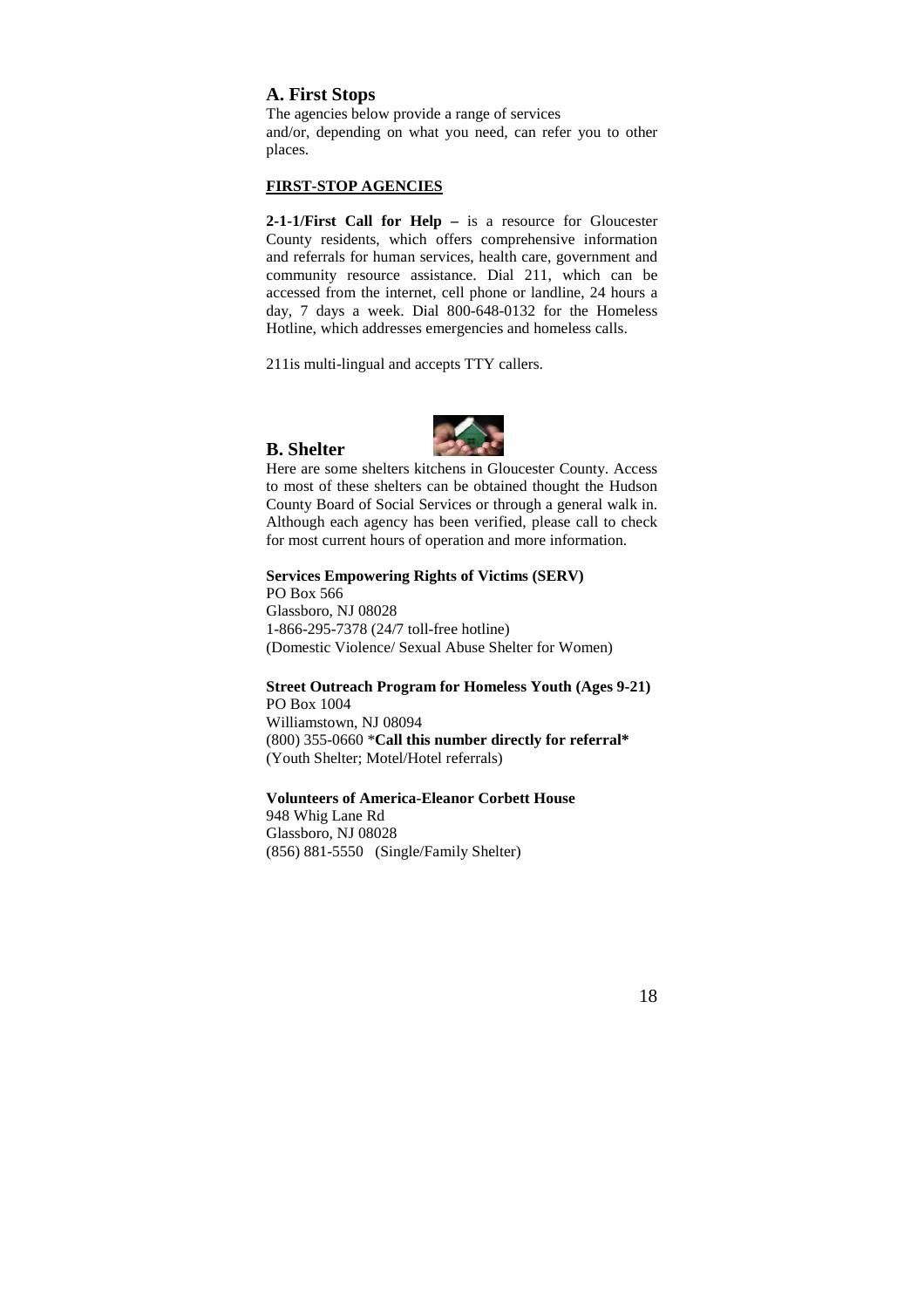## A. First Stops

The agencies below provide a range of services and/or, depending on what you need, can refer you to other places.

**FIRST-STOP AGENCIES**

**2-1-1/First Call for Help –** is a resource for Gloucester County residents, which offers comprehensive information and referrals for human services, health care, government and community resource assistance. Dial 211, which can be accessed from the internet, cell phone or landline, 24 hours a day, 7 days a week. Dial 800-648-0132 for the Homeless Hotline, which addresses emergencies and homeless calls.

211is multi-lingual and accepts TTY callers.

## B. Shelter

Here are some shelters kitchens in Gloucester County. Access to most of these shelters can be obtained thought the Hudson County Board of Social Services or through a general walk in. Although each agency has been verified, please call to check for most current hours of operation and more information.

**Services Empowering Rights of Victims (SERV)**
PO Box 566
Glassboro, NJ 08028
1-866-295-7378 (24/7 toll-free hotline)
(Domestic Violence/ Sexual Abuse Shelter for Women)

**Street Outreach Program for Homeless Youth (Ages 9-21)**
PO Box 1004
Williamstown, NJ 08094
(800) 355-0660 ***Call this number directly for referral***
(Youth Shelter; Motel/Hotel referrals)

**Volunteers of America-Eleanor Corbett House**
948 Whig Lane Rd
Glassboro, NJ 08028
(856) 881-5550 (Single/Family Shelter)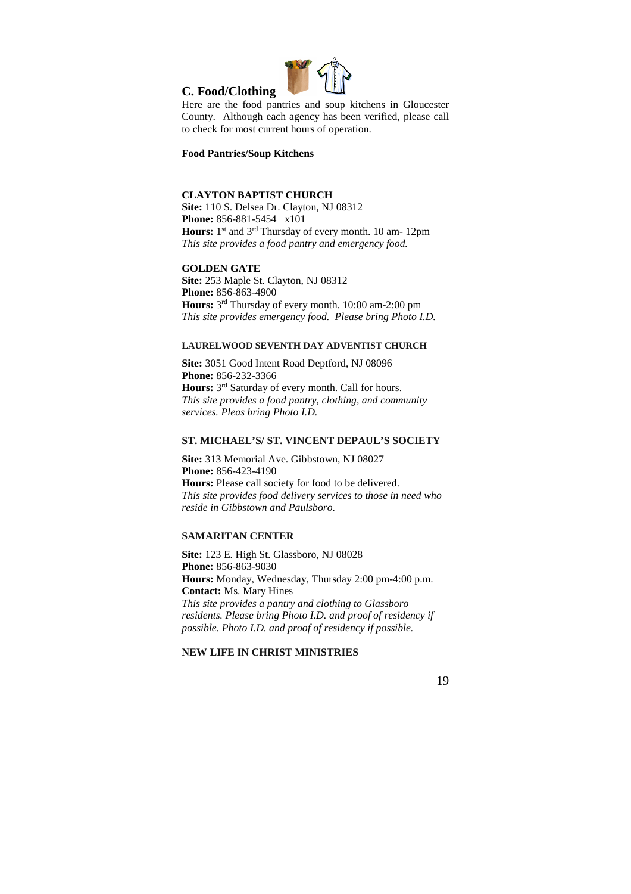## C. Food/Clothing

Here are the food pantries and soup kitchens in Gloucester County. Although each agency has been verified, please call to check for most current hours of operation.

**Food Pantries/Soup Kitchens**

### CLAYTON BAPTIST CHURCH

**Site:** 110 S. Delsea Dr. Clayton, NJ 08312
**Phone:** 856-881-5454 x101
**Hours:** 1st and 3rd Thursday of every month. 10 am- 12pm
*This site provides a food pantry and emergency food.*

### GOLDEN GATE

**Site:** 253 Maple St. Clayton, NJ 08312
**Phone:** 856-863-4900
**Hours:** 3rd Thursday of every month. 10:00 am-2:00 pm
*This site provides emergency food. Please bring Photo I.D.*

### LAURELWOOD SEVENTH DAY ADVENTIST CHURCH

**Site:** 3051 Good Intent Road Deptford, NJ 08096
**Phone:** 856-232-3366
**Hours:** 3rd Saturday of every month. Call for hours.
*This site provides a food pantry, clothing, and community services. Pleas bring Photo I.D.*

### ST. MICHAEL'S/ ST. VINCENT DEPAUL'S SOCIETY

**Site:** 313 Memorial Ave. Gibbstown, NJ 08027
**Phone:** 856-423-4190
**Hours:** Please call society for food to be delivered.
*This site provides food delivery services to those in need who reside in Gibbstown and Paulsboro.*

### SAMARITAN CENTER

**Site:** 123 E. High St. Glassboro, NJ 08028
**Phone:** 856-863-9030
**Hours:** Monday, Wednesday, Thursday 2:00 pm-4:00 p.m.
**Contact:** Ms. Mary Hines
*This site provides a pantry and clothing to Glassboro residents. Please bring Photo I.D. and proof of residency if possible. Photo I.D. and proof of residency if possible.*

### NEW LIFE IN CHRIST MINISTRIES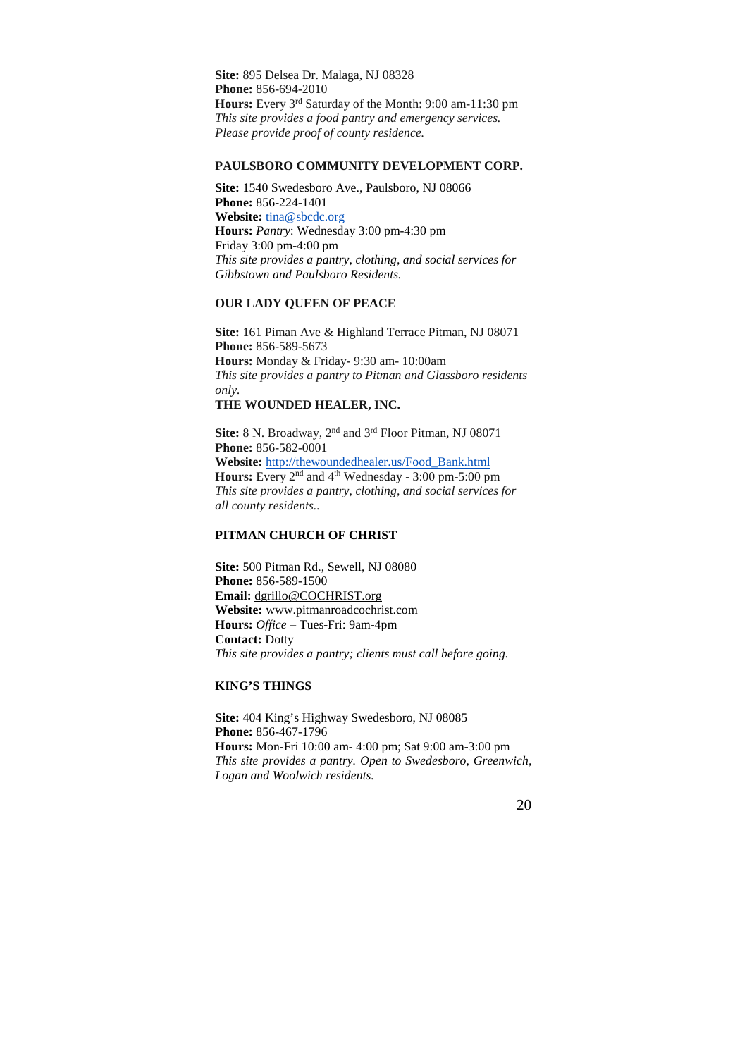**Site:** 895 Delsea Dr. Malaga, NJ 08328
**Phone:** 856-694-2010
**Hours:** Every 3rd Saturday of the Month: 9:00 am-11:30 pm
*This site provides a food pantry and emergency services. Please provide proof of county residence.*

### PAULSBORO COMMUNITY DEVELOPMENT CORP.

**Site:** 1540 Swedesboro Ave., Paulsboro, NJ 08066
**Phone:** 856-224-1401
**Website:** tina@sbcdc.org
**Hours:** *Pantry*: Wednesday 3:00 pm-4:30 pm
Friday 3:00 pm-4:00 pm
*This site provides a pantry, clothing, and social services for Gibbstown and Paulsboro Residents.*

### OUR LADY QUEEN OF PEACE

**Site:** 161 Piman Ave & Highland Terrace Pitman, NJ 08071
**Phone:** 856-589-5673
**Hours:** Monday & Friday- 9:30 am- 10:00am
*This site provides a pantry to Pitman and Glassboro residents only.*

### THE WOUNDED HEALER, INC.

**Site:** 8 N. Broadway, 2nd and 3rd Floor Pitman, NJ 08071
**Phone:** 856-582-0001
**Website:** http://thewoundedhealer.us/Food_Bank.html
**Hours:** Every 2nd and 4th Wednesday - 3:00 pm-5:00 pm
*This site provides a pantry, clothing, and social services for all county residents..*

### PITMAN CHURCH OF CHRIST

**Site:** 500 Pitman Rd., Sewell, NJ 08080
**Phone:** 856-589-1500
**Email:** dgrillo@COCHRIST.org
**Website:** www.pitmanroadcochrist.com
**Hours:** *Office* – Tues-Fri: 9am-4pm
**Contact:** Dotty
*This site provides a pantry; clients must call before going.*

### KING'S THINGS

**Site:** 404 King's Highway Swedesboro, NJ 08085
**Phone:** 856-467-1796
**Hours:** Mon-Fri 10:00 am- 4:00 pm; Sat 9:00 am-3:00 pm
*This site provides a pantry. Open to Swedesboro, Greenwich, Logan and Woolwich residents.*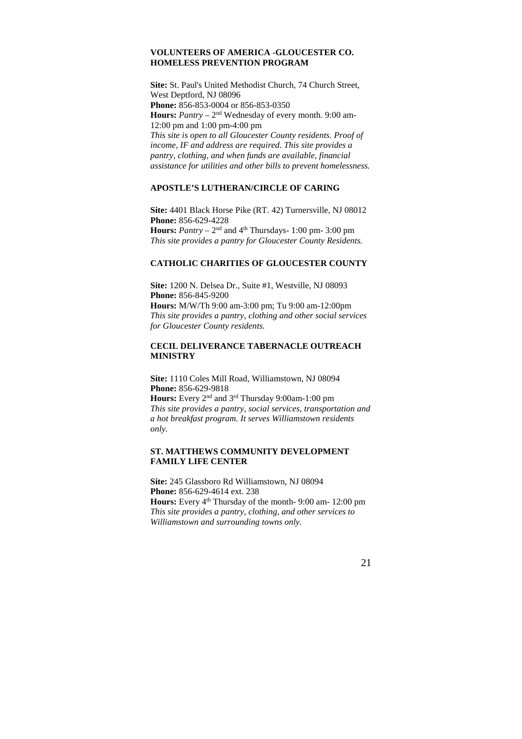**VOLUNTEERS OF AMERICA -GLOUCESTER CO. HOMELESS PREVENTION PROGRAM**

**Site:** St. Paul's United Methodist Church, 74 Church Street, West Deptford, NJ 08096
**Phone:** 856-853-0004 or 856-853-0350
**Hours:** *Pantry* – 2nd Wednesday of every month. 9:00 am-12:00 pm and 1:00 pm-4:00 pm
*This site is open to all Gloucester County residents. Proof of income, IF and address are required. This site provides a pantry, clothing, and when funds are available, financial assistance for utilities and other bills to prevent homelessness.*

**APOSTLE'S LUTHERAN/CIRCLE OF CARING**

**Site:** 4401 Black Horse Pike (RT. 42) Turnersville, NJ 08012
**Phone:** 856-629-4228
**Hours:** *Pantry* – 2nd and 4th Thursdays- 1:00 pm- 3:00 pm
*This site provides a pantry for Gloucester County Residents.*

**CATHOLIC CHARITIES OF GLOUCESTER COUNTY**

**Site:** 1200 N. Delsea Dr., Suite #1, Westville, NJ 08093
**Phone:** 856-845-9200
**Hours:** M/W/Th 9:00 am-3:00 pm; Tu 9:00 am-12:00pm
*This site provides a pantry, clothing and other social services for Gloucester County residents.*

**CECIL DELIVERANCE TABERNACLE OUTREACH MINISTRY**

**Site:** 1110 Coles Mill Road, Williamstown, NJ 08094
**Phone:** 856-629-9818
**Hours:** Every 2nd and 3rd Thursday 9:00am-1:00 pm
*This site provides a pantry, social services, transportation and a hot breakfast program. It serves Williamstown residents only.*

**ST. MATTHEWS COMMUNITY DEVELOPMENT FAMILY LIFE CENTER**

**Site:** 245 Glassboro Rd Williamstown, NJ 08094
**Phone:** 856-629-4614 ext. 238
**Hours:** Every 4th Thursday of the month- 9:00 am- 12:00 pm
*This site provides a pantry, clothing, and other services to Williamstown and surrounding towns only.*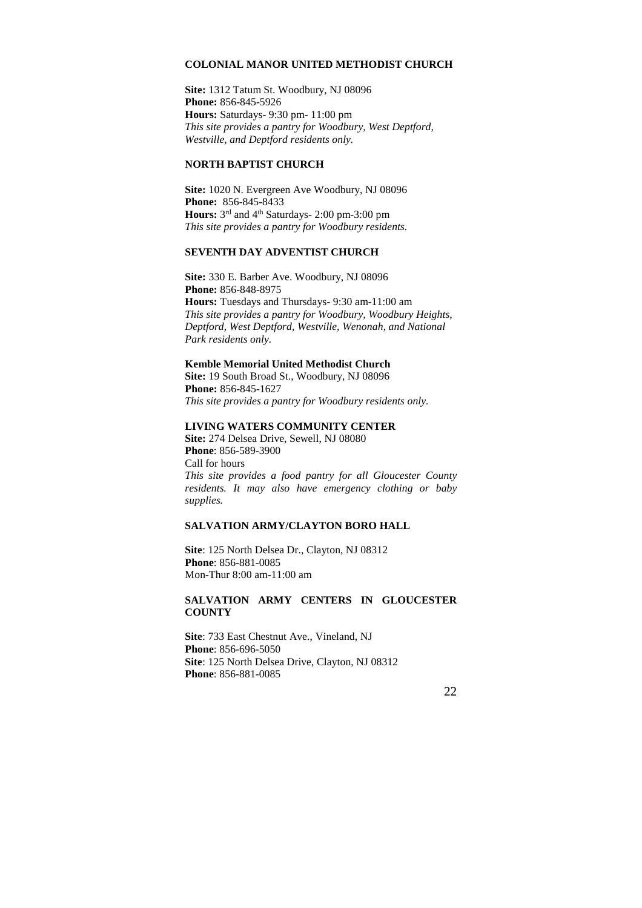### COLONIAL MANOR UNITED METHODIST CHURCH

**Site:** 1312 Tatum St. Woodbury, NJ 08096
**Phone:** 856-845-5926
**Hours:** Saturdays- 9:30 pm- 11:00 pm
*This site provides a pantry for Woodbury, West Deptford, Westville, and Deptford residents only.*

### NORTH BAPTIST CHURCH

**Site:** 1020 N. Evergreen Ave Woodbury, NJ 08096
**Phone:** 856-845-8433
**Hours:** 3rd and 4th Saturdays- 2:00 pm-3:00 pm
*This site provides a pantry for Woodbury residents.*

### SEVENTH DAY ADVENTIST CHURCH

**Site:** 330 E. Barber Ave. Woodbury, NJ 08096
**Phone:** 856-848-8975
**Hours:** Tuesdays and Thursdays- 9:30 am-11:00 am
*This site provides a pantry for Woodbury, Woodbury Heights, Deptford, West Deptford, Westville, Wenonah, and National Park residents only.*

### Kemble Memorial United Methodist Church

**Site:** 19 South Broad St., Woodbury, NJ 08096
**Phone:** 856-845-1627
*This site provides a pantry for Woodbury residents only.*

### LIVING WATERS COMMUNITY CENTER

**Site:** 274 Delsea Drive, Sewell, NJ 08080
**Phone**: 856-589-3900
Call for hours
*This site provides a food pantry for all Gloucester County residents. It may also have emergency clothing or baby supplies.*

### SALVATION ARMY/CLAYTON BORO HALL

**Site**: 125 North Delsea Dr., Clayton, NJ 08312
**Phone**: 856-881-0085
Mon-Thur 8:00 am-11:00 am

### SALVATION ARMY CENTERS IN GLOUCESTER COUNTY

**Site**: 733 East Chestnut Ave., Vineland, NJ
**Phone**: 856-696-5050
**Site**: 125 North Delsea Drive, Clayton, NJ 08312
**Phone**: 856-881-0085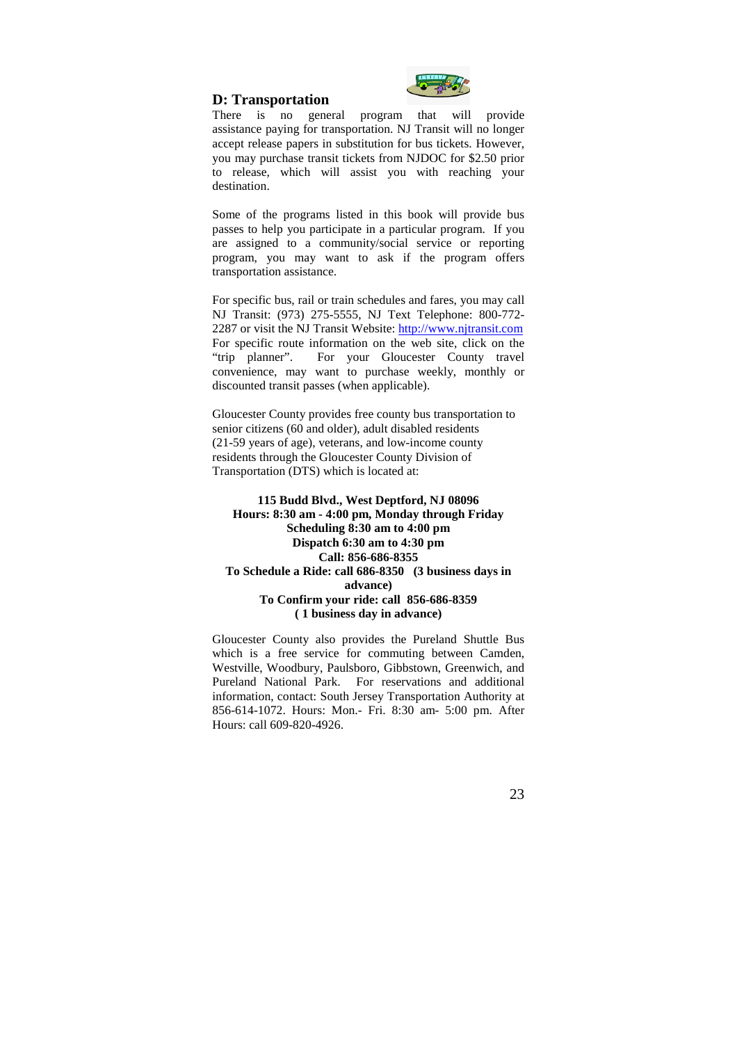## D: Transportation

There is no general program that will provide assistance paying for transportation. NJ Transit will no longer accept release papers in substitution for bus tickets. However, you may purchase transit tickets from NJDOC for $2.50 prior to release, which will assist you with reaching your destination.

Some of the programs listed in this book will provide bus passes to help you participate in a particular program. If you are assigned to a community/social service or reporting program, you may want to ask if the program offers transportation assistance.

For specific bus, rail or train schedules and fares, you may call NJ Transit: (973) 275-5555, NJ Text Telephone: 800-772-2287 or visit the NJ Transit Website: http://www.njtransit.com For specific route information on the web site, click on the "trip planner". For your Gloucester County travel convenience, may want to purchase weekly, monthly or discounted transit passes (when applicable).

Gloucester County provides free county bus transportation to senior citizens (60 and older), adult disabled residents (21-59 years of age), veterans, and low-income county residents through the Gloucester County Division of Transportation (DTS) which is located at:

**115 Budd Blvd., West Deptford, NJ 08096**
**Hours: 8:30 am - 4:00 pm, Monday through Friday**
**Scheduling 8:30 am to 4:00 pm**
**Dispatch 6:30 am to 4:30 pm**
**Call: 856-686-8355**
**To Schedule a Ride: call 686-8350 (3 business days in advance)**
**To Confirm your ride: call 856-686-8359**
**( 1 business day in advance)**

Gloucester County also provides the Pureland Shuttle Bus which is a free service for commuting between Camden, Westville, Woodbury, Paulsboro, Gibbstown, Greenwich, and Pureland National Park. For reservations and additional information, contact: South Jersey Transportation Authority at 856-614-1072. Hours: Mon.- Fri. 8:30 am- 5:00 pm. After Hours: call 609-820-4926.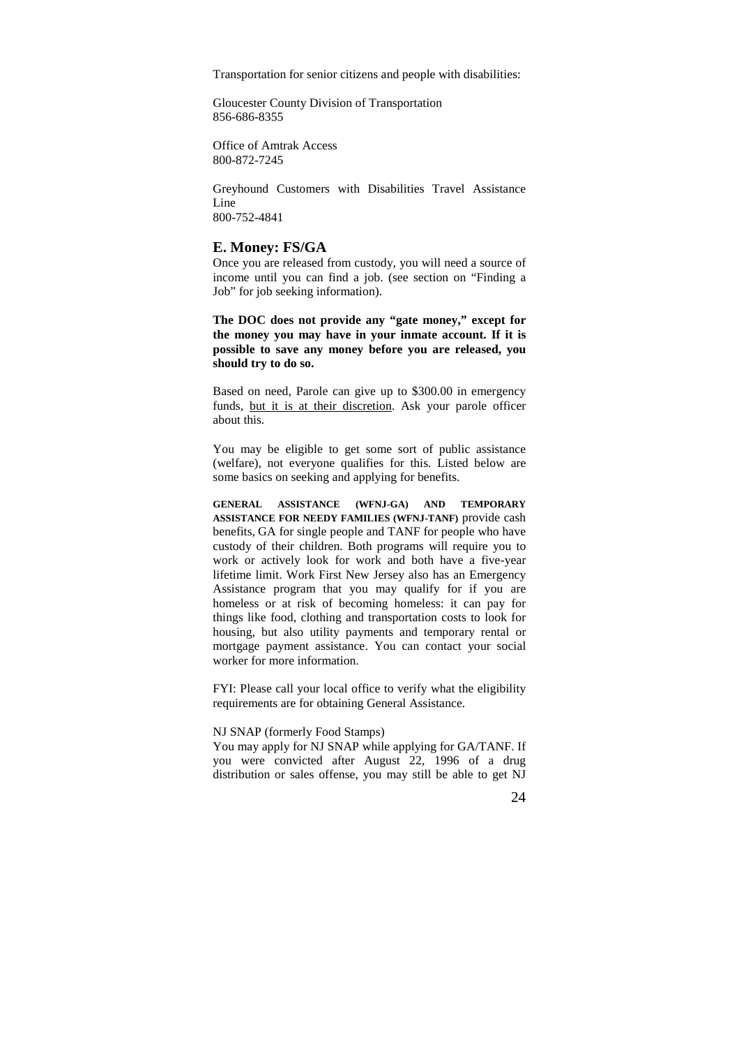Transportation for senior citizens and people with disabilities:

Gloucester County Division of Transportation
856-686-8355

Office of Amtrak Access
800-872-7245

Greyhound Customers with Disabilities Travel Assistance Line
800-752-4841

## E. Money: FS/GA

Once you are released from custody, you will need a source of income until you can find a job. (see section on "Finding a Job" for job seeking information).

**The DOC does not provide any "gate money," except for the money you may have in your inmate account. If it is possible to save any money before you are released, you should try to do so.**

Based on need, Parole can give up to $300.00 in emergency funds, <u>but it is at their discretion</u>. Ask your parole officer about this.

You may be eligible to get some sort of public assistance (welfare), not everyone qualifies for this. Listed below are some basics on seeking and applying for benefits.

**GENERAL ASSISTANCE (WFNJ-GA) AND TEMPORARY ASSISTANCE FOR NEEDY FAMILIES (WFNJ-TANF)** provide cash benefits, GA for single people and TANF for people who have custody of their children. Both programs will require you to work or actively look for work and both have a five-year lifetime limit. Work First New Jersey also has an Emergency Assistance program that you may qualify for if you are homeless or at risk of becoming homeless: it can pay for things like food, clothing and transportation costs to look for housing, but also utility payments and temporary rental or mortgage payment assistance. You can contact your social worker for more information.

FYI: Please call your local office to verify what the eligibility requirements are for obtaining General Assistance.

NJ SNAP (formerly Food Stamps)
You may apply for NJ SNAP while applying for GA/TANF. If you were convicted after August 22, 1996 of a drug distribution or sales offense, you may still be able to get NJ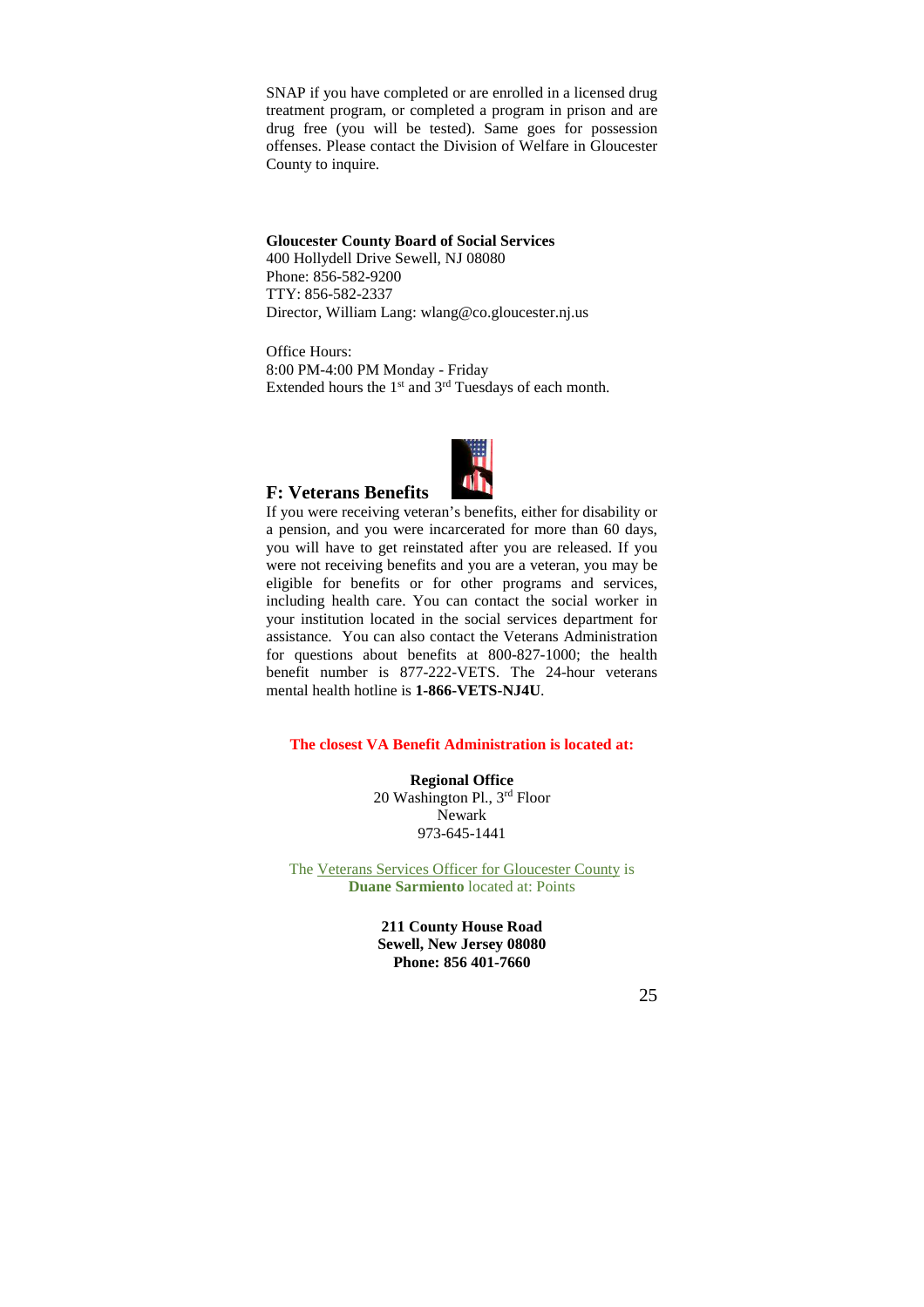SNAP if you have completed or are enrolled in a licensed drug treatment program, or completed a program in prison and are drug free (you will be tested). Same goes for possession offenses. Please contact the Division of Welfare in Gloucester County to inquire.

**Gloucester County Board of Social Services**
400 Hollydell Drive Sewell, NJ 08080
Phone: 856-582-9200
TTY: 856-582-2337
Director, William Lang: wlang@co.gloucester.nj.us

Office Hours:
8:00 PM-4:00 PM Monday - Friday
Extended hours the 1st and 3rd Tuesdays of each month.

## F: Veterans Benefits

If you were receiving veteran's benefits, either for disability or a pension, and you were incarcerated for more than 60 days, you will have to get reinstated after you are released. If you were not receiving benefits and you are a veteran, you may be eligible for benefits or for other programs and services, including health care. You can contact the social worker in your institution located in the social services department for assistance. You can also contact the Veterans Administration for questions about benefits at 800-827-1000; the health benefit number is 877-222-VETS. The 24-hour veterans mental health hotline is **1-866-VETS-NJ4U**.

**The closest VA Benefit Administration is located at:**

**Regional Office**
20 Washington Pl., 3rd Floor
Newark
973-645-1441

The Veterans Services Officer for Gloucester County is **Duane Sarmiento** located at: Points

**211 County House Road**
**Sewell, New Jersey 08080**
**Phone: 856 401-7660**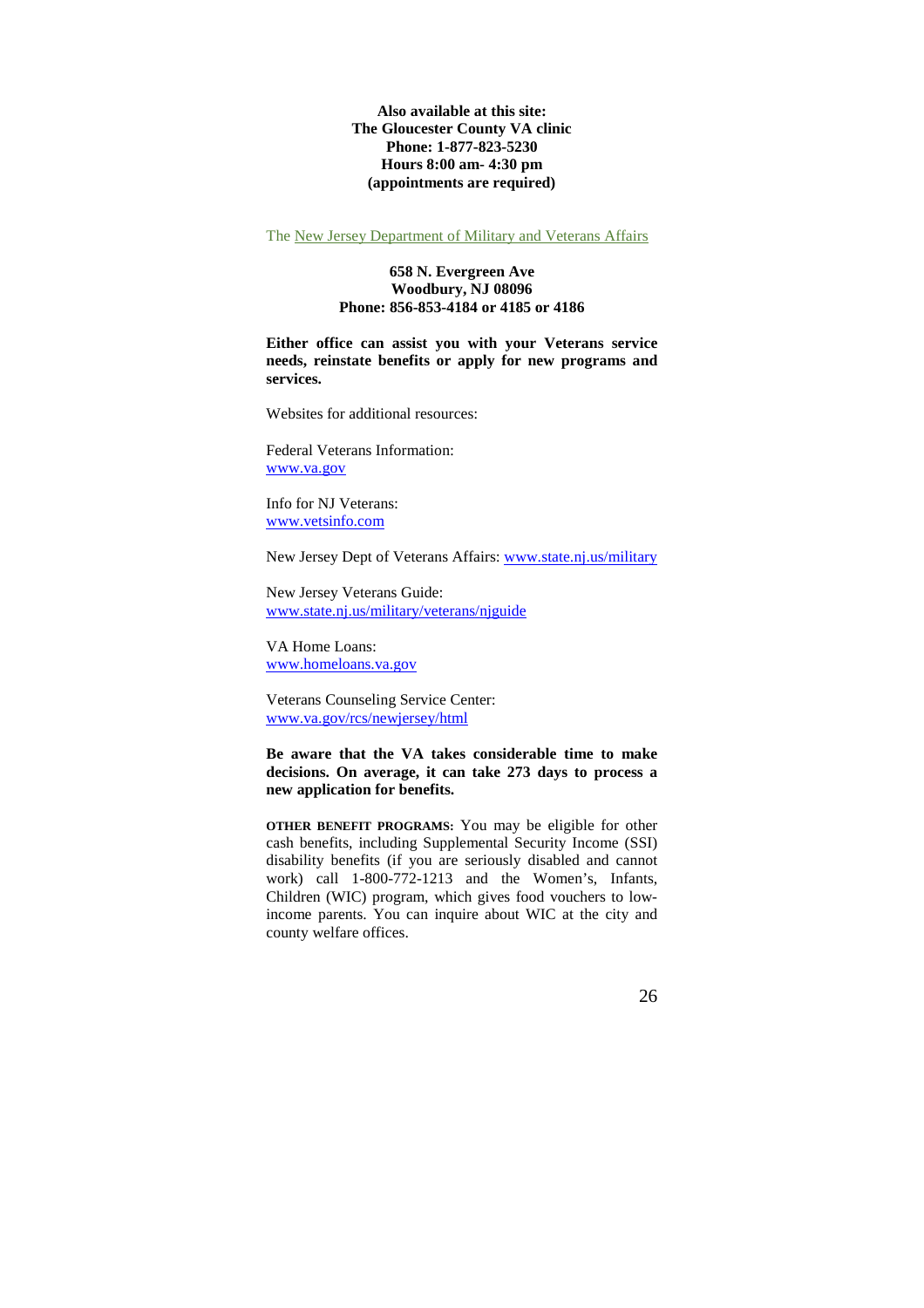**Also available at this site:**
**The Gloucester County VA clinic**
**Phone: 1-877-823-5230**
**Hours 8:00 am- 4:30 pm**
**(appointments are required)**

The New Jersey Department of Military and Veterans Affairs

**658 N. Evergreen Ave**
**Woodbury, NJ 08096**
**Phone: 856-853-4184 or 4185 or 4186**

**Either office can assist you with your Veterans service needs, reinstate benefits or apply for new programs and services.**

Websites for additional resources:

Federal Veterans Information:
www.va.gov

Info for NJ Veterans:
www.vetsinfo.com

New Jersey Dept of Veterans Affairs: www.state.nj.us/military

New Jersey Veterans Guide:
www.state.nj.us/military/veterans/njguide

VA Home Loans:
www.homeloans.va.gov

Veterans Counseling Service Center:
www.va.gov/rcs/newjersey/html

**Be aware that the VA takes considerable time to make decisions. On average, it can take 273 days to process a new application for benefits.**

**OTHER BENEFIT PROGRAMS:** You may be eligible for other cash benefits, including Supplemental Security Income (SSI) disability benefits (if you are seriously disabled and cannot work) call 1-800-772-1213 and the Women's, Infants, Children (WIC) program, which gives food vouchers to low-income parents. You can inquire about WIC at the city and county welfare offices.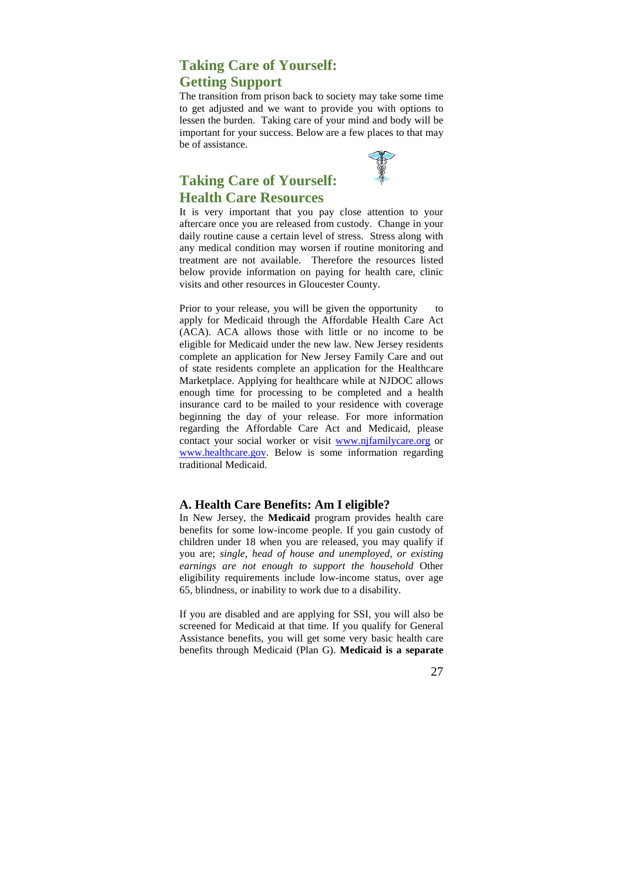## Taking Care of Yourself: Getting Support

The transition from prison back to society may take some time to get adjusted and we want to provide you with options to lessen the burden. Taking care of your mind and body will be important for your success. Below are a few places to that may be of assistance.

## Taking Care of Yourself: Health Care Resources

It is very important that you pay close attention to your aftercare once you are released from custody. Change in your daily routine cause a certain level of stress. Stress along with any medical condition may worsen if routine monitoring and treatment are not available. Therefore the resources listed below provide information on paying for health care, clinic visits and other resources in Gloucester County.

Prior to your release, you will be given the opportunity to apply for Medicaid through the Affordable Health Care Act (ACA). ACA allows those with little or no income to be eligible for Medicaid under the new law. New Jersey residents complete an application for New Jersey Family Care and out of state residents complete an application for the Healthcare Marketplace. Applying for healthcare while at NJDOC allows enough time for processing to be completed and a health insurance card to be mailed to your residence with coverage beginning the day of your release. For more information regarding the Affordable Care Act and Medicaid, please contact your social worker or visit www.njfamilycare.org or www.healthcare.gov. Below is some information regarding traditional Medicaid.

### A. Health Care Benefits: Am I eligible?

In New Jersey, the **Medicaid** program provides health care benefits for some low-income people. If you gain custody of children under 18 when you are released, you may qualify if you are; *single, head of house and unemployed, or existing earnings are not enough to support the household* Other eligibility requirements include low-income status, over age 65, blindness, or inability to work due to a disability.

If you are disabled and are applying for SSI, you will also be screened for Medicaid at that time. If you qualify for General Assistance benefits, you will get some very basic health care benefits through Medicaid (Plan G). **Medicaid is a separate**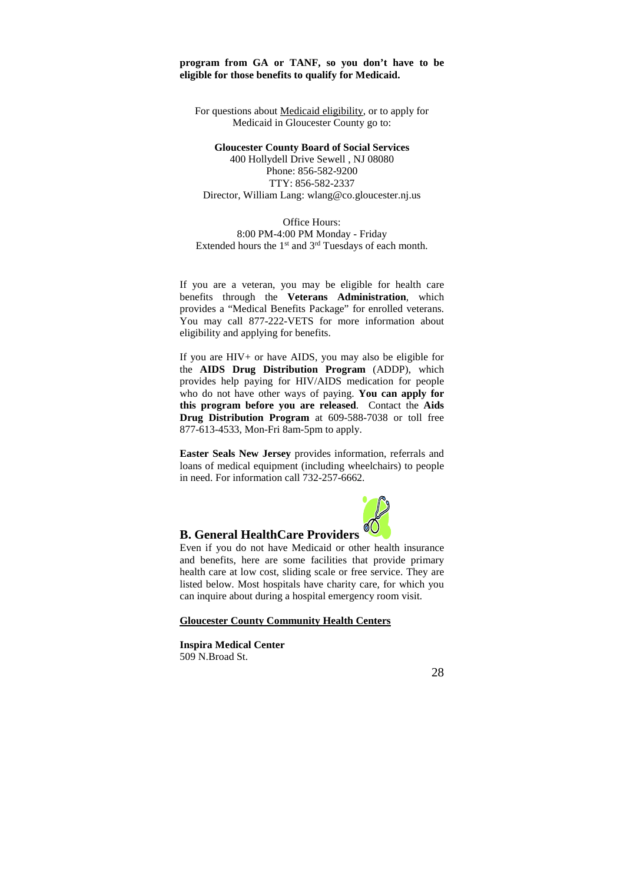**program from GA or TANF, so you don't have to be eligible for those benefits to qualify for Medicaid.**

For questions about Medicaid eligibility, or to apply for Medicaid in Gloucester County go to:

**Gloucester County Board of Social Services**
400 Hollydell Drive Sewell , NJ 08080
Phone: 856-582-9200
TTY: 856-582-2337
Director, William Lang: wlang@co.gloucester.nj.us

Office Hours:
8:00 PM-4:00 PM Monday - Friday
Extended hours the 1st and 3rd Tuesdays of each month.

If you are a veteran, you may be eligible for health care benefits through the **Veterans Administration**, which provides a "Medical Benefits Package" for enrolled veterans. You may call 877-222-VETS for more information about eligibility and applying for benefits.

If you are HIV+ or have AIDS, you may also be eligible for the **AIDS Drug Distribution Program** (ADDP), which provides help paying for HIV/AIDS medication for people who do not have other ways of paying. **You can apply for this program before you are released**. Contact the **Aids Drug Distribution Program** at 609-588-7038 or toll free 877-613-4533, Mon-Fri 8am-5pm to apply.

**Easter Seals New Jersey** provides information, referrals and loans of medical equipment (including wheelchairs) to people in need. For information call 732-257-6662.

## B. General HealthCare Providers

Even if you do not have Medicaid or other health insurance and benefits, here are some facilities that provide primary health care at low cost, sliding scale or free service. They are listed below. Most hospitals have charity care, for which you can inquire about during a hospital emergency room visit.

**Gloucester County Community Health Centers**

**Inspira Medical Center**
509 N.Broad St.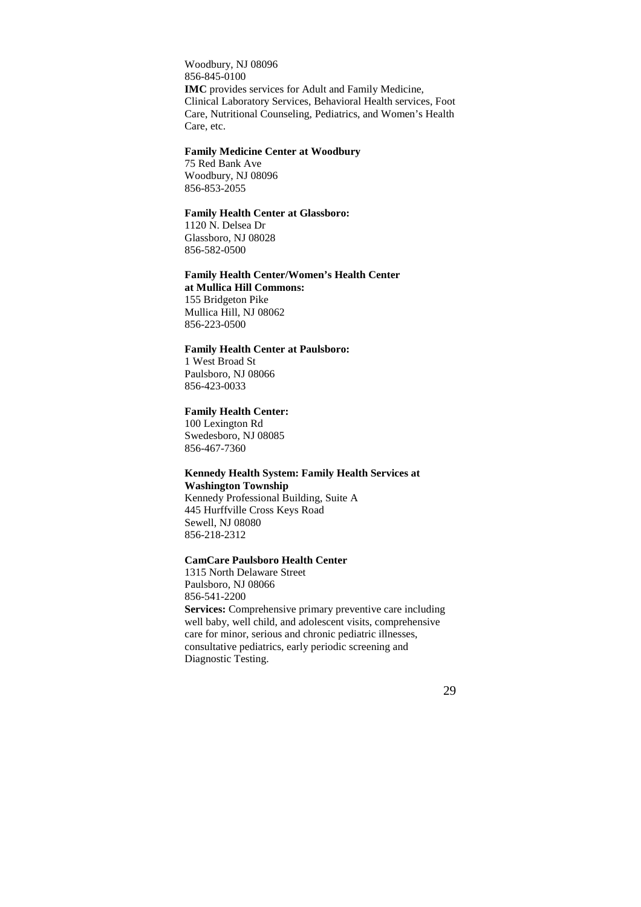Woodbury, NJ 08096
856-845-0100
**IMC** provides services for Adult and Family Medicine, Clinical Laboratory Services, Behavioral Health services, Foot Care, Nutritional Counseling, Pediatrics, and Women's Health Care, etc.

**Family Medicine Center at Woodbury**
75 Red Bank Ave
Woodbury, NJ 08096
856-853-2055

**Family Health Center at Glassboro:**
1120 N. Delsea Dr
Glassboro, NJ 08028
856-582-0500

**Family Health Center/Women's Health Center at Mullica Hill Commons:**
155 Bridgeton Pike
Mullica Hill, NJ 08062
856-223-0500

**Family Health Center at Paulsboro:**
1 West Broad St
Paulsboro, NJ 08066
856-423-0033

**Family Health Center:**
100 Lexington Rd
Swedesboro, NJ 08085
856-467-7360

**Kennedy Health System: Family Health Services at Washington Township**
Kennedy Professional Building, Suite A
445 Hurffville Cross Keys Road
Sewell, NJ 08080
856-218-2312

**CamCare Paulsboro Health Center**
1315 North Delaware Street
Paulsboro, NJ 08066
856-541-2200
**Services:** Comprehensive primary preventive care including well baby, well child, and adolescent visits, comprehensive care for minor, serious and chronic pediatric illnesses, consultative pediatrics, early periodic screening and Diagnostic Testing.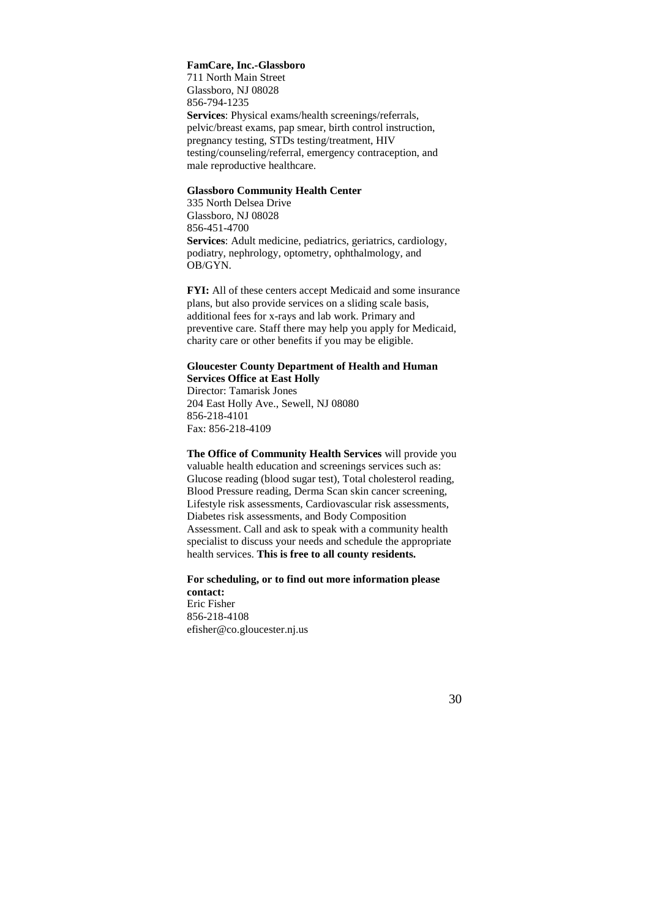**FamCare, Inc.-Glassboro**
711 North Main Street
Glassboro, NJ 08028
856-794-1235
**Services**: Physical exams/health screenings/referrals, pelvic/breast exams, pap smear, birth control instruction, pregnancy testing, STDs testing/treatment, HIV testing/counseling/referral, emergency contraception, and male reproductive healthcare.

**Glassboro Community Health Center**
335 North Delsea Drive
Glassboro, NJ 08028
856-451-4700
**Services**: Adult medicine, pediatrics, geriatrics, cardiology, podiatry, nephrology, optometry, ophthalmology, and OB/GYN.

**FYI:** All of these centers accept Medicaid and some insurance plans, but also provide services on a sliding scale basis, additional fees for x-rays and lab work. Primary and preventive care. Staff there may help you apply for Medicaid, charity care or other benefits if you may be eligible.

**Gloucester County Department of Health and Human Services Office at East Holly**
Director: Tamarisk Jones
204 East Holly Ave., Sewell, NJ 08080
856-218-4101
Fax: 856-218-4109

**The Office of Community Health Services** will provide you valuable health education and screenings services such as: Glucose reading (blood sugar test), Total cholesterol reading, Blood Pressure reading, Derma Scan skin cancer screening, Lifestyle risk assessments, Cardiovascular risk assessments, Diabetes risk assessments, and Body Composition Assessment. Call and ask to speak with a community health specialist to discuss your needs and schedule the appropriate health services. **This is free to all county residents.**

**For scheduling, or to find out more information please contact:**
Eric Fisher
856-218-4108
efisher@co.gloucester.nj.us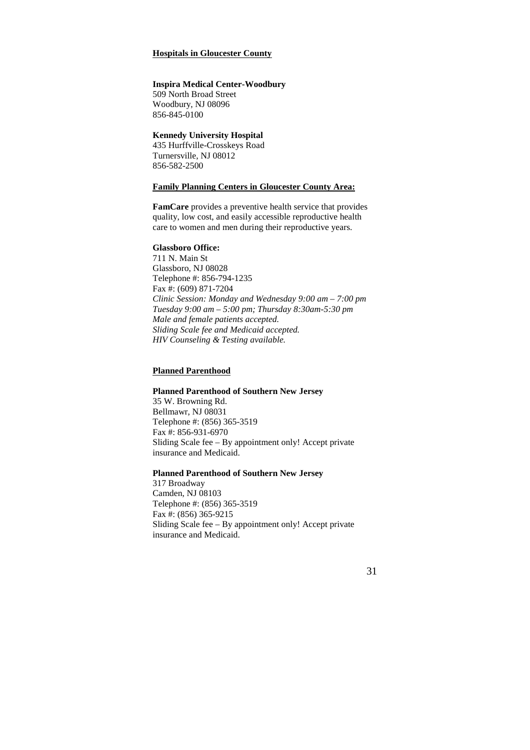## Hospitals in Gloucester County

**Inspira Medical Center-Woodbury**
509 North Broad Street
Woodbury, NJ 08096
856-845-0100

**Kennedy University Hospital**
435 Hurffville-Crosskeys Road
Turnersville, NJ 08012
856-582-2500

## Family Planning Centers in Gloucester County Area:

**FamCare** provides a preventive health service that provides quality, low cost, and easily accessible reproductive health care to women and men during their reproductive years.

**Glassboro Office:**
711 N. Main St
Glassboro, NJ 08028
Telephone #: 856-794-1235
Fax #: (609) 871-7204
*Clinic Session: Monday and Wednesday 9:00 am – 7:00 pm*
*Tuesday 9:00 am – 5:00 pm; Thursday 8:30am-5:30 pm*
*Male and female patients accepted.*
*Sliding Scale fee and Medicaid accepted.*
*HIV Counseling & Testing available.*

## Planned Parenthood

**Planned Parenthood of Southern New Jersey**
35 W. Browning Rd.
Bellmawr, NJ 08031
Telephone #: (856) 365-3519
Fax #: 856-931-6970
Sliding Scale fee – By appointment only! Accept private insurance and Medicaid.

**Planned Parenthood of Southern New Jersey**
317 Broadway
Camden, NJ 08103
Telephone #: (856) 365-3519
Fax #: (856) 365-9215
Sliding Scale fee – By appointment only! Accept private insurance and Medicaid.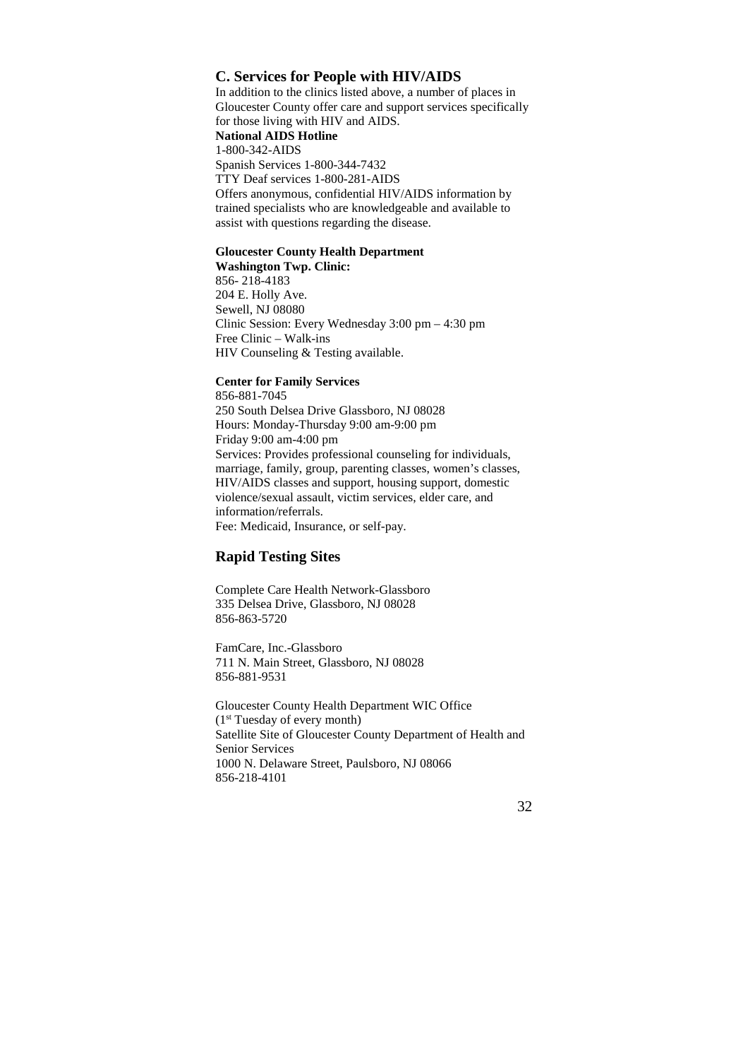## C. Services for People with HIV/AIDS

In addition to the clinics listed above, a number of places in Gloucester County offer care and support services specifically for those living with HIV and AIDS.

**National AIDS Hotline**
1-800-342-AIDS
Spanish Services 1-800-344-7432
TTY Deaf services 1-800-281-AIDS
Offers anonymous, confidential HIV/AIDS information by trained specialists who are knowledgeable and available to assist with questions regarding the disease.

**Gloucester County Health Department**
**Washington Twp. Clinic:**
856- 218-4183
204 E. Holly Ave.
Sewell, NJ 08080
Clinic Session: Every Wednesday 3:00 pm – 4:30 pm
Free Clinic – Walk-ins
HIV Counseling & Testing available.

**Center for Family Services**
856-881-7045
250 South Delsea Drive Glassboro, NJ 08028
Hours: Monday-Thursday 9:00 am-9:00 pm
Friday 9:00 am-4:00 pm
Services: Provides professional counseling for individuals, marriage, family, group, parenting classes, women's classes, HIV/AIDS classes and support, housing support, domestic violence/sexual assault, victim services, elder care, and information/referrals.
Fee: Medicaid, Insurance, or self-pay.

## Rapid Testing Sites

Complete Care Health Network-Glassboro
335 Delsea Drive, Glassboro, NJ 08028
856-863-5720

FamCare, Inc.-Glassboro
711 N. Main Street, Glassboro, NJ 08028
856-881-9531

Gloucester County Health Department WIC Office
(1st Tuesday of every month)
Satellite Site of Gloucester County Department of Health and Senior Services
1000 N. Delaware Street, Paulsboro, NJ 08066
856-218-4101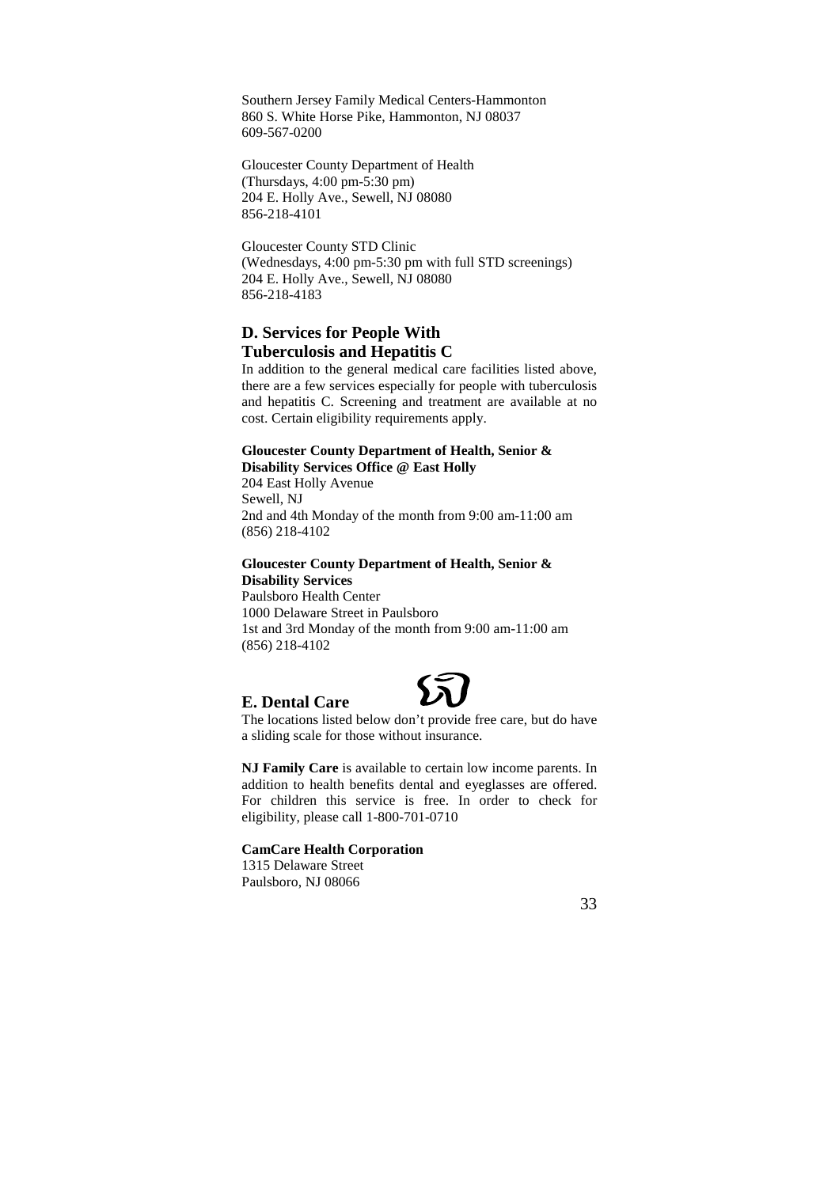Southern Jersey Family Medical Centers-Hammonton
860 S. White Horse Pike, Hammonton, NJ 08037
609-567-0200

Gloucester County Department of Health
(Thursdays, 4:00 pm-5:30 pm)
204 E. Holly Ave., Sewell, NJ 08080
856-218-4101

Gloucester County STD Clinic
(Wednesdays, 4:00 pm-5:30 pm with full STD screenings)
204 E. Holly Ave., Sewell, NJ 08080
856-218-4183

## D. Services for People With Tuberculosis and Hepatitis C

In addition to the general medical care facilities listed above, there are a few services especially for people with tuberculosis and hepatitis C. Screening and treatment are available at no cost. Certain eligibility requirements apply.

**Gloucester County Department of Health, Senior & Disability Services Office @ East Holly**
204 East Holly Avenue
Sewell, NJ
2nd and 4th Monday of the month from 9:00 am-11:00 am
(856) 218-4102

**Gloucester County Department of Health, Senior & Disability Services**
Paulsboro Health Center
1000 Delaware Street in Paulsboro
1st and 3rd Monday of the month from 9:00 am-11:00 am
(856) 218-4102

## E. Dental Care

The locations listed below don't provide free care, but do have a sliding scale for those without insurance.

**NJ Family Care** is available to certain low income parents. In addition to health benefits dental and eyeglasses are offered. For children this service is free. In order to check for eligibility, please call 1-800-701-0710

**CamCare Health Corporation**
1315 Delaware Street
Paulsboro, NJ 08066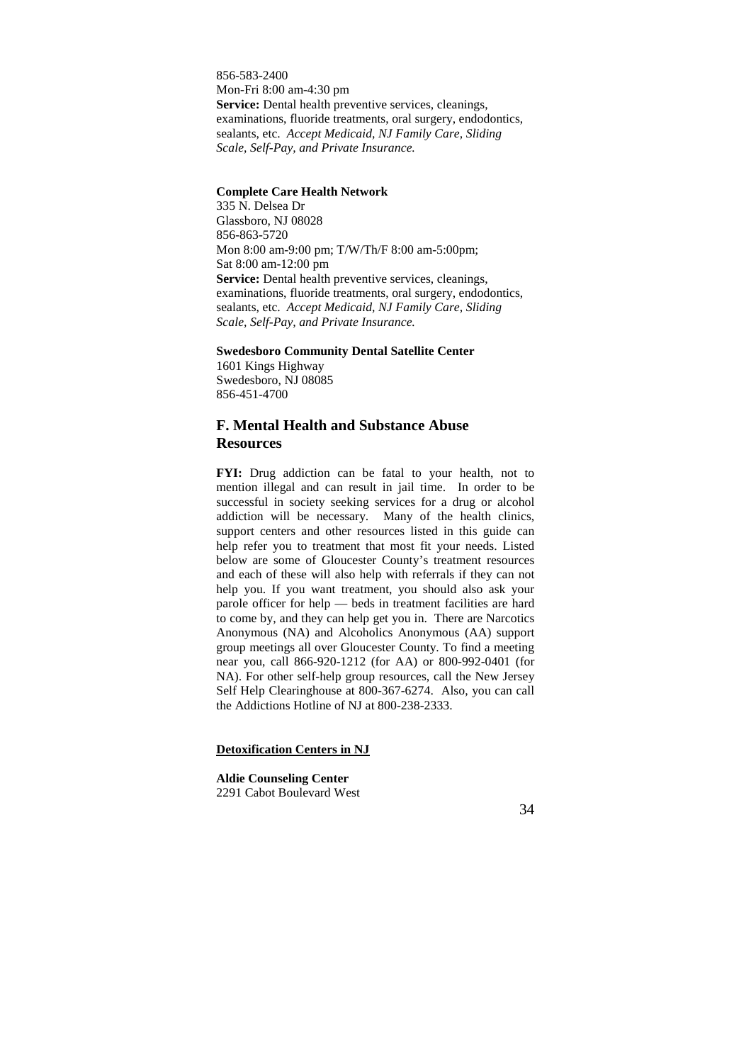856-583-2400
Mon-Fri 8:00 am-4:30 pm
**Service:** Dental health preventive services, cleanings, examinations, fluoride treatments, oral surgery, endodontics, sealants, etc. *Accept Medicaid, NJ Family Care, Sliding Scale, Self-Pay, and Private Insurance.*

**Complete Care Health Network**
335 N. Delsea Dr
Glassboro, NJ 08028
856-863-5720
Mon 8:00 am-9:00 pm; T/W/Th/F 8:00 am-5:00pm;
Sat 8:00 am-12:00 pm
**Service:** Dental health preventive services, cleanings, examinations, fluoride treatments, oral surgery, endodontics, sealants, etc. *Accept Medicaid, NJ Family Care, Sliding Scale, Self-Pay, and Private Insurance.*

**Swedesboro Community Dental Satellite Center**
1601 Kings Highway
Swedesboro, NJ 08085
856-451-4700

## F. Mental Health and Substance Abuse Resources

**FYI:** Drug addiction can be fatal to your health, not to mention illegal and can result in jail time. In order to be successful in society seeking services for a drug or alcohol addiction will be necessary. Many of the health clinics, support centers and other resources listed in this guide can help refer you to treatment that most fit your needs. Listed below are some of Gloucester County's treatment resources and each of these will also help with referrals if they can not help you. If you want treatment, you should also ask your parole officer for help — beds in treatment facilities are hard to come by, and they can help get you in. There are Narcotics Anonymous (NA) and Alcoholics Anonymous (AA) support group meetings all over Gloucester County. To find a meeting near you, call 866-920-1212 (for AA) or 800-992-0401 (for NA). For other self-help group resources, call the New Jersey Self Help Clearinghouse at 800-367-6274. Also, you can call the Addictions Hotline of NJ at 800-238-2333.

**Detoxification Centers in NJ**

**Aldie Counseling Center**
2291 Cabot Boulevard West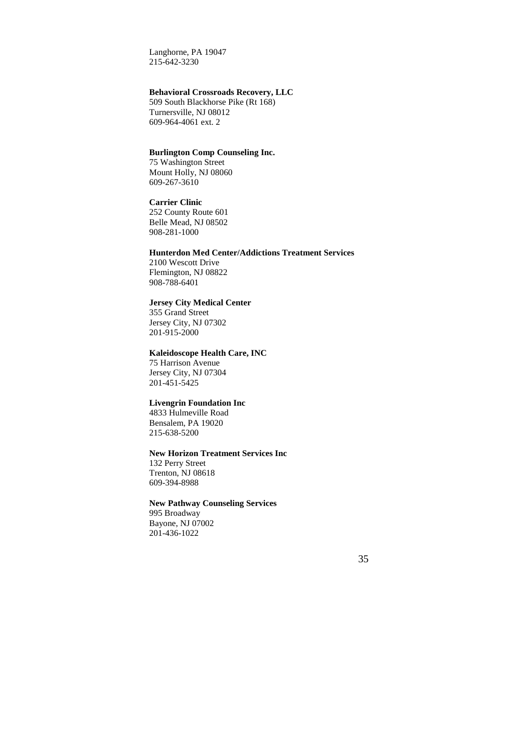Langhorne, PA 19047
215-642-3230

**Behavioral Crossroads Recovery, LLC**
509 South Blackhorse Pike (Rt 168)
Turnersville, NJ 08012
609-964-4061 ext. 2

**Burlington Comp Counseling Inc.**
75 Washington Street
Mount Holly, NJ 08060
609-267-3610

**Carrier Clinic**
252 County Route 601
Belle Mead, NJ 08502
908-281-1000

**Hunterdon Med Center/Addictions Treatment Services**
2100 Wescott Drive
Flemington, NJ 08822
908-788-6401

**Jersey City Medical Center**
355 Grand Street
Jersey City, NJ 07302
201-915-2000

**Kaleidoscope Health Care, INC**
75 Harrison Avenue
Jersey City, NJ 07304
201-451-5425

**Livengrin Foundation Inc**
4833 Hulmeville Road
Bensalem, PA 19020
215-638-5200

**New Horizon Treatment Services Inc**
132 Perry Street
Trenton, NJ 08618
609-394-8988

**New Pathway Counseling Services**
995 Broadway
Bayone, NJ 07002
201-436-1022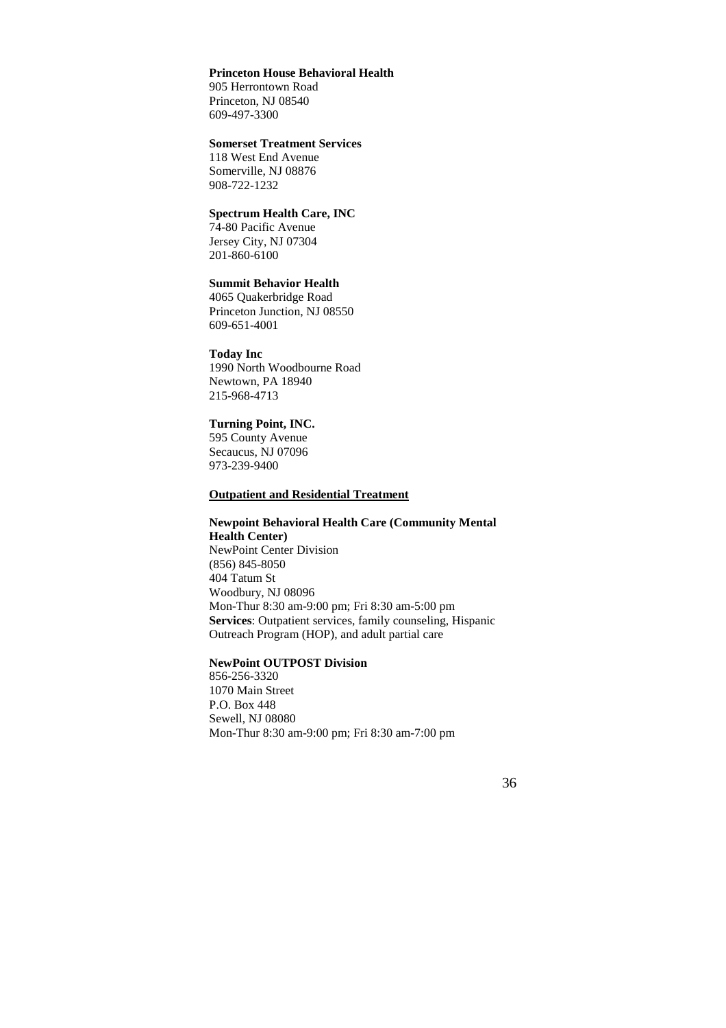**Princeton House Behavioral Health**
905 Herrontown Road
Princeton, NJ 08540
609-497-3300

**Somerset Treatment Services**
118 West End Avenue
Somerville, NJ 08876
908-722-1232

**Spectrum Health Care, INC**
74-80 Pacific Avenue
Jersey City, NJ 07304
201-860-6100

**Summit Behavior Health**
4065 Quakerbridge Road
Princeton Junction, NJ 08550
609-651-4001

**Today Inc**
1990 North Woodbourne Road
Newtown, PA 18940
215-968-4713

**Turning Point, INC.**
595 County Avenue
Secaucus, NJ 07096
973-239-9400

**<u>Outpatient and Residential Treatment</u>**

**Newpoint Behavioral Health Care (Community Mental Health Center)**
NewPoint Center Division
(856) 845-8050
404 Tatum St
Woodbury, NJ 08096
Mon-Thur 8:30 am-9:00 pm; Fri 8:30 am-5:00 pm
**Services**: Outpatient services, family counseling, Hispanic Outreach Program (HOP), and adult partial care

**NewPoint OUTPOST Division**
856-256-3320
1070 Main Street
P.O. Box 448
Sewell, NJ 08080
Mon-Thur 8:30 am-9:00 pm; Fri 8:30 am-7:00 pm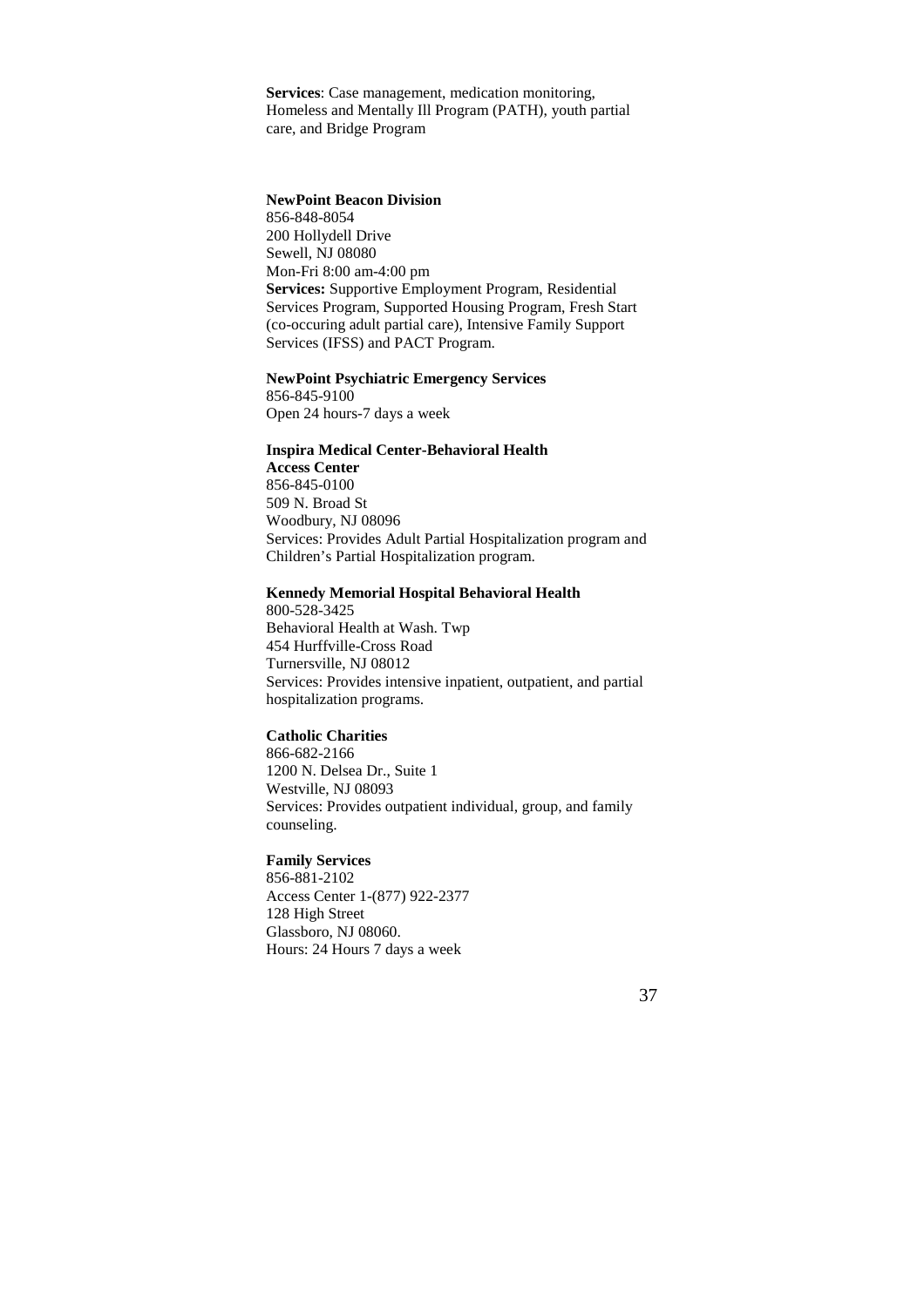**Services**: Case management, medication monitoring, Homeless and Mentally Ill Program (PATH), youth partial care, and Bridge Program

**NewPoint Beacon Division**
856-848-8054
200 Hollydell Drive
Sewell, NJ 08080
Mon-Fri 8:00 am-4:00 pm
**Services:** Supportive Employment Program, Residential Services Program, Supported Housing Program, Fresh Start (co-occuring adult partial care), Intensive Family Support Services (IFSS) and PACT Program.

**NewPoint Psychiatric Emergency Services**
856-845-9100
Open 24 hours-7 days a week

**Inspira Medical Center-Behavioral Health Access Center**
856-845-0100
509 N. Broad St
Woodbury, NJ 08096
Services: Provides Adult Partial Hospitalization program and Children's Partial Hospitalization program.

**Kennedy Memorial Hospital Behavioral Health**
800-528-3425
Behavioral Health at Wash. Twp
454 Hurffville-Cross Road
Turnersville, NJ 08012
Services: Provides intensive inpatient, outpatient, and partial hospitalization programs.

**Catholic Charities**
866-682-2166
1200 N. Delsea Dr., Suite 1
Westville, NJ 08093
Services: Provides outpatient individual, group, and family counseling.

**Family Services**
856-881-2102
Access Center 1-(877) 922-2377
128 High Street
Glassboro, NJ 08060.
Hours: 24 Hours 7 days a week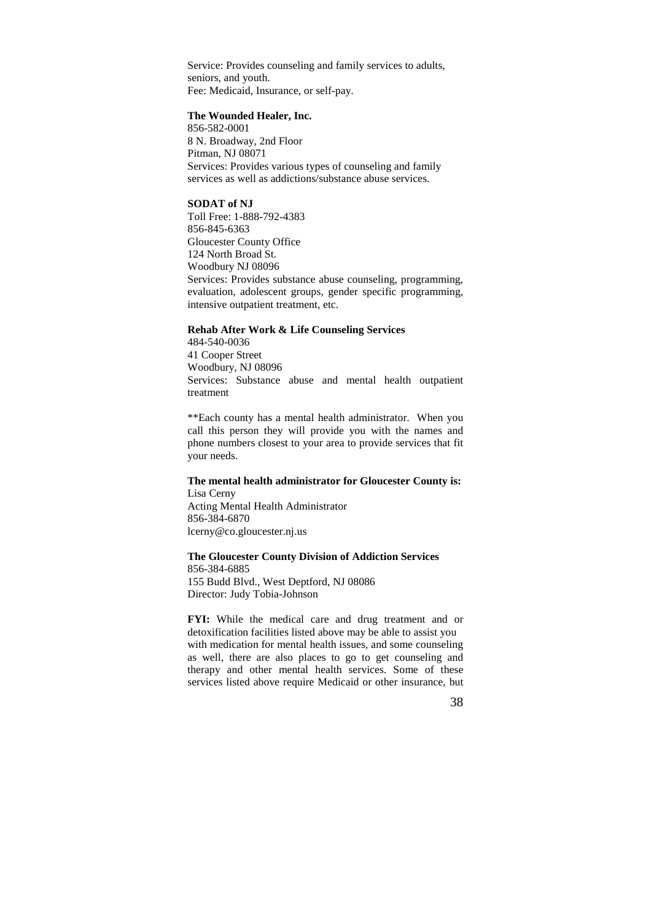Service: Provides counseling and family services to adults, seniors, and youth.
Fee: Medicaid, Insurance, or self-pay.

**The Wounded Healer, Inc.**
856-582-0001
8 N. Broadway, 2nd Floor
Pitman, NJ 08071
Services: Provides various types of counseling and family services as well as addictions/substance abuse services.

**SODAT of NJ**
Toll Free: 1-888-792-4383
856-845-6363
Gloucester County Office
124 North Broad St.
Woodbury NJ 08096
Services: Provides substance abuse counseling, programming, evaluation, adolescent groups, gender specific programming, intensive outpatient treatment, etc.

**Rehab After Work & Life Counseling Services**
484-540-0036
41 Cooper Street
Woodbury, NJ 08096
Services: Substance abuse and mental health outpatient treatment

**Each county has a mental health administrator. When you call this person they will provide you with the names and phone numbers closest to your area to provide services that fit your needs.

**The mental health administrator for Gloucester County is:**
Lisa Cerny
Acting Mental Health Administrator
856-384-6870
lcerny@co.gloucester.nj.us

**The Gloucester County Division of Addiction Services**
856-384-6885
155 Budd Blvd., West Deptford, NJ 08086
Director: Judy Tobia-Johnson

**FYI:** While the medical care and drug treatment and or detoxification facilities listed above may be able to assist you with medication for mental health issues, and some counseling as well, there are also places to go to get counseling and therapy and other mental health services. Some of these services listed above require Medicaid or other insurance, but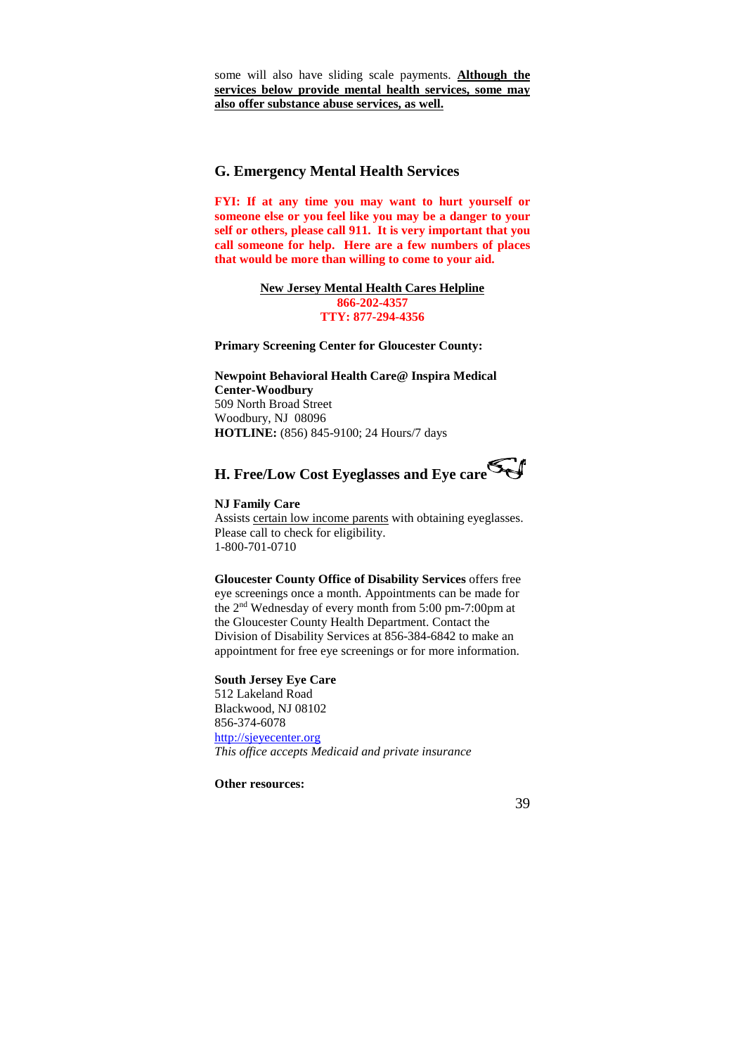some will also have sliding scale payments. **Although the services below provide mental health services, some may also offer substance abuse services, as well.**

## G. Emergency Mental Health Services

**FYI: If at any time you may want to hurt yourself or someone else or you feel like you may be a danger to your self or others, please call 911. It is very important that you call someone for help. Here are a few numbers of places that would be more than willing to come to your aid.**

**New Jersey Mental Health Cares Helpline**
**866-202-4357**
**TTY: 877-294-4356**

**Primary Screening Center for Gloucester County:**

**Newpoint Behavioral Health Care@ Inspira Medical Center-Woodbury**
509 North Broad Street
Woodbury, NJ 08096
**HOTLINE:** (856) 845-9100; 24 Hours/7 days

## H. Free/Low Cost Eyeglasses and Eye care

**NJ Family Care**
Assists certain low income parents with obtaining eyeglasses. Please call to check for eligibility.
1-800-701-0710

**Gloucester County Office of Disability Services** offers free eye screenings once a month. Appointments can be made for the 2nd Wednesday of every month from 5:00 pm-7:00pm at the Gloucester County Health Department. Contact the Division of Disability Services at 856-384-6842 to make an appointment for free eye screenings or for more information.

**South Jersey Eye Care**
512 Lakeland Road
Blackwood, NJ 08102
856-374-6078
http://sjeyecenter.org
*This office accepts Medicaid and private insurance*

**Other resources:**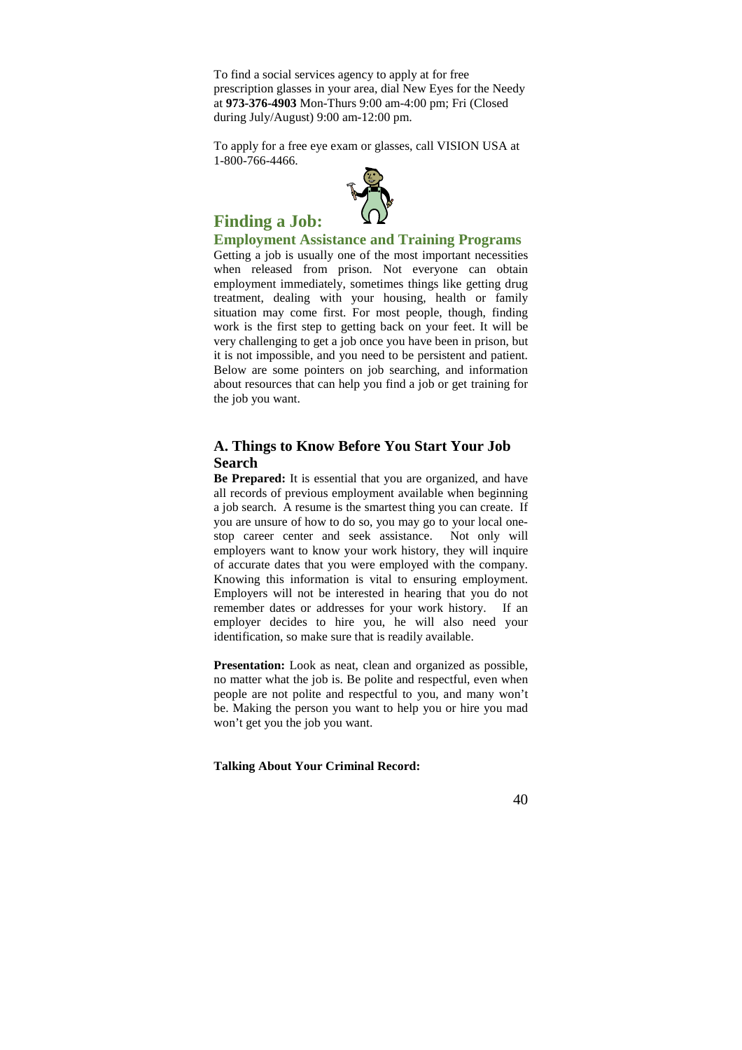To find a social services agency to apply at for free prescription glasses in your area, dial New Eyes for the Needy at **973-376-4903** Mon-Thurs 9:00 am-4:00 pm; Fri (Closed during July/August) 9:00 am-12:00 pm.

To apply for a free eye exam or glasses, call VISION USA at 1-800-766-4466.

# Finding a Job:

## Employment Assistance and Training Programs

Getting a job is usually one of the most important necessities when released from prison. Not everyone can obtain employment immediately, sometimes things like getting drug treatment, dealing with your housing, health or family situation may come first. For most people, though, finding work is the first step to getting back on your feet. It will be very challenging to get a job once you have been in prison, but it is not impossible, and you need to be persistent and patient. Below are some pointers on job searching, and information about resources that can help you find a job or get training for the job you want.

### A. Things to Know Before You Start Your Job Search

**Be Prepared:** It is essential that you are organized, and have all records of previous employment available when beginning a job search. A resume is the smartest thing you can create. If you are unsure of how to do so, you may go to your local one-stop career center and seek assistance. Not only will employers want to know your work history, they will inquire of accurate dates that you were employed with the company. Knowing this information is vital to ensuring employment. Employers will not be interested in hearing that you do not remember dates or addresses for your work history. If an employer decides to hire you, he will also need your identification, so make sure that is readily available.

**Presentation:** Look as neat, clean and organized as possible, no matter what the job is. Be polite and respectful, even when people are not polite and respectful to you, and many won't be. Making the person you want to help you or hire you mad won't get you the job you want.

**Talking About Your Criminal Record:**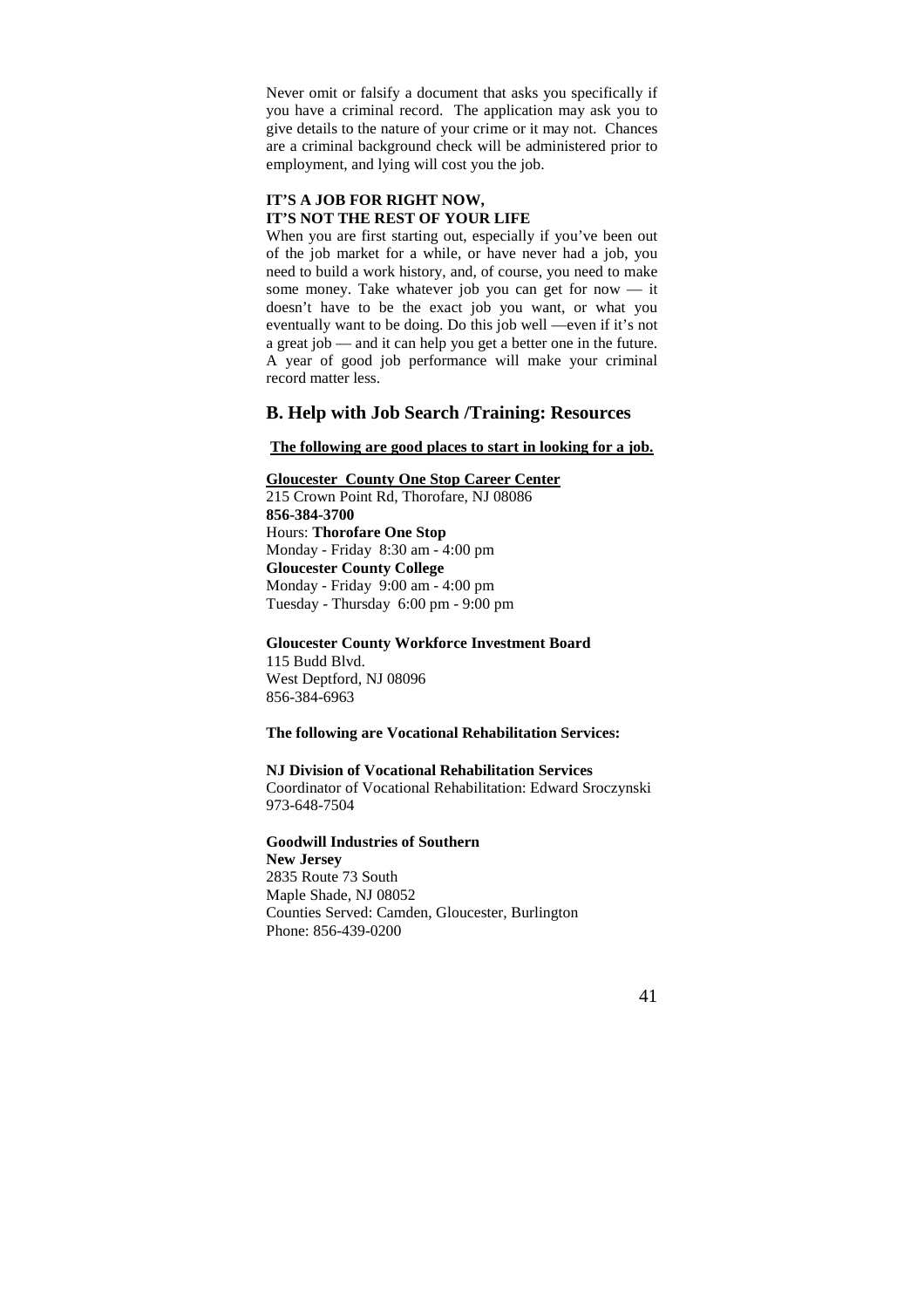Never omit or falsify a document that asks you specifically if you have a criminal record. The application may ask you to give details to the nature of your crime or it may not. Chances are a criminal background check will be administered prior to employment, and lying will cost you the job.

**IT'S A JOB FOR RIGHT NOW,**
**IT'S NOT THE REST OF YOUR LIFE**

When you are first starting out, especially if you've been out of the job market for a while, or have never had a job, you need to build a work history, and, of course, you need to make some money. Take whatever job you can get for now — it doesn't have to be the exact job you want, or what you eventually want to be doing. Do this job well —even if it's not a great job — and it can help you get a better one in the future. A year of good job performance will make your criminal record matter less.

## B. Help with Job Search /Training: Resources

**The following are good places to start in looking for a job.**

**Gloucester County One Stop Career Center**
215 Crown Point Rd, Thorofare, NJ 08086
**856-384-3700**
Hours: **Thorofare One Stop**
Monday - Friday 8:30 am - 4:00 pm
**Gloucester County College**
Monday - Friday 9:00 am - 4:00 pm
Tuesday - Thursday 6:00 pm - 9:00 pm

**Gloucester County Workforce Investment Board**
115 Budd Blvd.
West Deptford, NJ 08096
856-384-6963

**The following are Vocational Rehabilitation Services:**

**NJ Division of Vocational Rehabilitation Services**
Coordinator of Vocational Rehabilitation: Edward Sroczynski
973-648-7504

**Goodwill Industries of Southern New Jersey**
2835 Route 73 South
Maple Shade, NJ 08052
Counties Served: Camden, Gloucester, Burlington
Phone: 856-439-0200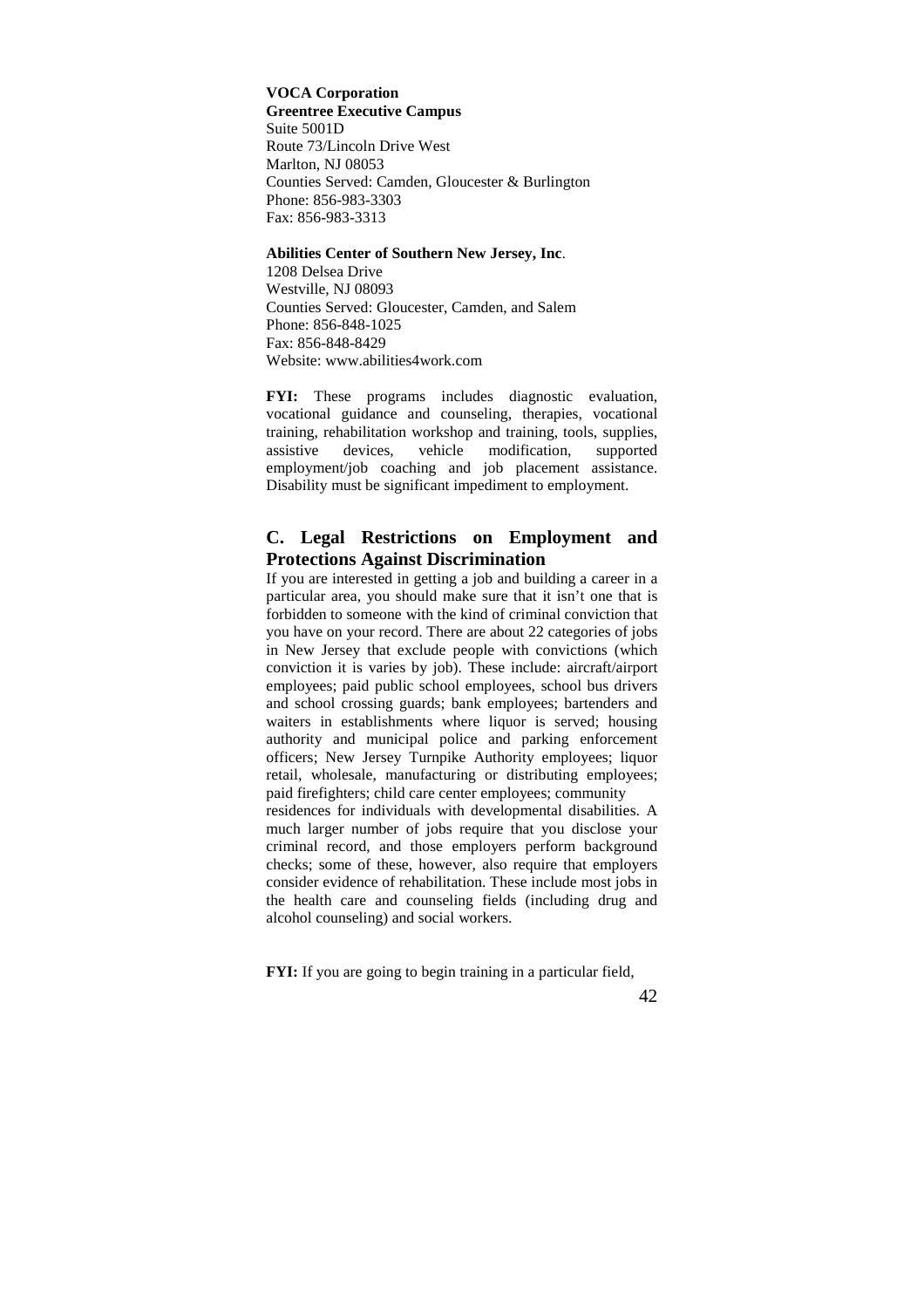**VOCA Corporation**
**Greentree Executive Campus**
Suite 5001D
Route 73/Lincoln Drive West
Marlton, NJ 08053
Counties Served: Camden, Gloucester & Burlington
Phone: 856-983-3303
Fax: 856-983-3313

**Abilities Center of Southern New Jersey, Inc**.
1208 Delsea Drive
Westville, NJ 08093
Counties Served: Gloucester, Camden, and Salem
Phone: 856-848-1025
Fax: 856-848-8429
Website: www.abilities4work.com

**FYI:** These programs includes diagnostic evaluation, vocational guidance and counseling, therapies, vocational training, rehabilitation workshop and training, tools, supplies, assistive devices, vehicle modification, supported employment/job coaching and job placement assistance. Disability must be significant impediment to employment.

## C. Legal Restrictions on Employment and Protections Against Discrimination

If you are interested in getting a job and building a career in a particular area, you should make sure that it isn't one that is forbidden to someone with the kind of criminal conviction that you have on your record. There are about 22 categories of jobs in New Jersey that exclude people with convictions (which conviction it is varies by job). These include: aircraft/airport employees; paid public school employees, school bus drivers and school crossing guards; bank employees; bartenders and waiters in establishments where liquor is served; housing authority and municipal police and parking enforcement officers; New Jersey Turnpike Authority employees; liquor retail, wholesale, manufacturing or distributing employees; paid firefighters; child care center employees; community residences for individuals with developmental disabilities. A much larger number of jobs require that you disclose your criminal record, and those employers perform background checks; some of these, however, also require that employers consider evidence of rehabilitation. These include most jobs in the health care and counseling fields (including drug and alcohol counseling) and social workers.

**FYI:** If you are going to begin training in a particular field,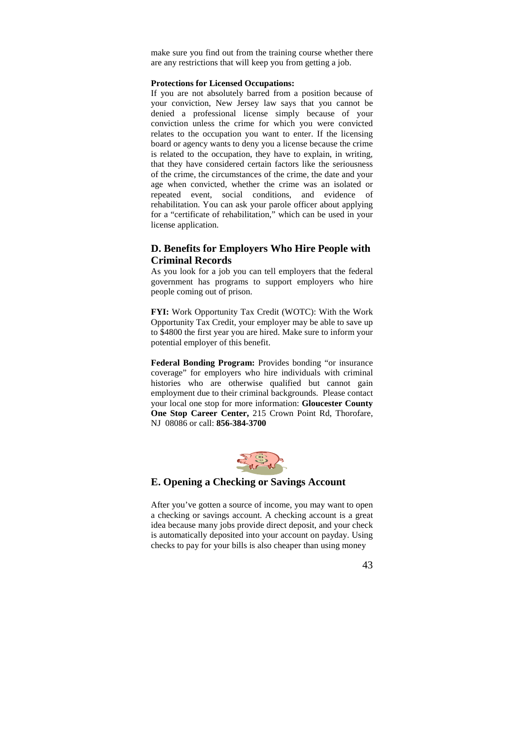make sure you find out from the training course whether there are any restrictions that will keep you from getting a job.

**Protections for Licensed Occupations:**

If you are not absolutely barred from a position because of your conviction, New Jersey law says that you cannot be denied a professional license simply because of your conviction unless the crime for which you were convicted relates to the occupation you want to enter. If the licensing board or agency wants to deny you a license because the crime is related to the occupation, they have to explain, in writing, that they have considered certain factors like the seriousness of the crime, the circumstances of the crime, the date and your age when convicted, whether the crime was an isolated or repeated event, social conditions, and evidence of rehabilitation. You can ask your parole officer about applying for a "certificate of rehabilitation," which can be used in your license application.

## D. Benefits for Employers Who Hire People with Criminal Records

As you look for a job you can tell employers that the federal government has programs to support employers who hire people coming out of prison.

**FYI:** Work Opportunity Tax Credit (WOTC): With the Work Opportunity Tax Credit, your employer may be able to save up to $4800 the first year you are hired. Make sure to inform your potential employer of this benefit.

**Federal Bonding Program:** Provides bonding "or insurance coverage" for employers who hire individuals with criminal histories who are otherwise qualified but cannot gain employment due to their criminal backgrounds. Please contact your local one stop for more information: **Gloucester County One Stop Career Center,** 215 Crown Point Rd, Thorofare, NJ 08086 or call: **856-384-3700**

## E. Opening a Checking or Savings Account

After you've gotten a source of income, you may want to open a checking or savings account. A checking account is a great idea because many jobs provide direct deposit, and your check is automatically deposited into your account on payday. Using checks to pay for your bills is also cheaper than using money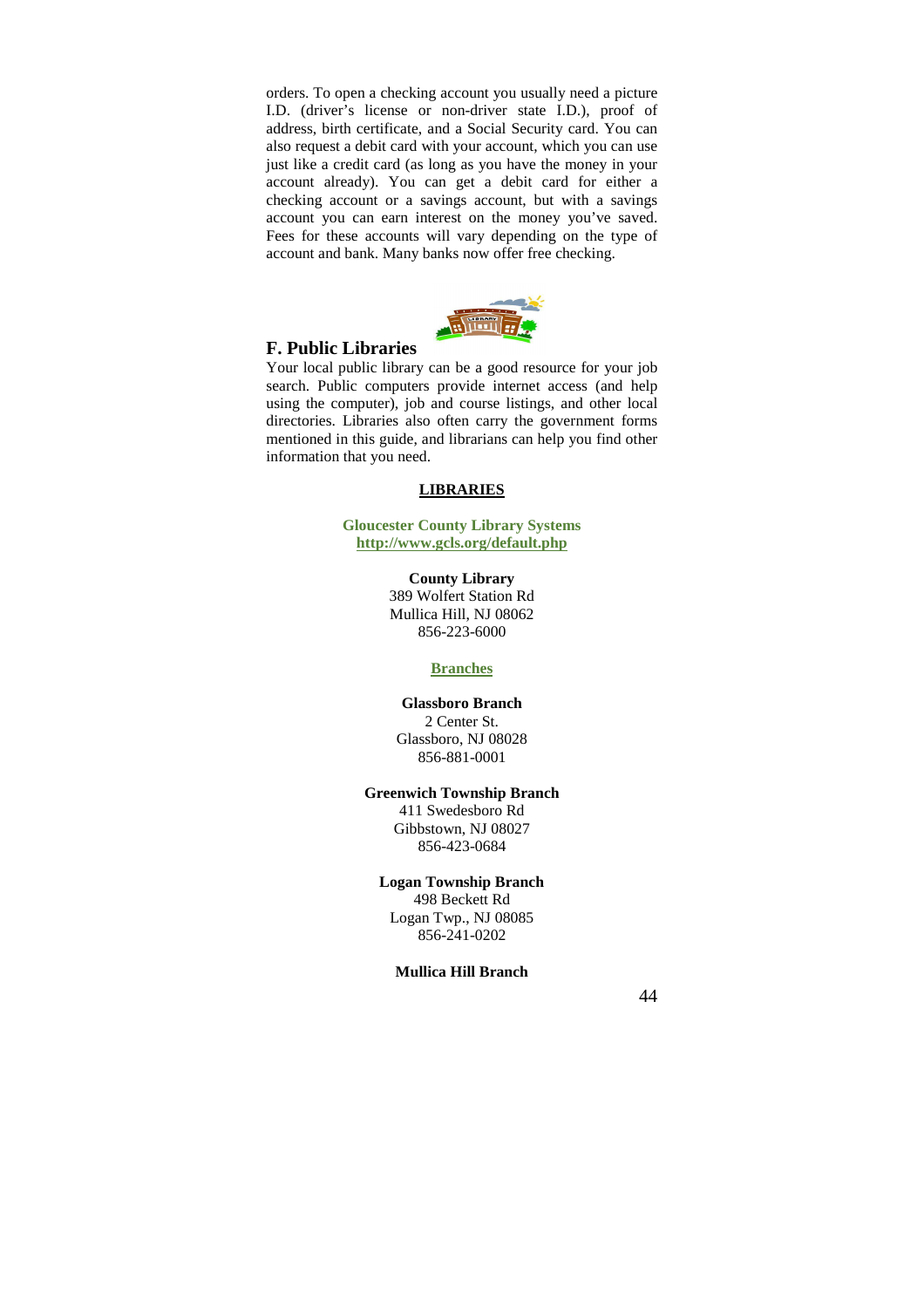orders. To open a checking account you usually need a picture I.D. (driver's license or non-driver state I.D.), proof of address, birth certificate, and a Social Security card. You can also request a debit card with your account, which you can use just like a credit card (as long as you have the money in your account already). You can get a debit card for either a checking account or a savings account, but with a savings account you can earn interest on the money you've saved. Fees for these accounts will vary depending on the type of account and bank. Many banks now offer free checking.

## F. Public Libraries

Your local public library can be a good resource for your job search. Public computers provide internet access (and help using the computer), job and course listings, and other local directories. Libraries also often carry the government forms mentioned in this guide, and librarians can help you find other information that you need.

**LIBRARIES**

**Gloucester County Library Systems**
**http://www.gcls.org/default.php**

**County Library**
389 Wolfert Station Rd
Mullica Hill, NJ 08062
856-223-6000

**Branches**

**Glassboro Branch**
2 Center St.
Glassboro, NJ 08028
856-881-0001

**Greenwich Township Branch**
411 Swedesboro Rd
Gibbstown, NJ 08027
856-423-0684

**Logan Township Branch**
498 Beckett Rd
Logan Twp., NJ 08085
856-241-0202

**Mullica Hill Branch**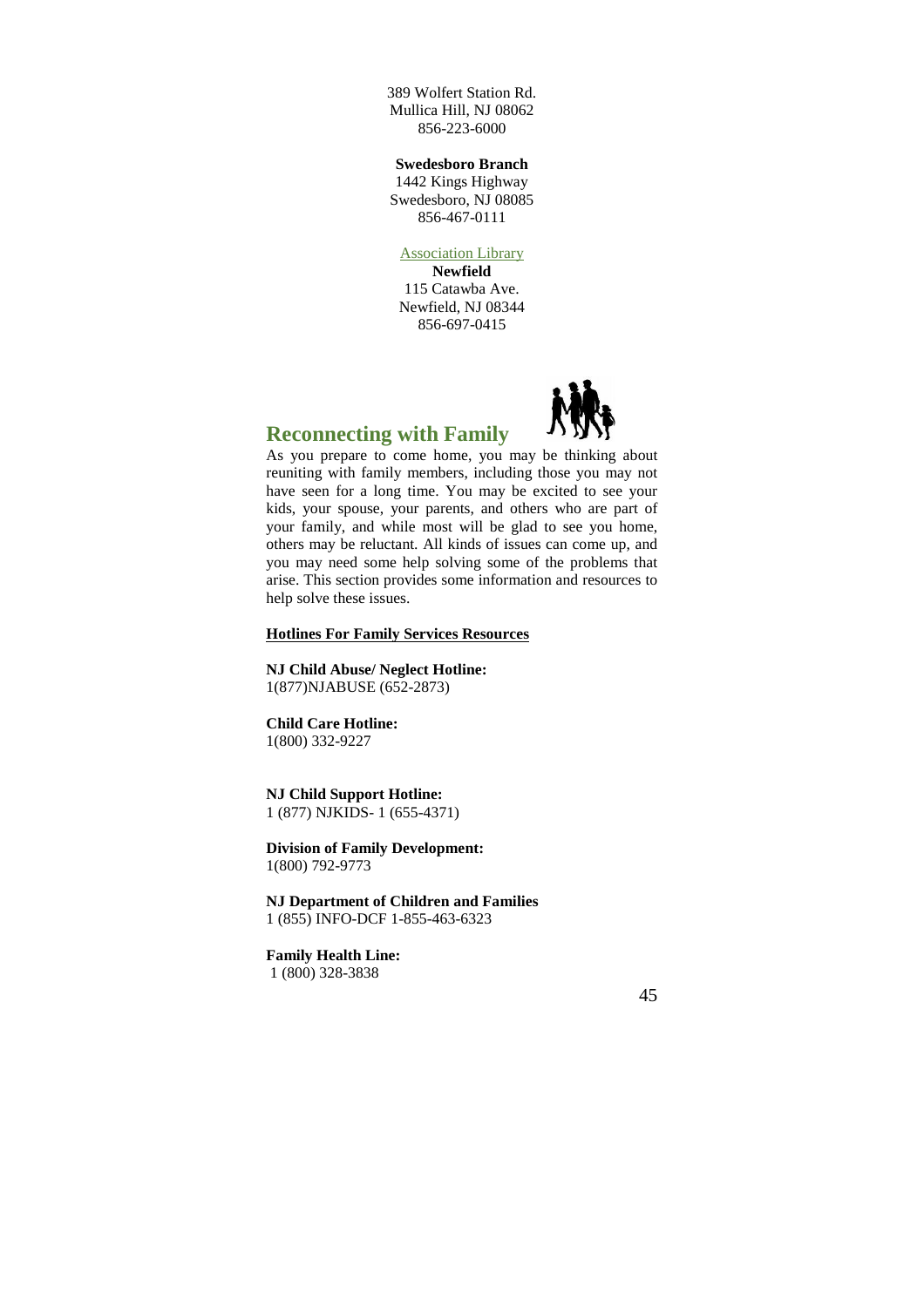389 Wolfert Station Rd.
Mullica Hill, NJ 08062
856-223-6000

**Swedesboro Branch**
1442 Kings Highway
Swedesboro, NJ 08085
856-467-0111

Association Library
**Newfield**
115 Catawba Ave.
Newfield, NJ 08344
856-697-0415

## Reconnecting with Family

As you prepare to come home, you may be thinking about reuniting with family members, including those you may not have seen for a long time. You may be excited to see your kids, your spouse, your parents, and others who are part of your family, and while most will be glad to see you home, others may be reluctant. All kinds of issues can come up, and you may need some help solving some of the problems that arise. This section provides some information and resources to help solve these issues.

**Hotlines For Family Services Resources**

**NJ Child Abuse/ Neglect Hotline:**
1(877)NJABUSE (652-2873)

**Child Care Hotline:**
1(800) 332-9227

**NJ Child Support Hotline:**
1 (877) NJKIDS- 1 (655-4371)

**Division of Family Development:**
1(800) 792-9773

**NJ Department of Children and Families**
1 (855) INFO-DCF 1-855-463-6323

**Family Health Line:**
1 (800) 328-3838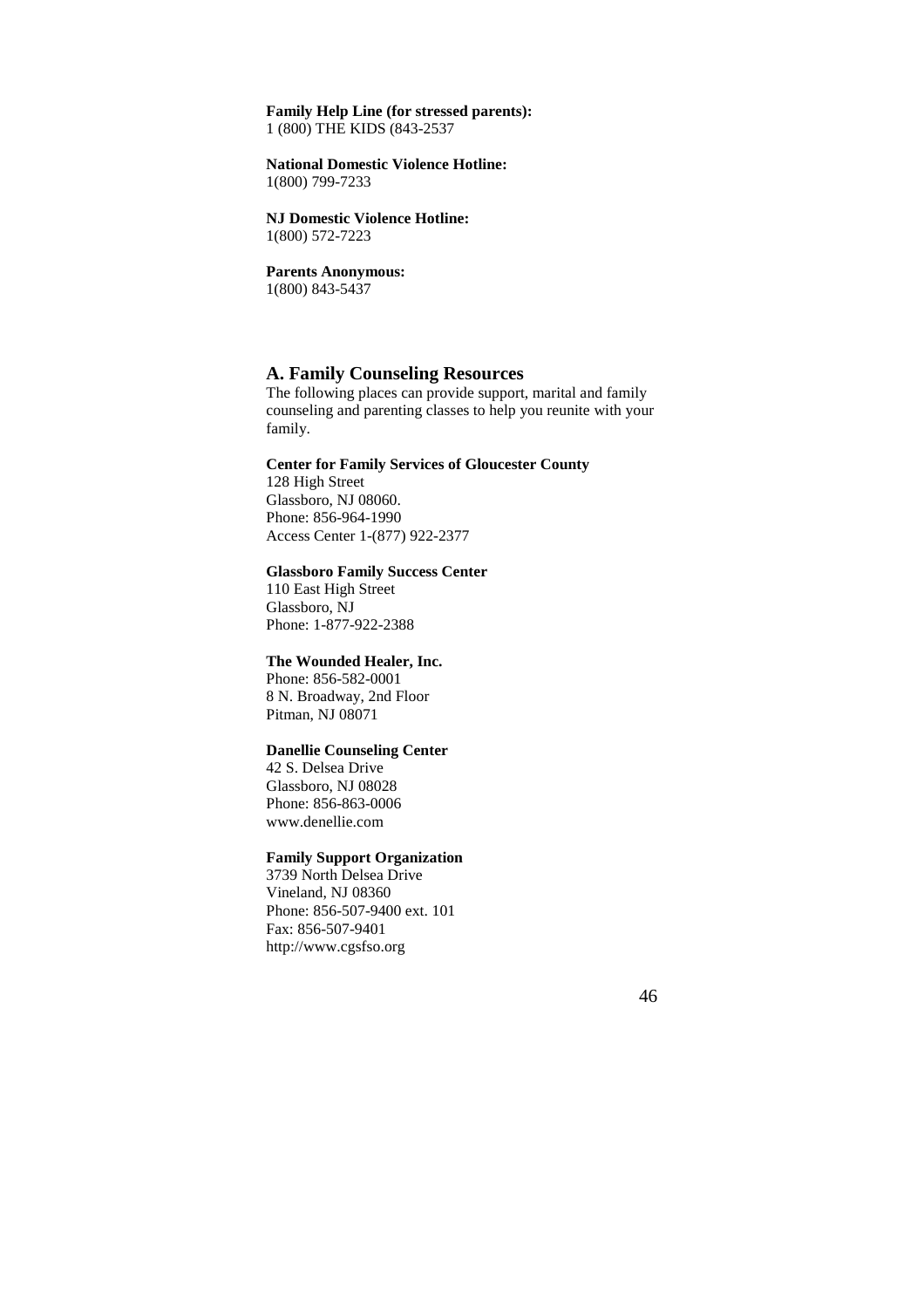**Family Help Line (for stressed parents):**
1 (800) THE KIDS (843-2537

**National Domestic Violence Hotline:**
1(800) 799-7233

**NJ Domestic Violence Hotline:**
1(800) 572-7223

**Parents Anonymous:**
1(800) 843-5437

## A. Family Counseling Resources

The following places can provide support, marital and family counseling and parenting classes to help you reunite with your family.

**Center for Family Services of Gloucester County**
128 High Street
Glassboro, NJ 08060.
Phone: 856-964-1990
Access Center 1-(877) 922-2377

**Glassboro Family Success Center**
110 East High Street
Glassboro, NJ
Phone: 1-877-922-2388

**The Wounded Healer, Inc.**
Phone: 856-582-0001
8 N. Broadway, 2nd Floor
Pitman, NJ 08071

**Danellie Counseling Center**
42 S. Delsea Drive
Glassboro, NJ 08028
Phone: 856-863-0006
www.denellie.com

**Family Support Organization**
3739 North Delsea Drive
Vineland, NJ 08360
Phone: 856-507-9400 ext. 101
Fax: 856-507-9401
http://www.cgsfso.org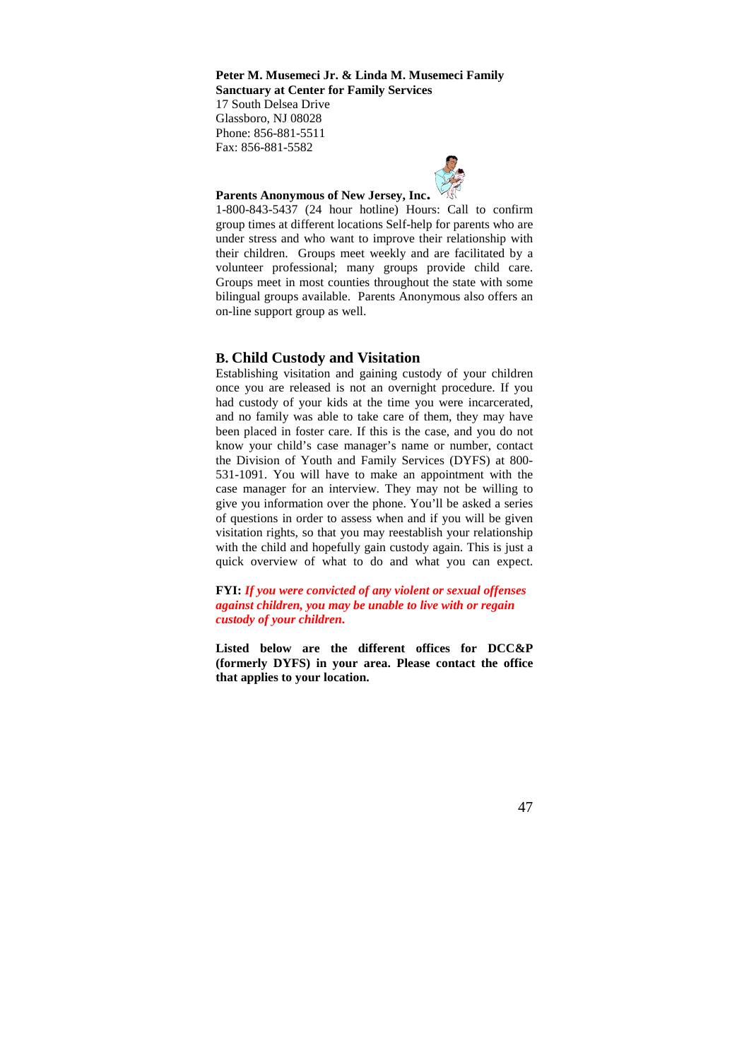**Peter M. Musemeci Jr. & Linda M. Musemeci Family Sanctuary at Center for Family Services**
17 South Delsea Drive
Glassboro, NJ 08028
Phone: 856-881-5511
Fax: 856-881-5582

**Parents Anonymous of New Jersey, Inc.**
1-800-843-5437 (24 hour hotline) Hours: Call to confirm group times at different locations Self-help for parents who are under stress and who want to improve their relationship with their children. Groups meet weekly and are facilitated by a volunteer professional; many groups provide child care. Groups meet in most counties throughout the state with some bilingual groups available. Parents Anonymous also offers an on-line support group as well.

## B. Child Custody and Visitation

Establishing visitation and gaining custody of your children once you are released is not an overnight procedure. If you had custody of your kids at the time you were incarcerated, and no family was able to take care of them, they may have been placed in foster care. If this is the case, and you do not know your child's case manager's name or number, contact the Division of Youth and Family Services (DYFS) at 800-531-1091. You will have to make an appointment with the case manager for an interview. They may not be willing to give you information over the phone. You'll be asked a series of questions in order to assess when and if you will be given visitation rights, so that you may reestablish your relationship with the child and hopefully gain custody again. This is just a quick overview of what to do and what you can expect.

**FYI:** ***If you were convicted of any violent or sexual offenses against children, you may be unable to live with or regain custody of your children.***

**Listed below are the different offices for DCC&P (formerly DYFS) in your area. Please contact the office that applies to your location.**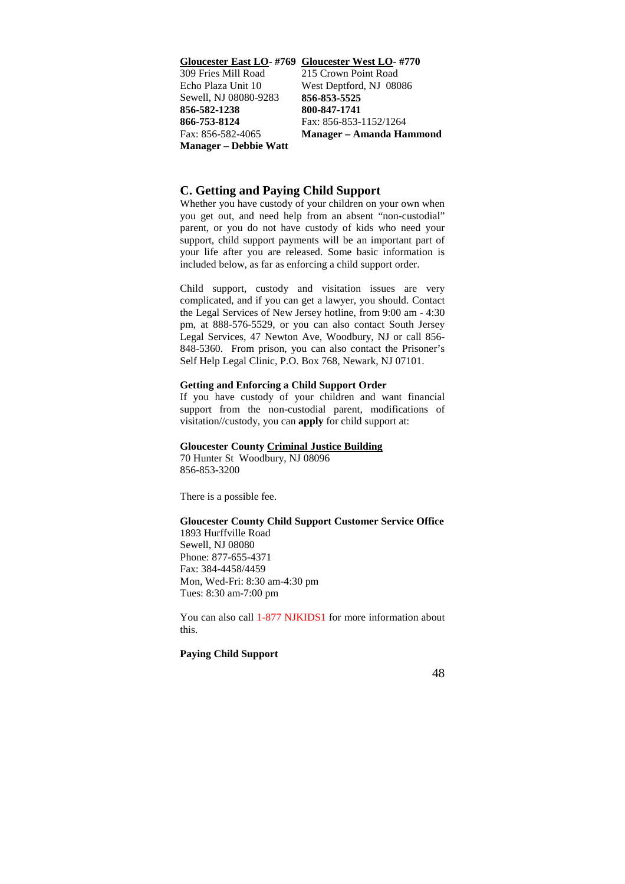**<u>Gloucester East LO</u>- #769**
309 Fries Mill Road
Echo Plaza Unit 10
Sewell, NJ 08080-9283
**856-582-1238**
**866-753-8124**
Fax: 856-582-4065
**Manager – Debbie Watt**

**<u>Gloucester West LO</u>- #770**
215 Crown Point Road
West Deptford, NJ 08086
**856-853-5525**
**800-847-1741**
Fax: 856-853-1152/1264
**Manager – Amanda Hammond**

## C. Getting and Paying Child Support

Whether you have custody of your children on your own when you get out, and need help from an absent "non-custodial" parent, or you do not have custody of kids who need your support, child support payments will be an important part of your life after you are released. Some basic information is included below, as far as enforcing a child support order.

Child support, custody and visitation issues are very complicated, and if you can get a lawyer, you should. Contact the Legal Services of New Jersey hotline, from 9:00 am - 4:30 pm, at 888-576-5529, or you can also contact South Jersey Legal Services, 47 Newton Ave, Woodbury, NJ or call 856-848-5360. From prison, you can also contact the Prisoner's Self Help Legal Clinic, P.O. Box 768, Newark, NJ 07101.

### Getting and Enforcing a Child Support Order

If you have custody of your children and want financial support from the non-custodial parent, modifications of visitation//custody, you can **apply** for child support at:

**Gloucester County <u>Criminal Justice Building</u>**
70 Hunter St Woodbury, NJ 08096
856-853-3200

There is a possible fee.

**Gloucester County Child Support Customer Service Office**
1893 Hurffville Road
Sewell, NJ 08080
Phone: 877-655-4371
Fax: 384-4458/4459
Mon, Wed-Fri: 8:30 am-4:30 pm
Tues: 8:30 am-7:00 pm

You can also call 1-877 NJKIDS1 for more information about this.

### Paying Child Support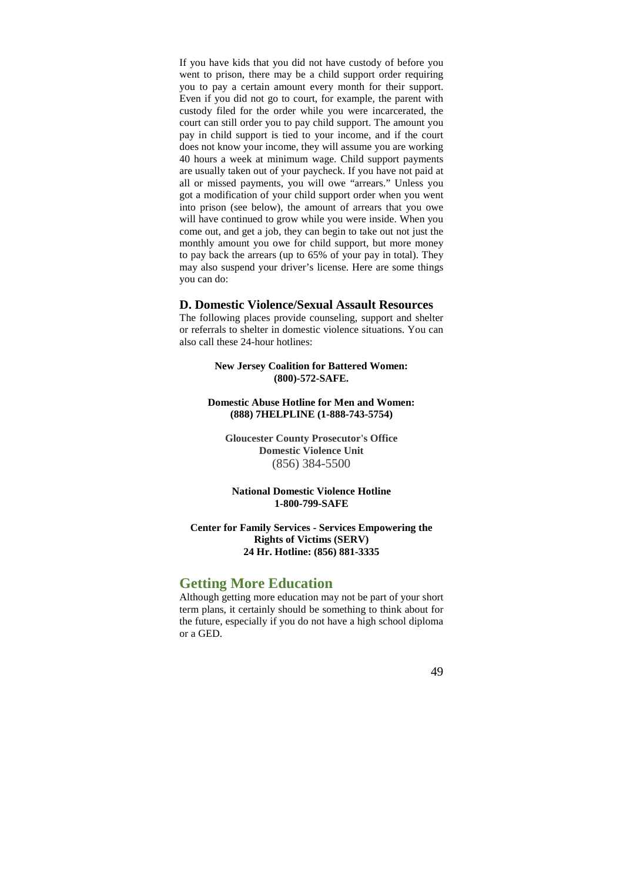If you have kids that you did not have custody of before you went to prison, there may be a child support order requiring you to pay a certain amount every month for their support. Even if you did not go to court, for example, the parent with custody filed for the order while you were incarcerated, the court can still order you to pay child support. The amount you pay in child support is tied to your income, and if the court does not know your income, they will assume you are working 40 hours a week at minimum wage. Child support payments are usually taken out of your paycheck. If you have not paid at all or missed payments, you will owe "arrears." Unless you got a modification of your child support order when you went into prison (see below), the amount of arrears that you owe will have continued to grow while you were inside. When you come out, and get a job, they can begin to take out not just the monthly amount you owe for child support, but more money to pay back the arrears (up to 65% of your pay in total). They may also suspend your driver's license. Here are some things you can do:

### D. Domestic Violence/Sexual Assault Resources

The following places provide counseling, support and shelter or referrals to shelter in domestic violence situations. You can also call these 24-hour hotlines:

**New Jersey Coalition for Battered Women:**
**(800)-572-SAFE.**

**Domestic Abuse Hotline for Men and Women:**
**(888) 7HELPLINE (1-888-743-5754)**

**Gloucester County Prosecutor's Office**
**Domestic Violence Unit**
(856) 384-5500

**National Domestic Violence Hotline**
**1-800-799-SAFE**

**Center for Family Services - Services Empowering the Rights of Victims (SERV)**
**24 Hr. Hotline: (856) 881-3335**

## Getting More Education

Although getting more education may not be part of your short term plans, it certainly should be something to think about for the future, especially if you do not have a high school diploma or a GED.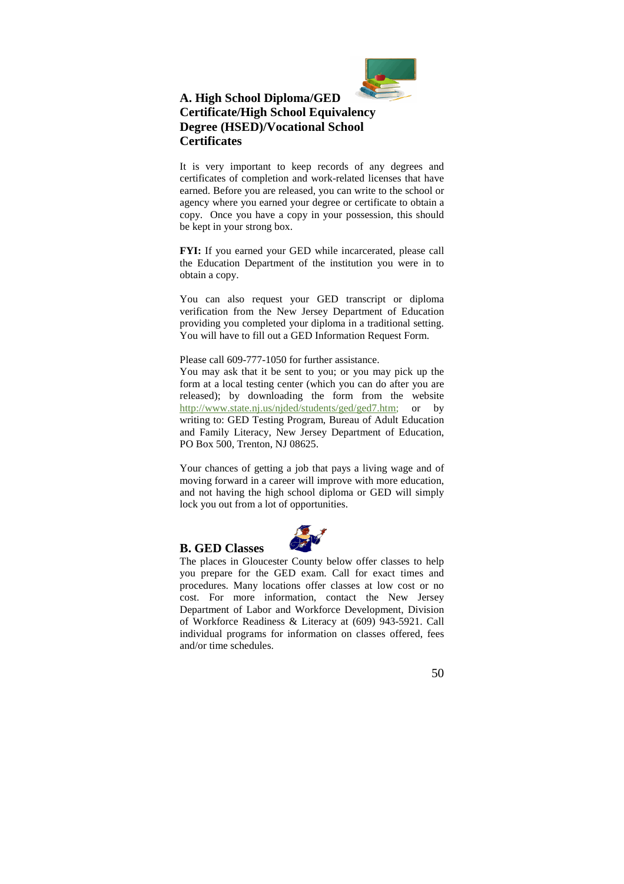## A. High School Diploma/GED Certificate/High School Equivalency Degree (HSED)/Vocational School Certificates

It is very important to keep records of any degrees and certificates of completion and work-related licenses that have earned. Before you are released, you can write to the school or agency where you earned your degree or certificate to obtain a copy. Once you have a copy in your possession, this should be kept in your strong box.

**FYI:** If you earned your GED while incarcerated, please call the Education Department of the institution you were in to obtain a copy.

You can also request your GED transcript or diploma verification from the New Jersey Department of Education providing you completed your diploma in a traditional setting. You will have to fill out a GED Information Request Form.

Please call 609-777-1050 for further assistance.
You may ask that it be sent to you; or you may pick up the form at a local testing center (which you can do after you are released); by downloading the form from the website http://www.state.nj.us/njded/students/ged/ged7.htm; or by writing to: GED Testing Program, Bureau of Adult Education and Family Literacy, New Jersey Department of Education, PO Box 500, Trenton, NJ 08625.

Your chances of getting a job that pays a living wage and of moving forward in a career will improve with more education, and not having the high school diploma or GED will simply lock you out from a lot of opportunities.

## B. GED Classes

The places in Gloucester County below offer classes to help you prepare for the GED exam. Call for exact times and procedures. Many locations offer classes at low cost or no cost. For more information, contact the New Jersey Department of Labor and Workforce Development, Division of Workforce Readiness & Literacy at (609) 943-5921. Call individual programs for information on classes offered, fees and/or time schedules.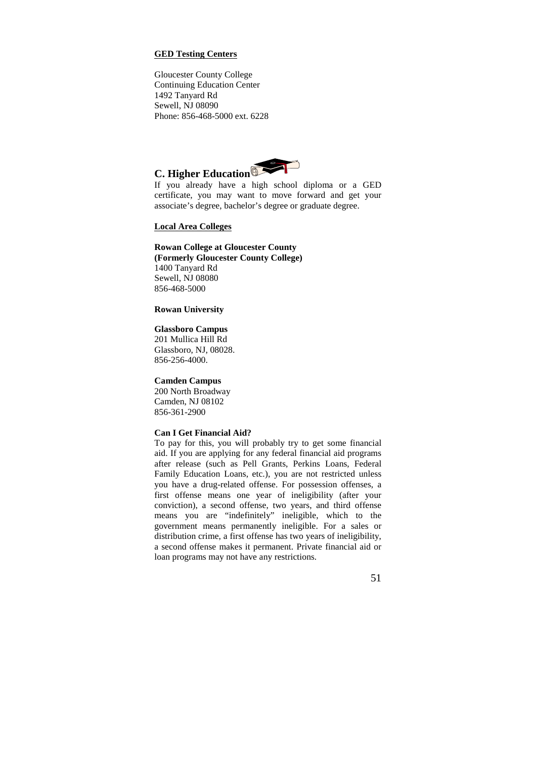**GED Testing Centers**

Gloucester County College
Continuing Education Center
1492 Tanyard Rd
Sewell, NJ 08090
Phone: 856-468-5000 ext. 6228

## C. Higher Education

If you already have a high school diploma or a GED certificate, you may want to move forward and get your associate's degree, bachelor's degree or graduate degree.

**Local Area Colleges**

**Rowan College at Gloucester County**
**(Formerly Gloucester County College)**
1400 Tanyard Rd
Sewell, NJ 08080
856-468-5000

**Rowan University**

**Glassboro Campus**
201 Mullica Hill Rd
Glassboro, NJ, 08028.
856-256-4000.

**Camden Campus**
200 North Broadway
Camden, NJ 08102
856-361-2900

**Can I Get Financial Aid?**

To pay for this, you will probably try to get some financial aid. If you are applying for any federal financial aid programs after release (such as Pell Grants, Perkins Loans, Federal Family Education Loans, etc.), you are not restricted unless you have a drug-related offense. For possession offenses, a first offense means one year of ineligibility (after your conviction), a second offense, two years, and third offense means you are "indefinitely" ineligible, which to the government means permanently ineligible. For a sales or distribution crime, a first offense has two years of ineligibility, a second offense makes it permanent. Private financial aid or loan programs may not have any restrictions.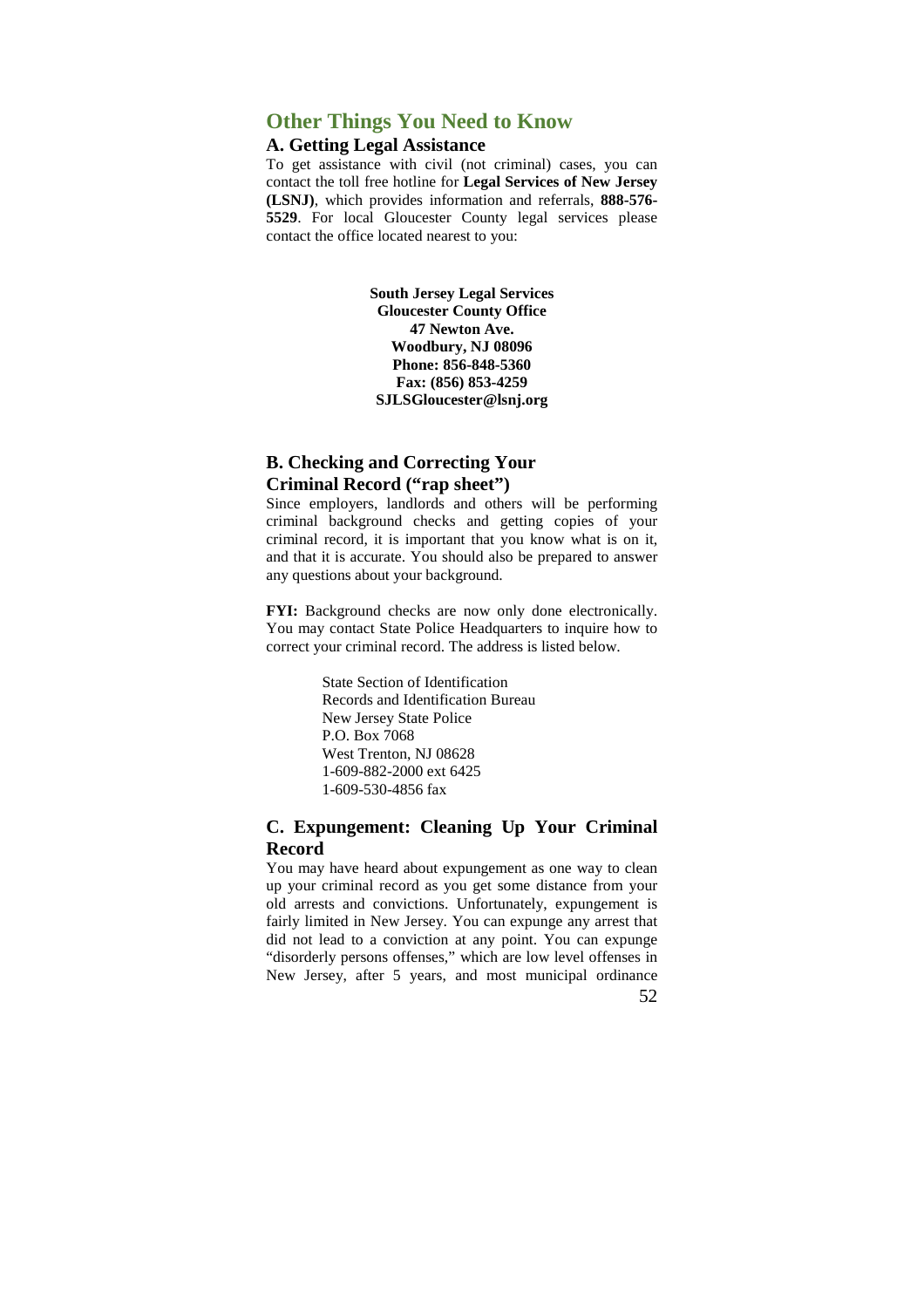## Other Things You Need to Know

### A. Getting Legal Assistance

To get assistance with civil (not criminal) cases, you can contact the toll free hotline for **Legal Services of New Jersey (LSNJ)**, which provides information and referrals, **888-576-5529**. For local Gloucester County legal services please contact the office located nearest to you:

**South Jersey Legal Services**
**Gloucester County Office**
**47 Newton Ave.**
**Woodbury, NJ 08096**
**Phone: 856-848-5360**
**Fax: (856) 853-4259**
**SJLSGloucester@lsnj.org**

### B. Checking and Correcting Your Criminal Record ("rap sheet")

Since employers, landlords and others will be performing criminal background checks and getting copies of your criminal record, it is important that you know what is on it, and that it is accurate. You should also be prepared to answer any questions about your background.

**FYI:** Background checks are now only done electronically. You may contact State Police Headquarters to inquire how to correct your criminal record. The address is listed below.

State Section of Identification
Records and Identification Bureau
New Jersey State Police
P.O. Box 7068
West Trenton, NJ 08628
1-609-882-2000 ext 6425
1-609-530-4856 fax

### C. Expungement: Cleaning Up Your Criminal Record

You may have heard about expungement as one way to clean up your criminal record as you get some distance from your old arrests and convictions. Unfortunately, expungement is fairly limited in New Jersey. You can expunge any arrest that did not lead to a conviction at any point. You can expunge "disorderly persons offenses," which are low level offenses in New Jersey, after 5 years, and most municipal ordinance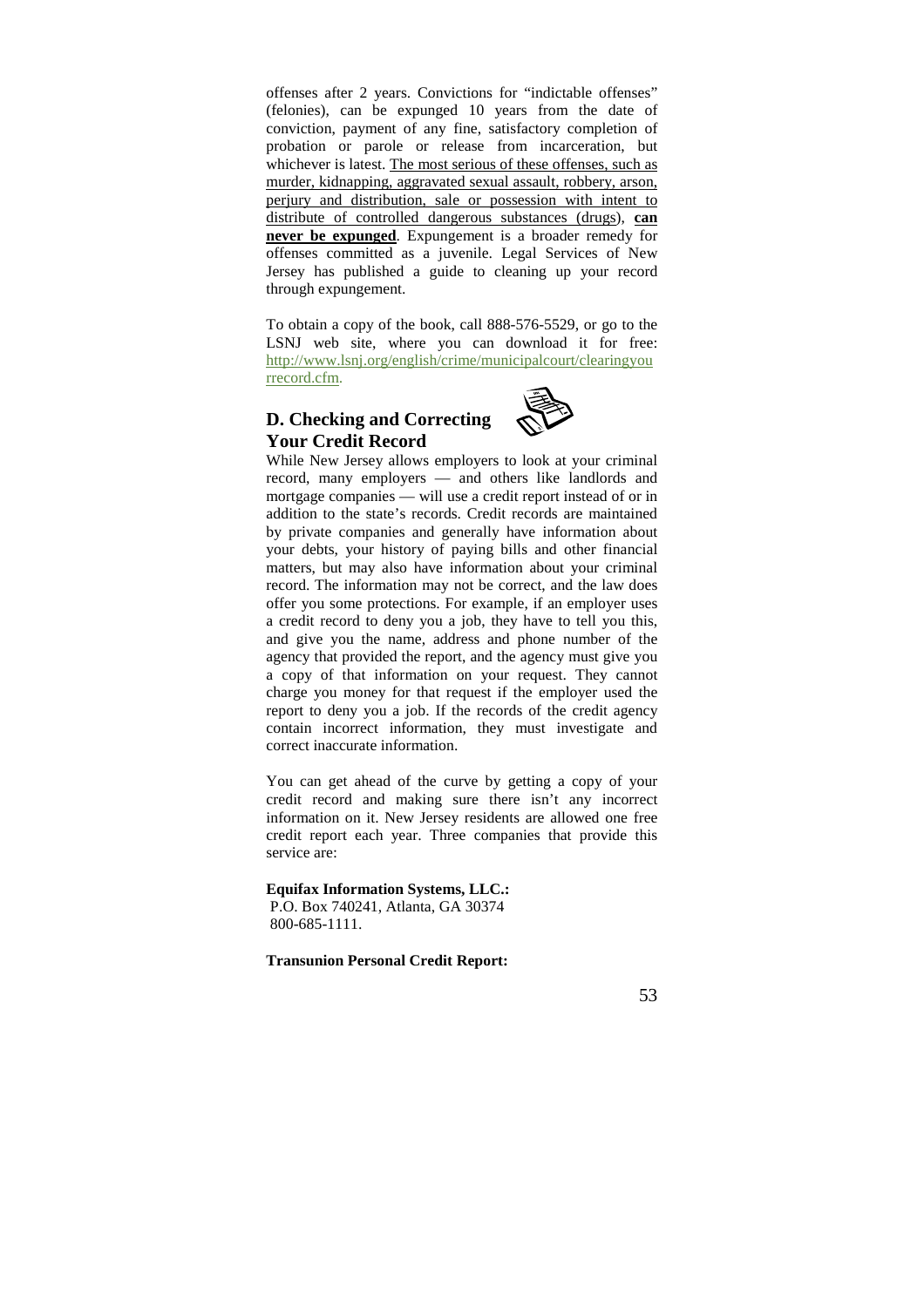offenses after 2 years. Convictions for "indictable offenses" (felonies), can be expunged 10 years from the date of conviction, payment of any fine, satisfactory completion of probation or parole or release from incarceration, but whichever is latest. The most serious of these offenses, such as murder, kidnapping, aggravated sexual assault, robbery, arson, perjury and distribution, sale or possession with intent to distribute of controlled dangerous substances (drugs), **can never be expunged**. Expungement is a broader remedy for offenses committed as a juvenile. Legal Services of New Jersey has published a guide to cleaning up your record through expungement.

To obtain a copy of the book, call 888-576-5529, or go to the LSNJ web site, where you can download it for free: http://www.lsnj.org/english/crime/municipalcourt/clearingyourrecord.cfm.

## D. Checking and Correcting Your Credit Record

While New Jersey allows employers to look at your criminal record, many employers — and others like landlords and mortgage companies — will use a credit report instead of or in addition to the state's records. Credit records are maintained by private companies and generally have information about your debts, your history of paying bills and other financial matters, but may also have information about your criminal record. The information may not be correct, and the law does offer you some protections. For example, if an employer uses a credit record to deny you a job, they have to tell you this, and give you the name, address and phone number of the agency that provided the report, and the agency must give you a copy of that information on your request. They cannot charge you money for that request if the employer used the report to deny you a job. If the records of the credit agency contain incorrect information, they must investigate and correct inaccurate information.

You can get ahead of the curve by getting a copy of your credit record and making sure there isn't any incorrect information on it. New Jersey residents are allowed one free credit report each year. Three companies that provide this service are:

**Equifax Information Systems, LLC.:**
P.O. Box 740241, Atlanta, GA 30374
800-685-1111.

**Transunion Personal Credit Report:**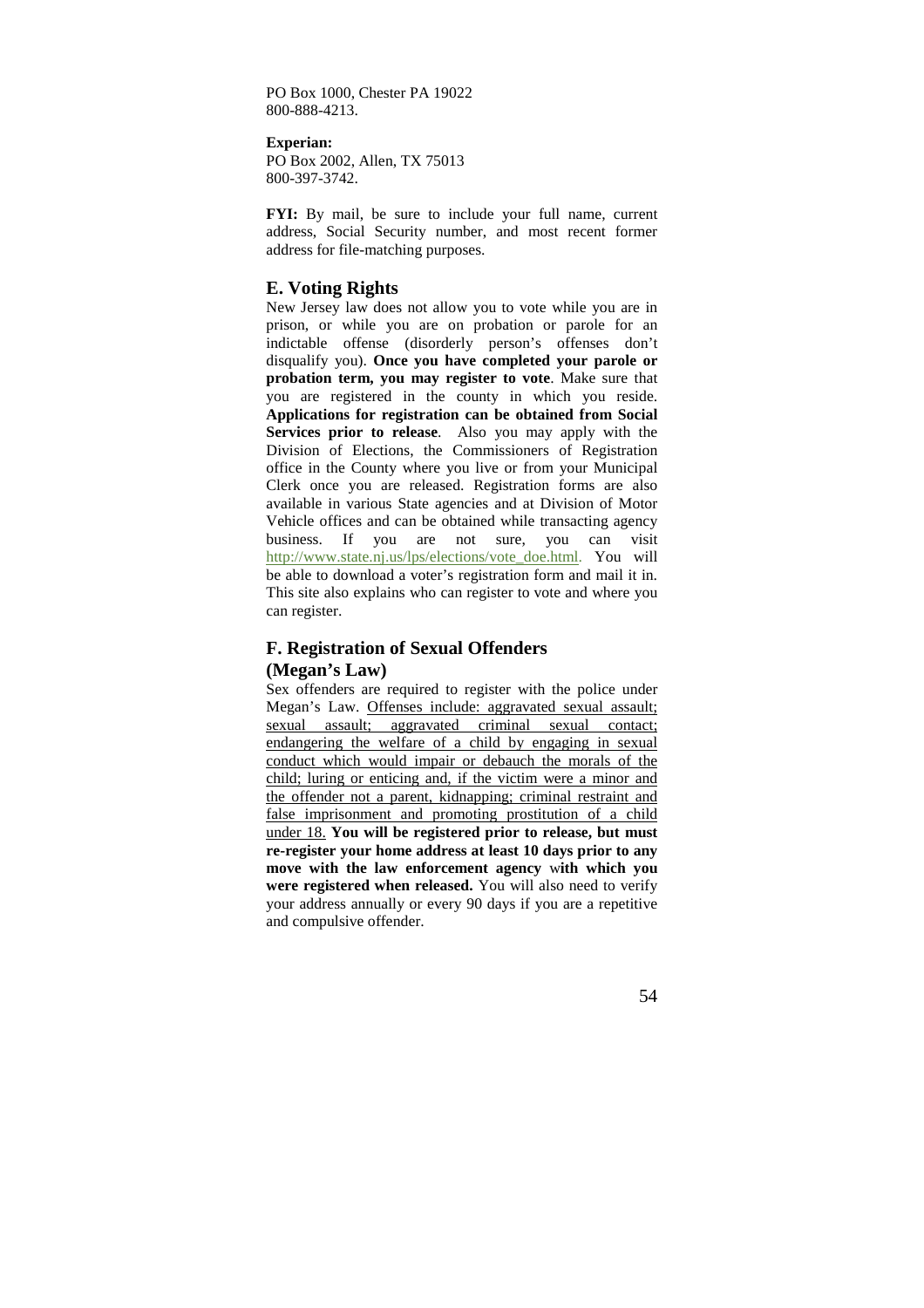PO Box 1000, Chester PA 19022
800-888-4213.

**Experian:**
PO Box 2002, Allen, TX 75013
800-397-3742.

**FYI:** By mail, be sure to include your full name, current address, Social Security number, and most recent former address for file-matching purposes.

## E. Voting Rights

New Jersey law does not allow you to vote while you are in prison, or while you are on probation or parole for an indictable offense (disorderly person's offenses don't disqualify you). **Once you have completed your parole or probation term, you may register to vote**. Make sure that you are registered in the county in which you reside. **Applications for registration can be obtained from Social Services prior to release**. Also you may apply with the Division of Elections, the Commissioners of Registration office in the County where you live or from your Municipal Clerk once you are released. Registration forms are also available in various State agencies and at Division of Motor Vehicle offices and can be obtained while transacting agency business. If you are not sure, you can visit http://www.state.nj.us/lps/elections/vote_doe.html. You will be able to download a voter's registration form and mail it in. This site also explains who can register to vote and where you can register.

## F. Registration of Sexual Offenders (Megan's Law)

Sex offenders are required to register with the police under Megan's Law. <u>Offenses include: aggravated sexual assault; sexual assault; aggravated criminal sexual contact; endangering the welfare of a child by engaging in sexual conduct which would impair or debauch the morals of the child; luring or enticing and, if the victim were a minor and the offender not a parent, kidnapping; criminal restraint and false imprisonment and promoting prostitution of a child under 18.</u> **You will be registered prior to release, but must re-register your home address at least 10 days prior to any move with the law enforcement agency with which you were registered when released.** You will also need to verify your address annually or every 90 days if you are a repetitive and compulsive offender.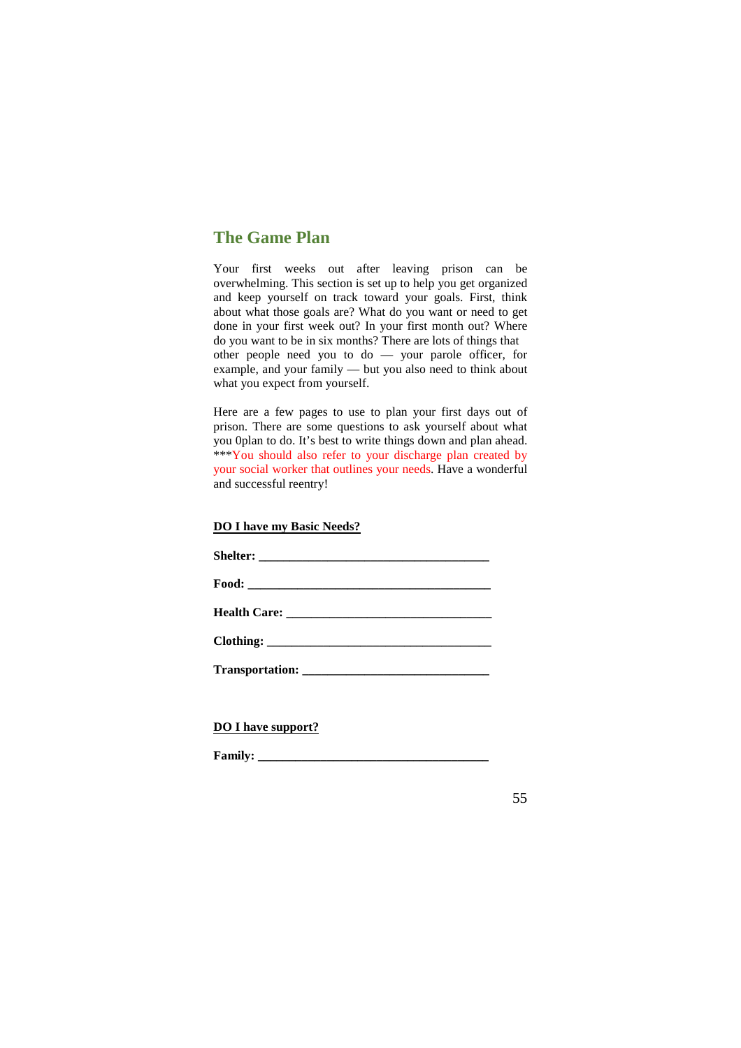## The Game Plan

Your first weeks out after leaving prison can be overwhelming. This section is set up to help you get organized and keep yourself on track toward your goals. First, think about what those goals are? What do you want or need to get done in your first week out? In your first month out? Where do you want to be in six months? There are lots of things that other people need you to do — your parole officer, for example, and your family — but you also need to think about what you expect from yourself.

Here are a few pages to use to plan your first days out of prison. There are some questions to ask yourself about what you 0plan to do. It's best to write things down and plan ahead. ***You should also refer to your discharge plan created by your social worker that outlines your needs. Have a wonderful and successful reentry!

**DO I have my Basic Needs?**

**Shelter:** ____________________________________

**Food:** ______________________________________

**Health Care:** ________________________________

**Clothing:** ___________________________________

**Transportation:** ____________________________

**DO I have support?**

**Family:** ____________________________________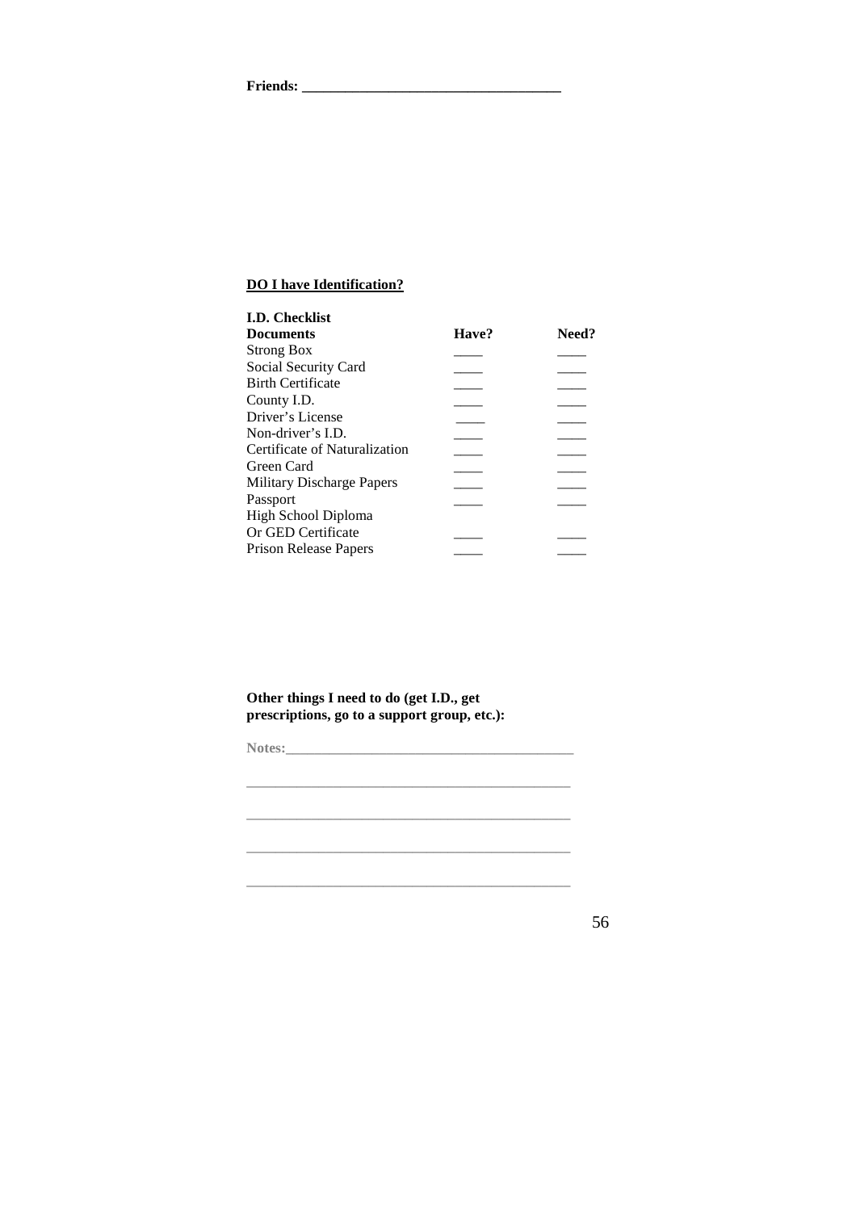**Friends: ___________________________________**

**<u>DO I have Identification?</u>**

**I.D. Checklist**

| **Documents** | **Have?** | **Need?** |
|---|---|---|
| Strong Box | ____ | ____ |
| Social Security Card | ____ | ____ |
| Birth Certificate | ____ | ____ |
| County I.D. | ____ | ____ |
| Driver's License | ____ | ____ |
| Non-driver's I.D. | ____ | ____ |
| Certificate of Naturalization | ____ | ____ |
| Green Card | ____ | ____ |
| Military Discharge Papers | ____ | ____ |
| Passport | ____ | ____ |
| High School Diploma Or GED Certificate | ____ | ____ |
| Prison Release Papers | ____ | ____ |

**Other things I need to do (get I.D., get prescriptions, go to a support group, etc.):**

**Notes:**_______________________________________

_____________________________________________

_____________________________________________

_____________________________________________

_____________________________________________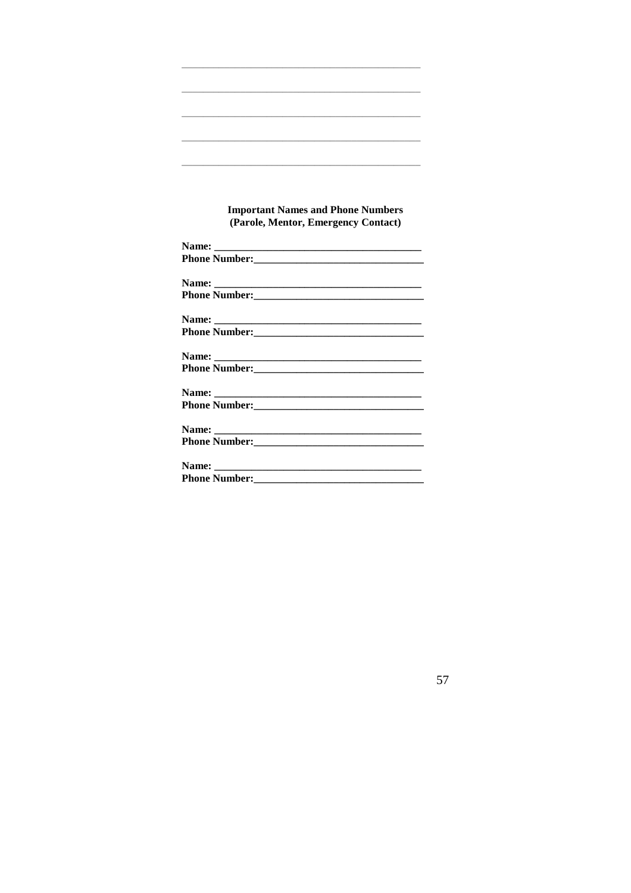\_\_\_\_\_\_\_\_\_\_\_\_\_\_\_\_\_\_\_\_\_\_\_\_\_\_\_\_\_\_\_\_\_\_\_\_\_\_\_\_\_\_\_\_

\_\_\_\_\_\_\_\_\_\_\_\_\_\_\_\_\_\_\_\_\_\_\_\_\_\_\_\_\_\_\_\_\_\_\_\_\_\_\_\_\_\_\_\_

\_\_\_\_\_\_\_\_\_\_\_\_\_\_\_\_\_\_\_\_\_\_\_\_\_\_\_\_\_\_\_\_\_\_\_\_\_\_\_\_\_\_\_\_

\_\_\_\_\_\_\_\_\_\_\_\_\_\_\_\_\_\_\_\_\_\_\_\_\_\_\_\_\_\_\_\_\_\_\_\_\_\_\_\_\_\_\_\_

\_\_\_\_\_\_\_\_\_\_\_\_\_\_\_\_\_\_\_\_\_\_\_\_\_\_\_\_\_\_\_\_\_\_\_\_\_\_\_\_\_\_\_\_

**Important Names and Phone Numbers**
**(Parole, Mentor, Emergency Contact)**

**Name: \_\_\_\_\_\_\_\_\_\_\_\_\_\_\_\_\_\_\_\_\_\_\_\_\_\_\_\_\_\_\_\_\_\_\_\_\_\_\_**
**Phone Number:\_\_\_\_\_\_\_\_\_\_\_\_\_\_\_\_\_\_\_\_\_\_\_\_\_\_\_\_\_\_\_\_\_**

**Name: \_\_\_\_\_\_\_\_\_\_\_\_\_\_\_\_\_\_\_\_\_\_\_\_\_\_\_\_\_\_\_\_\_\_\_\_\_\_\_**
**Phone Number:\_\_\_\_\_\_\_\_\_\_\_\_\_\_\_\_\_\_\_\_\_\_\_\_\_\_\_\_\_\_\_\_\_**

**Name: \_\_\_\_\_\_\_\_\_\_\_\_\_\_\_\_\_\_\_\_\_\_\_\_\_\_\_\_\_\_\_\_\_\_\_\_\_\_\_**
**Phone Number:\_\_\_\_\_\_\_\_\_\_\_\_\_\_\_\_\_\_\_\_\_\_\_\_\_\_\_\_\_\_\_\_\_**

**Name: \_\_\_\_\_\_\_\_\_\_\_\_\_\_\_\_\_\_\_\_\_\_\_\_\_\_\_\_\_\_\_\_\_\_\_\_\_\_\_**
**Phone Number:\_\_\_\_\_\_\_\_\_\_\_\_\_\_\_\_\_\_\_\_\_\_\_\_\_\_\_\_\_\_\_\_\_**

**Name: \_\_\_\_\_\_\_\_\_\_\_\_\_\_\_\_\_\_\_\_\_\_\_\_\_\_\_\_\_\_\_\_\_\_\_\_\_\_\_**
**Phone Number:\_\_\_\_\_\_\_\_\_\_\_\_\_\_\_\_\_\_\_\_\_\_\_\_\_\_\_\_\_\_\_\_\_**

**Name: \_\_\_\_\_\_\_\_\_\_\_\_\_\_\_\_\_\_\_\_\_\_\_\_\_\_\_\_\_\_\_\_\_\_\_\_\_\_\_**
**Phone Number:\_\_\_\_\_\_\_\_\_\_\_\_\_\_\_\_\_\_\_\_\_\_\_\_\_\_\_\_\_\_\_\_\_**

**Name: \_\_\_\_\_\_\_\_\_\_\_\_\_\_\_\_\_\_\_\_\_\_\_\_\_\_\_\_\_\_\_\_\_\_\_\_\_\_\_**
**Phone Number:\_\_\_\_\_\_\_\_\_\_\_\_\_\_\_\_\_\_\_\_\_\_\_\_\_\_\_\_\_\_\_\_\_**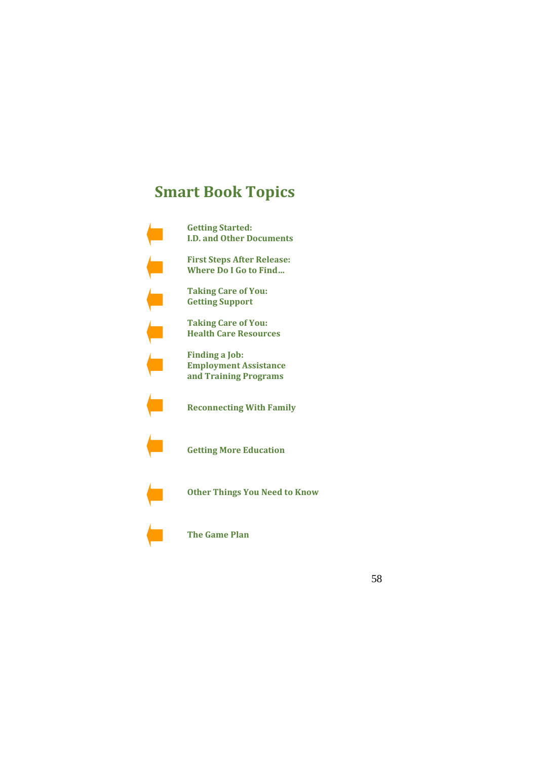## Smart Book Topics

- **Getting Started: I.D. and Other Documents**
- **First Steps After Release: Where Do I Go to Find…**
- **Taking Care of You: Getting Support**
- **Taking Care of You: Health Care Resources**
- **Finding a Job: Employment Assistance and Training Programs**
- **Reconnecting With Family**
- **Getting More Education**
- **Other Things You Need to Know**
- **The Game Plan**